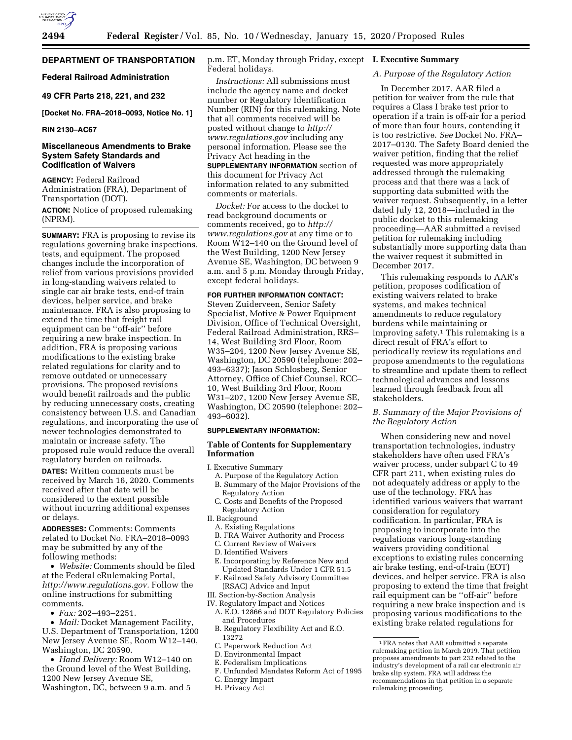# DEPARTMENT OF TRANSPORTATION

## Federal Railroad Administration

## 49 CFR Parts 218, 221, and 232

**[Docket No. FRA–2018–0093, Notice No. 1]**

**RIN 2130–AC67**

## Miscellaneous Amendments to Brake System Safety Standards and Codification of Waivers

**AGENCY:** Federal Railroad Administration (FRA), Department of Transportation (DOT).

**ACTION:** Notice of proposed rulemaking (NPRM).

**SUMMARY:** FRA is proposing to revise its regulations governing brake inspections, tests, and equipment. The proposed changes include the incorporation of relief from various provisions provided in long-standing waivers related to single car air brake tests, end-of train devices, helper service, and brake maintenance. FRA is also proposing to extend the time that freight rail equipment can be "off-air" before requiring a new brake inspection. In addition, FRA is proposing various modifications to the existing brake related regulations for clarity and to remove outdated or unnecessary provisions. The proposed revisions would benefit railroads and the public by reducing unnecessary costs, creating consistency between U.S. and Canadian regulations, and incorporating the use of newer technologies demonstrated to maintain or increase safety. The proposed rule would reduce the overall regulatory burden on railroads.

**DATES:** Written comments must be received by March 16, 2020. Comments received after that date will be considered to the extent possible without incurring additional expenses or delays.

**ADDRESSES:** Comments: Comments related to Docket No. FRA–2018–0093 may be submitted by any of the following methods:

- *Website:* Comments should be filed at the Federal eRulemaking Portal, *http://www.regulations.gov.* Follow the online instructions for submitting comments.
- *Fax:* 202–493–2251.
- *Mail:* Docket Management Facility, U.S. Department of Transportation, 1200 New Jersey Avenue SE, Room W12–140, Washington, DC 20590.
- *Hand Delivery:* Room W12–140 on the Ground level of the West Building, 1200 New Jersey Avenue SE, Washington, DC, between 9 a.m. and 5 p.m. ET, Monday through Friday, except Federal holidays.

*Instructions:* All submissions must include the agency name and docket number or Regulatory Identification Number (RIN) for this rulemaking. Note that all comments received will be posted without change to *http://www.regulations.gov* including any personal information. Please see the Privacy Act heading in the **SUPPLEMENTARY INFORMATION** section of this document for Privacy Act information related to any submitted comments or materials.

*Docket:* For access to the docket to read background documents or comments received, go to *http://www.regulations.gov* at any time or to Room W12–140 on the Ground level of the West Building, 1200 New Jersey Avenue SE, Washington, DC between 9 a.m. and 5 p.m. Monday through Friday, except federal holidays.

**FOR FURTHER INFORMATION CONTACT:** Steven Zuiderveen, Senior Safety Specialist, Motive & Power Equipment Division, Office of Technical Oversight, Federal Railroad Administration, RRS–14, West Building 3rd Floor, Room W35–204, 1200 New Jersey Avenue SE, Washington, DC 20590 (telephone: 202–493–6337); Jason Schlosberg, Senior Attorney, Office of Chief Counsel, RCC–10, West Building 3rd Floor, Room W31–207, 1200 New Jersey Avenue SE, Washington, DC 20590 (telephone: 202–493–6032).

**SUPPLEMENTARY INFORMATION:**

### Table of Contents for Supplementary Information

I. Executive Summary
  A. Purpose of the Regulatory Action
  B. Summary of the Major Provisions of the Regulatory Action
  C. Costs and Benefits of the Proposed Regulatory Action
II. Background
  A. Existing Regulations
  B. FRA Waiver Authority and Process
  C. Current Review of Waivers
  D. Identified Waivers
  E. Incorporating by Reference New and Updated Standards Under 1 CFR 51.5
  F. Railroad Safety Advisory Committee (RSAC) Advice and Input
III. Section-by-Section Analysis
IV. Regulatory Impact and Notices
  A. E.O. 12866 and DOT Regulatory Policies and Procedures
  B. Regulatory Flexibility Act and E.O. 13272
  C. Paperwork Reduction Act
  D. Environmental Impact
  E. Federalism Implications
  F. Unfunded Mandates Reform Act of 1995
  G. Energy Impact
  H. Privacy Act

### I. Executive Summary

*A. Purpose of the Regulatory Action*

In December 2017, AAR filed a petition for waiver from the rule that requires a Class I brake test prior to operation if a train is off-air for a period of more than four hours, contending it is too restrictive. *See* Docket No. FRA–2017–0130. The Safety Board denied the waiver petition, finding that the relief requested was more appropriately addressed through the rulemaking process and that there was a lack of supporting data submitted with the waiver request. Subsequently, in a letter dated July 12, 2018—included in the public docket to this rulemaking proceeding—AAR submitted a revised petition for rulemaking including substantially more supporting data than the waiver request it submitted in December 2017.

This rulemaking responds to AAR's petition, proposes codification of existing waivers related to brake systems, and makes technical amendments to reduce regulatory burdens while maintaining or improving safety.[1] This rulemaking is a direct result of FRA's effort to periodically review its regulations and propose amendments to the regulations to streamline and update them to reflect technological advances and lessons learned through feedback from all stakeholders.

*B. Summary of the Major Provisions of the Regulatory Action*

When considering new and novel transportation technologies, industry stakeholders have often used FRA's waiver process, under subpart C to 49 CFR part 211, when existing rules do not adequately address or apply to the use of the technology. FRA has identified various waivers that warrant consideration for regulatory codification. In particular, FRA is proposing to incorporate into the regulations various long-standing waivers providing conditional exceptions to existing rules concerning air brake testing, end-of-train (EOT) devices, and helper service. FRA is also proposing to extend the time that freight rail equipment can be "off-air" before requiring a new brake inspection and is proposing various modifications to the existing brake related regulations for

[1] FRA notes that AAR submitted a separate rulemaking petition in March 2019. That petition proposes amendments to part 232 related to the industry's development of a rail car electronic air brake slip system. FRA will address the recommendations in that petition in a separate rulemaking proceeding.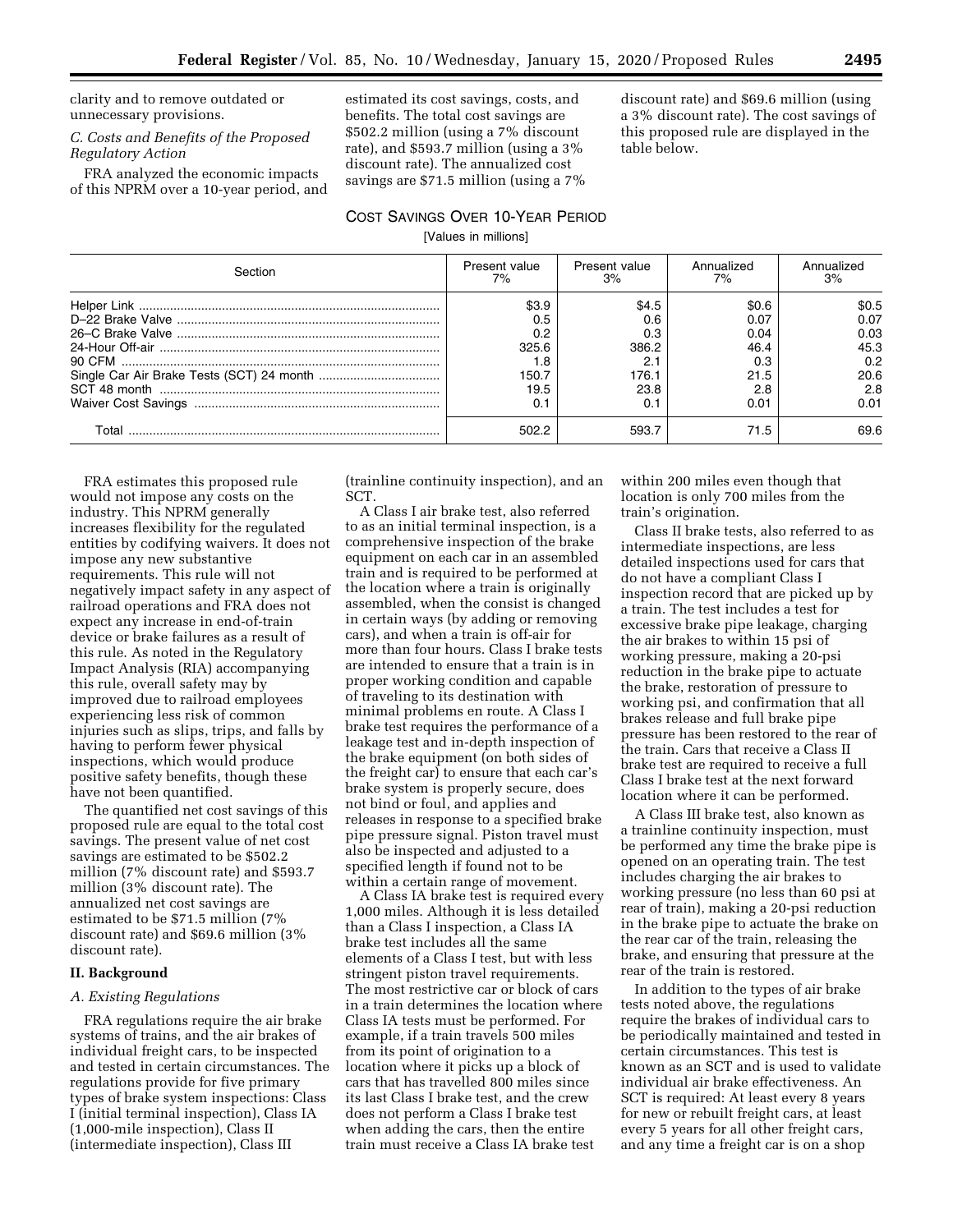clarity and to remove outdated or unnecessary provisions.

*C. Costs and Benefits of the Proposed Regulatory Action*

FRA analyzed the economic impacts of this NPRM over a 10-year period, and estimated its cost savings, costs, and benefits. The total cost savings are $502.2 million (using a 7% discount rate), and $593.7 million (using a 3% discount rate). The annualized cost savings are $71.5 million (using a 7% discount rate) and $69.6 million (using a 3% discount rate). The cost savings of this proposed rule are displayed in the table below.

COST SAVINGS OVER 10-YEAR PERIOD

[Values in millions]

| Section | Present value 7% | Present value 3% | Annualized 7% | Annualized 3% |
|---|---|---|---|---|
| Helper Link | $3.9 | $4.5 | $0.6 | $0.5 |
| D–22 Brake Valve | 0.5 | 0.6 | 0.07 | 0.07 |
| 26–C Brake Valve | 0.2 | 0.3 | 0.04 | 0.03 |
| 24-Hour Off-air | 325.6 | 386.2 | 46.4 | 45.3 |
| 90 CFM | 1.8 | 2.1 | 0.3 | 0.2 |
| Single Car Air Brake Tests (SCT) 24 month | 150.7 | 176.1 | 21.5 | 20.6 |
| SCT 48 month | 19.5 | 23.8 | 2.8 | 2.8 |
| Waiver Cost Savings | 0.1 | 0.1 | 0.01 | 0.01 |
| Total | 502.2 | 593.7 | 71.5 | 69.6 |

FRA estimates this proposed rule would not impose any costs on the industry. This NPRM generally increases flexibility for the regulated entities by codifying waivers. It does not impose any new substantive requirements. This rule will not negatively impact safety in any aspect of railroad operations and FRA does not expect any increase in end-of-train device or brake failures as a result of this rule. As noted in the Regulatory Impact Analysis (RIA) accompanying this rule, overall safety may by improved due to railroad employees experiencing less risk of common injuries such as slips, trips, and falls by having to perform fewer physical inspections, which would produce positive safety benefits, though these have not been quantified.

The quantified net cost savings of this proposed rule are equal to the total cost savings. The present value of net cost savings are estimated to be $502.2 million (7% discount rate) and $593.7 million (3% discount rate). The annualized net cost savings are estimated to be $71.5 million (7% discount rate) and $69.6 million (3% discount rate).

## II. Background

*A. Existing Regulations*

FRA regulations require the air brake systems of trains, and the air brakes of individual freight cars, to be inspected and tested in certain circumstances. The regulations provide for five primary types of brake system inspections: Class I (initial terminal inspection), Class IA (1,000-mile inspection), Class II (intermediate inspection), Class III (trainline continuity inspection), and an SCT.

A Class I air brake test, also referred to as an initial terminal inspection, is a comprehensive inspection of the brake equipment on each car in an assembled train and is required to be performed at the location where a train is originally assembled, when the consist is changed in certain ways (by adding or removing cars), and when a train is off-air for more than four hours. Class I brake tests are intended to ensure that a train is in proper working condition and capable of traveling to its destination with minimal problems en route. A Class I brake test requires the performance of a leakage test and in-depth inspection of the brake equipment (on both sides of the freight car) to ensure that each car's brake system is properly secure, does not bind or foul, and applies and releases in response to a specified brake pipe pressure signal. Piston travel must also be inspected and adjusted to a specified length if found not to be within a certain range of movement.

A Class IA brake test is required every 1,000 miles. Although it is less detailed than a Class I inspection, a Class IA brake test includes all the same elements of a Class I test, but with less stringent piston travel requirements. The most restrictive car or block of cars in a train determines the location where Class IA tests must be performed. For example, if a train travels 500 miles from its point of origination to a location where it picks up a block of cars that has travelled 800 miles since its last Class I brake test, and the crew does not perform a Class I brake test when adding the cars, then the entire train must receive a Class IA brake test within 200 miles even though that location is only 700 miles from the train's origination.

Class II brake tests, also referred to as intermediate inspections, are less detailed inspections used for cars that do not have a compliant Class I inspection record that are picked up by a train. The test includes a test for excessive brake pipe leakage, charging the air brakes to within 15 psi of working pressure, making a 20-psi reduction in the brake pipe to actuate the brake, restoration of pressure to working psi, and confirmation that all brakes release and full brake pipe pressure has been restored to the rear of the train. Cars that receive a Class II brake test are required to receive a full Class I brake test at the next forward location where it can be performed.

A Class III brake test, also known as a trainline continuity inspection, must be performed any time the brake pipe is opened on an operating train. The test includes charging the air brakes to working pressure (no less than 60 psi at rear of train), making a 20-psi reduction in the brake pipe to actuate the brake on the rear car of the train, releasing the brake, and ensuring that pressure at the rear of the train is restored.

In addition to the types of air brake tests noted above, the regulations require the brakes of individual cars to be periodically maintained and tested in certain circumstances. This test is known as an SCT and is used to validate individual air brake effectiveness. An SCT is required: At least every 8 years for new or rebuilt freight cars, at least every 5 years for all other freight cars, and any time a freight car is on a shop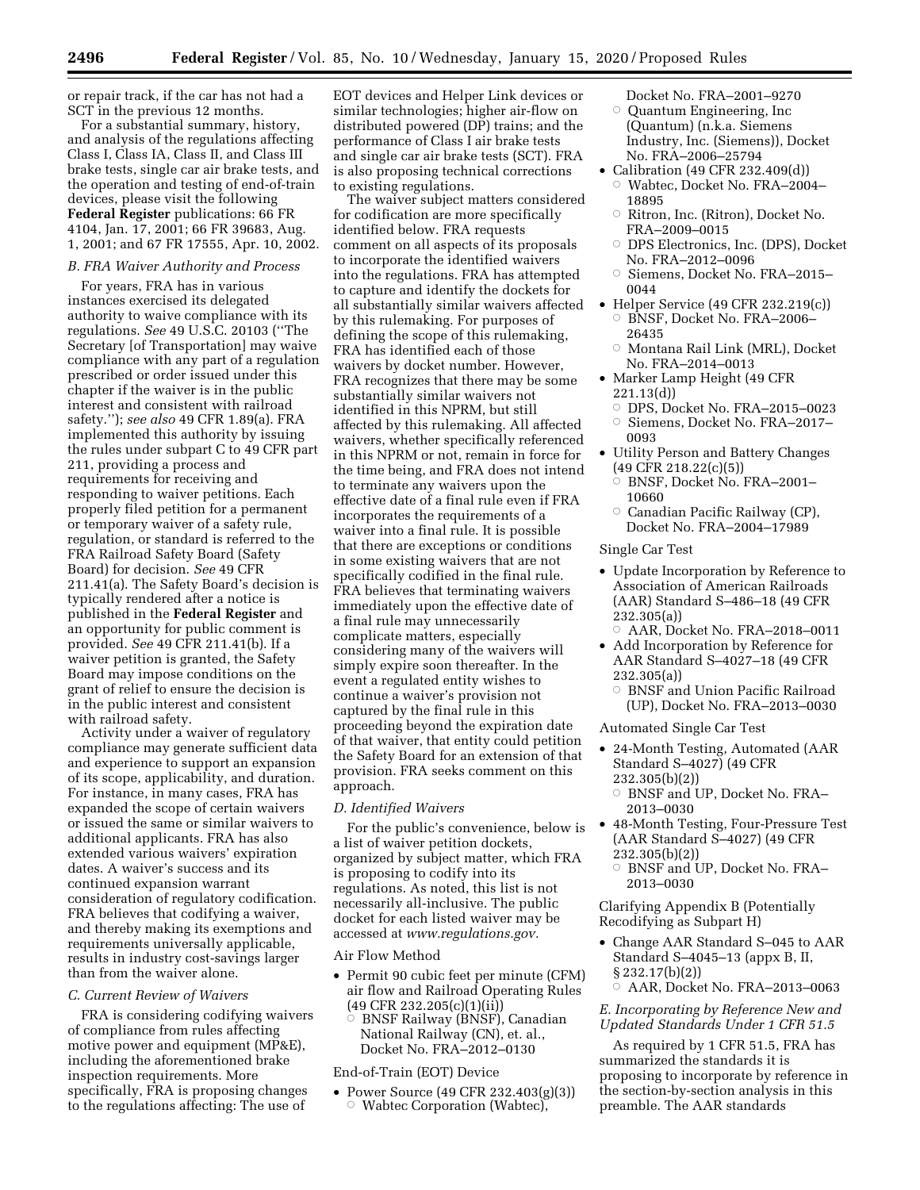or repair track, if the car has not had a SCT in the previous 12 months.

For a substantial summary, history, and analysis of the regulations affecting Class I, Class IA, Class II, and Class III brake tests, single car air brake tests, and the operation and testing of end-of-train devices, please visit the following **Federal Register** publications: 66 FR 4104, Jan. 17, 2001; 66 FR 39683, Aug. 1, 2001; and 67 FR 17555, Apr. 10, 2002.

### *B. FRA Waiver Authority and Process*

For years, FRA has in various instances exercised its delegated authority to waive compliance with its regulations. *See* 49 U.S.C. 20103 (''The Secretary [of Transportation] may waive compliance with any part of a regulation prescribed or order issued under this chapter if the waiver is in the public interest and consistent with railroad safety.''); *see also* 49 CFR 1.89(a). FRA implemented this authority by issuing the rules under subpart C to 49 CFR part 211, providing a process and requirements for receiving and responding to waiver petitions. Each properly filed petition for a permanent or temporary waiver of a safety rule, regulation, or standard is referred to the FRA Railroad Safety Board (Safety Board) for decision. *See* 49 CFR 211.41(a). The Safety Board's decision is typically rendered after a notice is published in the **Federal Register** and an opportunity for public comment is provided. *See* 49 CFR 211.41(b). If a waiver petition is granted, the Safety Board may impose conditions on the grant of relief to ensure the decision is in the public interest and consistent with railroad safety.

Activity under a waiver of regulatory compliance may generate sufficient data and experience to support an expansion of its scope, applicability, and duration. For instance, in many cases, FRA has expanded the scope of certain waivers or issued the same or similar waivers to additional applicants. FRA has also extended various waivers' expiration dates. A waiver's success and its continued expansion warrant consideration of regulatory codification. FRA believes that codifying a waiver, and thereby making its exemptions and requirements universally applicable, results in industry cost-savings larger than from the waiver alone.

### *C. Current Review of Waivers*

FRA is considering codifying waivers of compliance from rules affecting motive power and equipment (MP&E), including the aforementioned brake inspection requirements. More specifically, FRA is proposing changes to the regulations affecting: The use of EOT devices and Helper Link devices or similar technologies; higher air-flow on distributed powered (DP) trains; and the performance of Class I air brake tests and single car air brake tests (SCT). FRA is also proposing technical corrections to existing regulations.

The waiver subject matters considered for codification are more specifically identified below. FRA requests comment on all aspects of its proposals to incorporate the identified waivers into the regulations. FRA has attempted to capture and identify the dockets for all substantially similar waivers affected by this rulemaking. For purposes of defining the scope of this rulemaking, FRA has identified each of those waivers by docket number. However, FRA recognizes that there may be some substantially similar waivers not identified in this NPRM, but still affected by this rulemaking. All affected waivers, whether specifically referenced in this NPRM or not, remain in force for the time being, and FRA does not intend to terminate any waivers upon the effective date of a final rule even if FRA incorporates the requirements of a waiver into a final rule. It is possible that there are exceptions or conditions in some existing waivers that are not specifically codified in the final rule. FRA believes that terminating waivers immediately upon the effective date of a final rule may unnecessarily complicate matters, especially considering many of the waivers will simply expire soon thereafter. In the event a regulated entity wishes to continue a waiver's provision not captured by the final rule in this proceeding beyond the expiration date of that waiver, that entity could petition the Safety Board for an extension of that provision. FRA seeks comment on this approach.

### *D. Identified Waivers*

For the public's convenience, below is a list of waiver petition dockets, organized by subject matter, which FRA is proposing to codify into its regulations. As noted, this list is not necessarily all-inclusive. The public docket for each listed waiver may be accessed at *www.regulations.gov.*

Air Flow Method

- Permit 90 cubic feet per minute (CFM) air flow and Railroad Operating Rules (49 CFR 232.205(c)(1)(ii))
  - BNSF Railway (BNSF), Canadian National Railway (CN), et. al., Docket No. FRA–2012–0130

End-of-Train (EOT) Device

- Power Source (49 CFR 232.403(g)(3))
  - Wabtec Corporation (Wabtec), Docket No. FRA–2001–9270
  - Quantum Engineering, Inc (Quantum) (n.k.a. Siemens Industry, Inc. (Siemens)), Docket No. FRA–2006–25794
- Calibration (49 CFR 232.409(d))
  - Wabtec, Docket No. FRA–2004–18895
  - Ritron, Inc. (Ritron), Docket No. FRA–2009–0015
  - DPS Electronics, Inc. (DPS), Docket No. FRA–2012–0096
  - Siemens, Docket No. FRA–2015–0044
- Helper Service (49 CFR 232.219(c))
  - BNSF, Docket No. FRA–2006–26435
  - Montana Rail Link (MRL), Docket No. FRA–2014–0013
- Marker Lamp Height (49 CFR 221.13(d))
  - DPS, Docket No. FRA–2015–0023
  - Siemens, Docket No. FRA–2017–0093
- Utility Person and Battery Changes (49 CFR 218.22(c)(5))
  - BNSF, Docket No. FRA–2001–10660
  - Canadian Pacific Railway (CP), Docket No. FRA–2004–17989

Single Car Test

- Update Incorporation by Reference to Association of American Railroads (AAR) Standard S–486–18 (49 CFR 232.305(a))
  - AAR, Docket No. FRA–2018–0011
- Add Incorporation by Reference for AAR Standard S–4027–18 (49 CFR 232.305(a))
  - BNSF and Union Pacific Railroad (UP), Docket No. FRA–2013–0030

Automated Single Car Test

- 24-Month Testing, Automated (AAR Standard S–4027) (49 CFR 232.305(b)(2))
  - BNSF and UP, Docket No. FRA–2013–0030
- 48-Month Testing, Four-Pressure Test (AAR Standard S–4027) (49 CFR 232.305(b)(2))
  - BNSF and UP, Docket No. FRA–2013–0030

Clarifying Appendix B (Potentially Recodifying as Subpart H)

- Change AAR Standard S–045 to AAR Standard S–4045–13 (appx B, II, § 232.17(b)(2))
  - AAR, Docket No. FRA–2013–0063

### *E. Incorporating by Reference New and Updated Standards Under 1 CFR 51.5*

As required by 1 CFR 51.5, FRA has summarized the standards it is proposing to incorporate by reference in the section-by-section analysis in this preamble. The AAR standards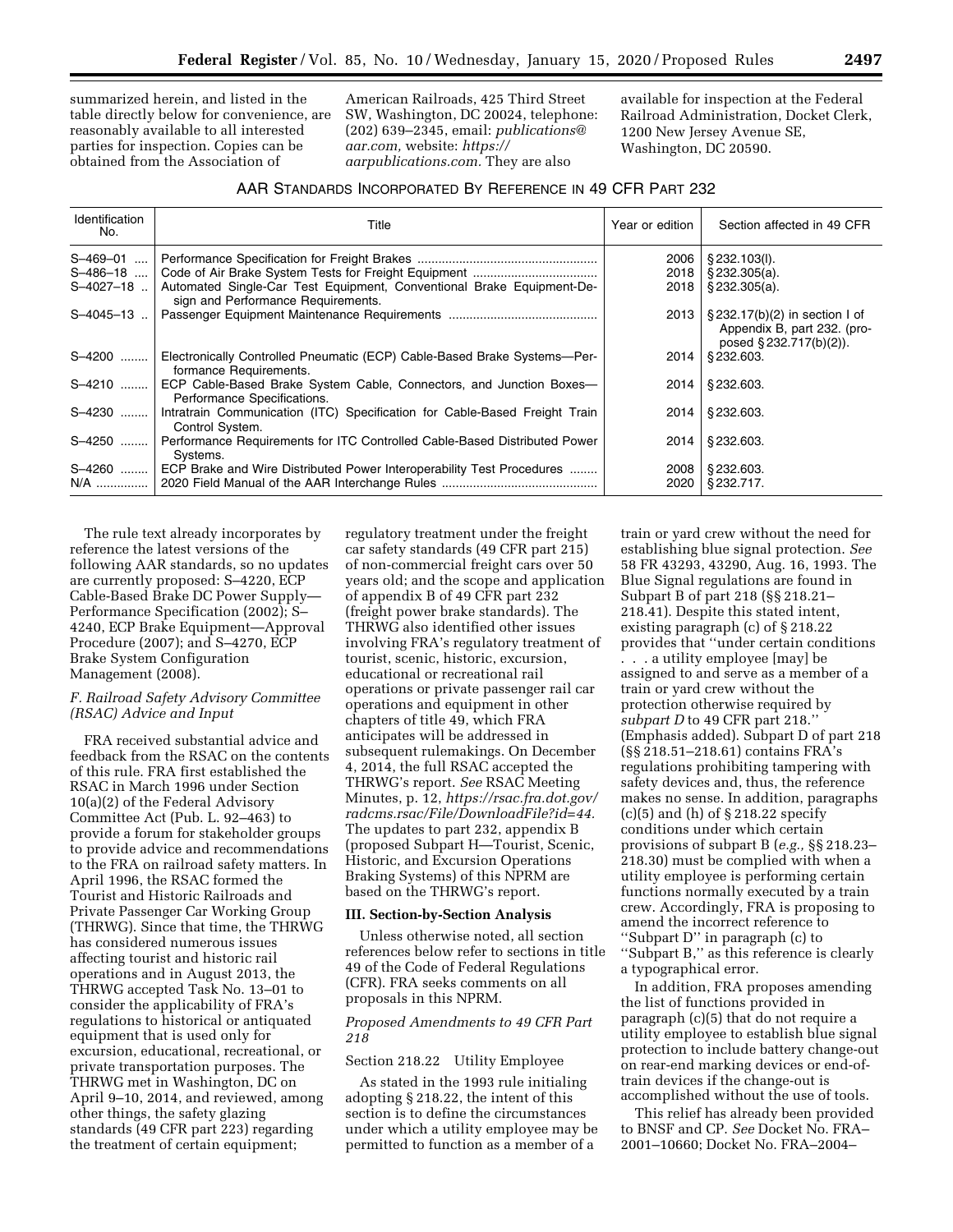summarized herein, and listed in the table directly below for convenience, are reasonably available to all interested parties for inspection. Copies can be obtained from the Association of American Railroads, 425 Third Street SW, Washington, DC 20024, telephone: (202) 639–2345, email: *publications@aar.com,* website: *https://aarpublications.com.* They are also available for inspection at the Federal Railroad Administration, Docket Clerk, 1200 New Jersey Avenue SE, Washington, DC 20590.

AAR STANDARDS INCORPORATED BY REFERENCE IN 49 CFR PART 232

| Identification No. | Title | Year or edition | Section affected in 49 CFR |
|---|---|---|---|
| S–469–01 | Performance Specification for Freight Brakes | 2006 | § 232.103(l). |
| S–486–18 | Code of Air Brake System Tests for Freight Equipment | 2018 | § 232.305(a). |
| S–4027–18 | Automated Single-Car Test Equipment, Conventional Brake Equipment-Design and Performance Requirements. | 2018 | § 232.305(a). |
| S–4045–13 | Passenger Equipment Maintenance Requirements | 2013 | § 232.17(b)(2) in section I of Appendix B, part 232. (proposed § 232.717(b)(2)). |
| S–4200 | Electronically Controlled Pneumatic (ECP) Cable-Based Brake Systems—Performance Requirements. | 2014 | § 232.603. |
| S–4210 | ECP Cable-Based Brake System Cable, Connectors, and Junction Boxes—Performance Specifications. | 2014 | § 232.603. |
| S–4230 | Intratrain Communication (ITC) Specification for Cable-Based Freight Train Control System. | 2014 | § 232.603. |
| S–4250 | Performance Requirements for ITC Controlled Cable-Based Distributed Power Systems. | 2014 | § 232.603. |
| S–4260 | ECP Brake and Wire Distributed Power Interoperability Test Procedures | 2008 | § 232.603. |
| N/A | 2020 Field Manual of the AAR Interchange Rules | 2020 | § 232.717. |

The rule text already incorporates by reference the latest versions of the following AAR standards, so no updates are currently proposed: S–4220, ECP Cable-Based Brake DC Power Supply—Performance Specification (2002); S–4240, ECP Brake Equipment—Approval Procedure (2007); and S–4270, ECP Brake System Configuration Management (2008).

### *F. Railroad Safety Advisory Committee (RSAC) Advice and Input*

FRA received substantial advice and feedback from the RSAC on the contents of this rule. FRA first established the RSAC in March 1996 under Section 10(a)(2) of the Federal Advisory Committee Act (Pub. L. 92–463) to provide a forum for stakeholder groups to provide advice and recommendations to the FRA on railroad safety matters. In April 1996, the RSAC formed the Tourist and Historic Railroads and Private Passenger Car Working Group (THRWG). Since that time, the THRWG has considered numerous issues affecting tourist and historic rail operations and in August 2013, the THRWG accepted Task No. 13–01 to consider the applicability of FRA's regulations to historical or antiquated equipment that is used only for excursion, educational, recreational, or private transportation purposes. The THRWG met in Washington, DC on April 9–10, 2014, and reviewed, among other things, the safety glazing standards (49 CFR part 223) regarding the treatment of certain equipment; regulatory treatment under the freight car safety standards (49 CFR part 215) of non-commercial freight cars over 50 years old; and the scope and application of appendix B of 49 CFR part 232 (freight power brake standards). The THRWG also identified other issues involving FRA's regulatory treatment of tourist, scenic, historic, excursion, educational or recreational rail operations or private passenger rail car operations and equipment in other chapters of title 49, which FRA anticipates will be addressed in subsequent rulemakings. On December 4, 2014, the full RSAC accepted the THRWG's report. *See* RSAC Meeting Minutes, p. 12, *https://rsac.fra.dot.gov/radcms.rsac/File/DownloadFile?id=44.* The updates to part 232, appendix B (proposed Subpart H—Tourist, Scenic, Historic, and Excursion Operations Braking Systems) of this NPRM are based on the THRWG's report.

## III. Section-by-Section Analysis

Unless otherwise noted, all section references below refer to sections in title 49 of the Code of Federal Regulations (CFR). FRA seeks comments on all proposals in this NPRM.

### *Proposed Amendments to 49 CFR Part 218*

Section 218.22 Utility Employee

As stated in the 1993 rule initialing adopting § 218.22, the intent of this section is to define the circumstances under which a utility employee may be permitted to function as a member of a train or yard crew without the need for establishing blue signal protection. *See* 58 FR 43293, 43290, Aug. 16, 1993. The Blue Signal regulations are found in Subpart B of part 218 (§§ 218.21–218.41). Despite this stated intent, existing paragraph (c) of § 218.22 provides that ''under certain conditions . . . a utility employee [may] be assigned to and serve as a member of a train or yard crew without the protection otherwise required by *subpart D* to 49 CFR part 218.'' (Emphasis added). Subpart D of part 218 (§§ 218.51–218.61) contains FRA's regulations prohibiting tampering with safety devices and, thus, the reference makes no sense. In addition, paragraphs (c)(5) and (h) of § 218.22 specify conditions under which certain provisions of subpart B (*e.g.,* §§ 218.23–218.30) must be complied with when a utility employee is performing certain functions normally executed by a train crew. Accordingly, FRA is proposing to amend the incorrect reference to ''Subpart D'' in paragraph (c) to ''Subpart B,'' as this reference is clearly a typographical error.

In addition, FRA proposes amending the list of functions provided in paragraph (c)(5) that do not require a utility employee to establish blue signal protection to include battery change-out on rear-end marking devices or end-of-train devices if the change-out is accomplished without the use of tools.

This relief has already been provided to BNSF and CP. *See* Docket No. FRA–2001–10660; Docket No. FRA–2004–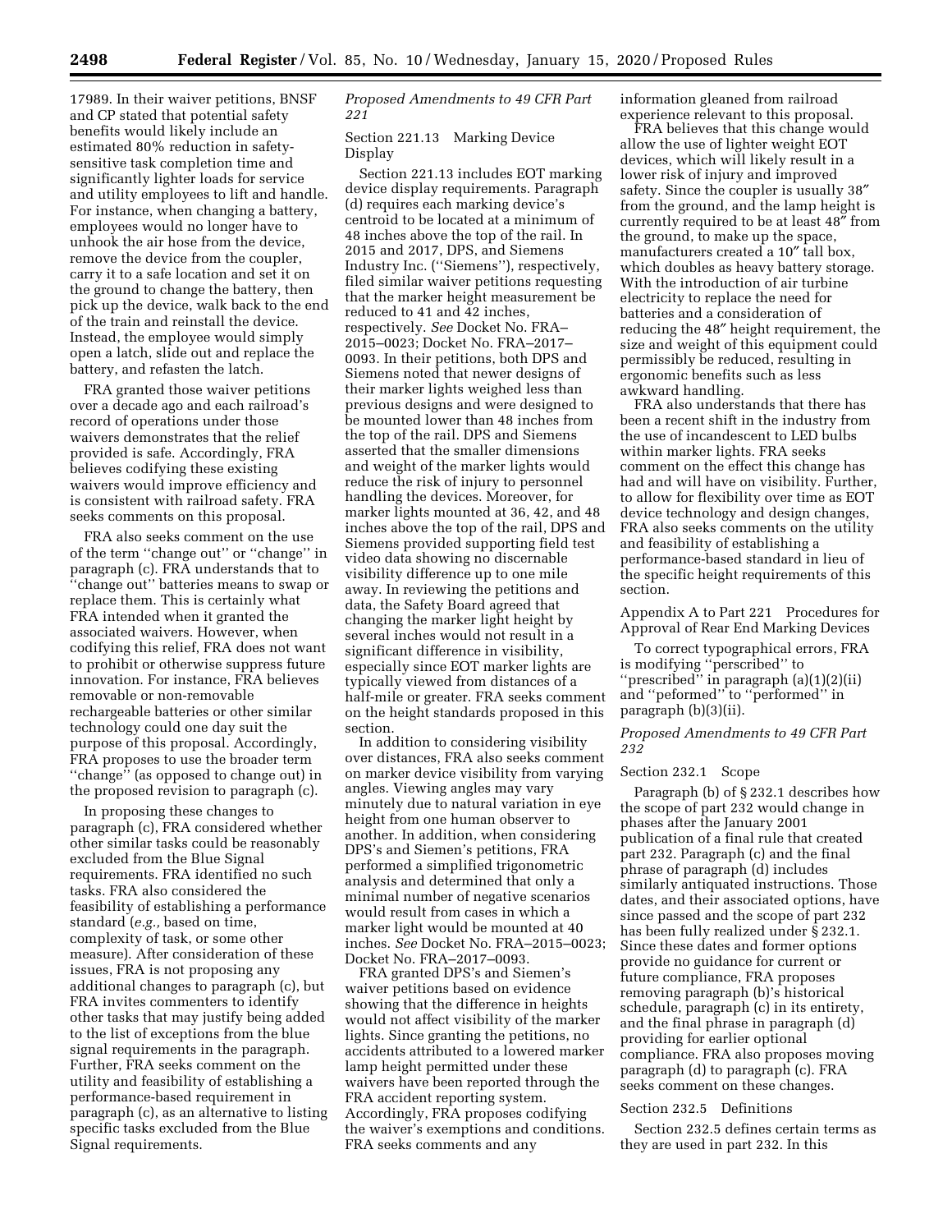17989. In their waiver petitions, BNSF and CP stated that potential safety benefits would likely include an estimated 80% reduction in safety-sensitive task completion time and significantly lighter loads for service and utility employees to lift and handle. For instance, when changing a battery, employees would no longer have to unhook the air hose from the device, remove the device from the coupler, carry it to a safe location and set it on the ground to change the battery, then pick up the device, walk back to the end of the train and reinstall the device. Instead, the employee would simply open a latch, slide out and replace the battery, and refasten the latch.

FRA granted those waiver petitions over a decade ago and each railroad's record of operations under those waivers demonstrates that the relief provided is safe. Accordingly, FRA believes codifying these existing waivers would improve efficiency and is consistent with railroad safety. FRA seeks comments on this proposal.

FRA also seeks comment on the use of the term ''change out'' or ''change'' in paragraph (c). FRA understands that to ''change out'' batteries means to swap or replace them. This is certainly what FRA intended when it granted the associated waivers. However, when codifying this relief, FRA does not want to prohibit or otherwise suppress future innovation. For instance, FRA believes removable or non-removable rechargeable batteries or other similar technology could one day suit the purpose of this proposal. Accordingly, FRA proposes to use the broader term ''change'' (as opposed to change out) in the proposed revision to paragraph (c).

In proposing these changes to paragraph (c), FRA considered whether other similar tasks could be reasonably excluded from the Blue Signal requirements. FRA identified no such tasks. FRA also considered the feasibility of establishing a performance standard (*e.g.,* based on time, complexity of task, or some other measure). After consideration of these issues, FRA is not proposing any additional changes to paragraph (c), but FRA invites commenters to identify other tasks that may justify being added to the list of exceptions from the blue signal requirements in the paragraph. Further, FRA seeks comment on the utility and feasibility of establishing a performance-based requirement in paragraph (c), as an alternative to listing specific tasks excluded from the Blue Signal requirements.

*Proposed Amendments to 49 CFR Part 221*

Section 221.13 Marking Device Display

Section 221.13 includes EOT marking device display requirements. Paragraph (d) requires each marking device's centroid to be located at a minimum of 48 inches above the top of the rail. In 2015 and 2017, DPS, and Siemens Industry Inc. (''Siemens''), respectively, filed similar waiver petitions requesting that the marker height measurement be reduced to 41 and 42 inches, respectively. *See* Docket No. FRA–2015–0023; Docket No. FRA–2017–0093. In their petitions, both DPS and Siemens noted that newer designs of their marker lights weighed less than previous designs and were designed to be mounted lower than 48 inches from the top of the rail. DPS and Siemens asserted that the smaller dimensions and weight of the marker lights would reduce the risk of injury to personnel handling the devices. Moreover, for marker lights mounted at 36, 42, and 48 inches above the top of the rail, DPS and Siemens provided supporting field test video data showing no discernable visibility difference up to one mile away. In reviewing the petitions and data, the Safety Board agreed that changing the marker light height by several inches would not result in a significant difference in visibility, especially since EOT marker lights are typically viewed from distances of a half-mile or greater. FRA seeks comment on the height standards proposed in this section.

In addition to considering visibility over distances, FRA also seeks comment on marker device visibility from varying angles. Viewing angles may vary minutely due to natural variation in eye height from one human observer to another. In addition, when considering DPS's and Siemen's petitions, FRA performed a simplified trigonometric analysis and determined that only a minimal number of negative scenarios would result from cases in which a marker light would be mounted at 40 inches. *See* Docket No. FRA–2015–0023; Docket No. FRA–2017–0093.

FRA granted DPS's and Siemen's waiver petitions based on evidence showing that the difference in heights would not affect visibility of the marker lights. Since granting the petitions, no accidents attributed to a lowered marker lamp height permitted under these waivers have been reported through the FRA accident reporting system. Accordingly, FRA proposes codifying the waiver's exemptions and conditions. FRA seeks comments and any information gleaned from railroad experience relevant to this proposal.

FRA believes that this change would allow the use of lighter weight EOT devices, which will likely result in a lower risk of injury and improved safety. Since the coupler is usually 38″ from the ground, and the lamp height is currently required to be at least 48″ from the ground, to make up the space, manufacturers created a 10″ tall box, which doubles as heavy battery storage. With the introduction of air turbine electricity to replace the need for batteries and a consideration of reducing the 48″ height requirement, the size and weight of this equipment could permissibly be reduced, resulting in ergonomic benefits such as less awkward handling.

FRA also understands that there has been a recent shift in the industry from the use of incandescent to LED bulbs within marker lights. FRA seeks comment on the effect this change has had and will have on visibility. Further, to allow for flexibility over time as EOT device technology and design changes, FRA also seeks comments on the utility and feasibility of establishing a performance-based standard in lieu of the specific height requirements of this section.

Appendix A to Part 221 Procedures for Approval of Rear End Marking Devices

To correct typographical errors, FRA is modifying ''perscribed'' to ''prescribed'' in paragraph (a)(1)(2)(ii) and ''peformed'' to ''performed'' in paragraph (b)(3)(ii).

*Proposed Amendments to 49 CFR Part 232*

Section 232.1 Scope

Paragraph (b) of § 232.1 describes how the scope of part 232 would change in phases after the January 2001 publication of a final rule that created part 232. Paragraph (c) and the final phrase of paragraph (d) includes similarly antiquated instructions. Those dates, and their associated options, have since passed and the scope of part 232 has been fully realized under § 232.1. Since these dates and former options provide no guidance for current or future compliance, FRA proposes removing paragraph (b)'s historical schedule, paragraph (c) in its entirety, and the final phrase in paragraph (d) providing for earlier optional compliance. FRA also proposes moving paragraph (d) to paragraph (c). FRA seeks comment on these changes.

Section 232.5 Definitions

Section 232.5 defines certain terms as they are used in part 232. In this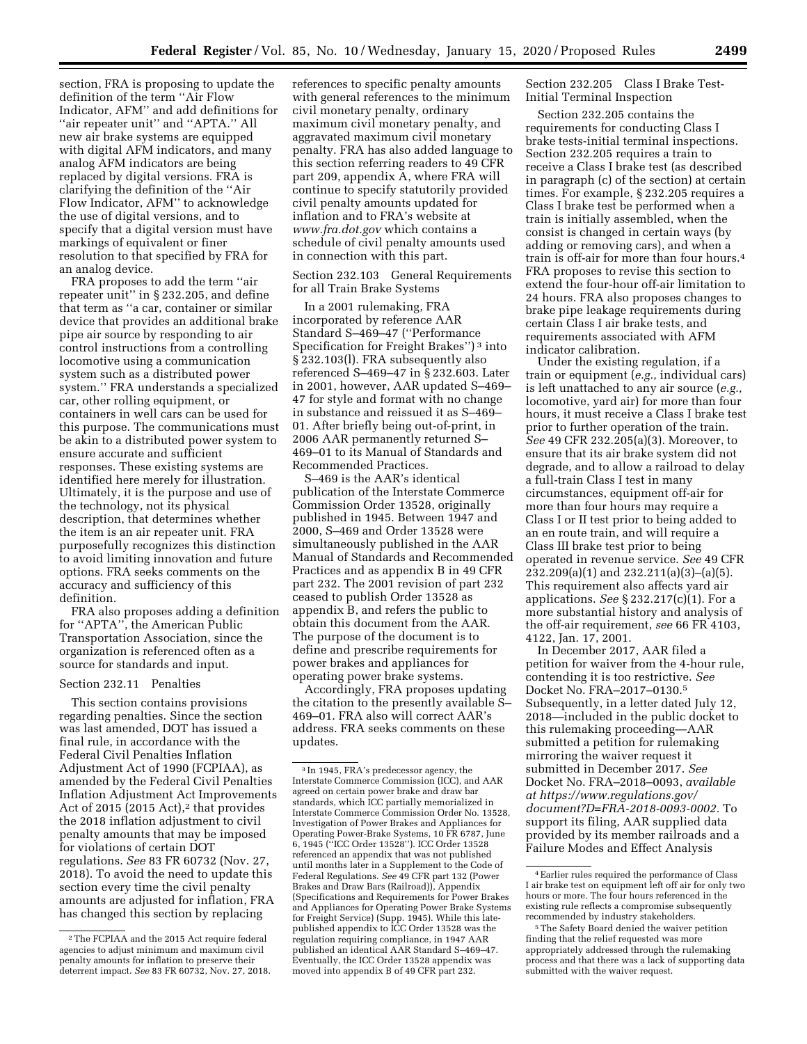section, FRA is proposing to update the definition of the term ''Air Flow Indicator, AFM'' and add definitions for ''air repeater unit'' and ''APTA.'' All new air brake systems are equipped with digital AFM indicators, and many analog AFM indicators are being replaced by digital versions. FRA is clarifying the definition of the ''Air Flow Indicator, AFM'' to acknowledge the use of digital versions, and to specify that a digital version must have markings of equivalent or finer resolution to that specified by FRA for an analog device.

FRA proposes to add the term ''air repeater unit'' in § 232.205, and define that term as ''a car, container or similar device that provides an additional brake pipe air source by responding to air control instructions from a controlling locomotive using a communication system such as a distributed power system.'' FRA understands a specialized car, other rolling equipment, or containers in well cars can be used for this purpose. The communications must be akin to a distributed power system to ensure accurate and sufficient responses. These existing systems are identified here merely for illustration. Ultimately, it is the purpose and use of the technology, not its physical description, that determines whether the item is an air repeater unit. FRA purposefully recognizes this distinction to avoid limiting innovation and future options. FRA seeks comments on the accuracy and sufficiency of this definition.

FRA also proposes adding a definition for ''APTA'', the American Public Transportation Association, since the organization is referenced often as a source for standards and input.

Section 232.11 Penalties

This section contains provisions regarding penalties. Since the section was last amended, DOT has issued a final rule, in accordance with the Federal Civil Penalties Inflation Adjustment Act of 1990 (FCPIAA), as amended by the Federal Civil Penalties Inflation Adjustment Act Improvements Act of 2015 (2015 Act),[2] that provides the 2018 inflation adjustment to civil penalty amounts that may be imposed for violations of certain DOT regulations. *See* 83 FR 60732 (Nov. 27, 2018). To avoid the need to update this section every time the civil penalty amounts are adjusted for inflation, FRA has changed this section by replacing references to specific penalty amounts with general references to the minimum civil monetary penalty, ordinary maximum civil monetary penalty, and aggravated maximum civil monetary penalty. FRA has also added language to this section referring readers to 49 CFR part 209, appendix A, where FRA will continue to specify statutorily provided civil penalty amounts updated for inflation and to FRA's website at *www.fra.dot.gov* which contains a schedule of civil penalty amounts used in connection with this part.

Section 232.103 General Requirements for all Train Brake Systems

In a 2001 rulemaking, FRA incorporated by reference AAR Standard S–469–47 (''Performance Specification for Freight Brakes'')[3] into § 232.103(l). FRA subsequently also referenced S–469–47 in § 232.603. Later in 2001, however, AAR updated S–469–47 for style and format with no change in substance and reissued it as S–469–01. After briefly being out-of-print, in 2006 AAR permanently returned S–469–01 to its Manual of Standards and Recommended Practices.

S–469 is the AAR's identical publication of the Interstate Commerce Commission Order 13528, originally published in 1945. Between 1947 and 2000, S–469 and Order 13528 were simultaneously published in the AAR Manual of Standards and Recommended Practices and as appendix B in 49 CFR part 232. The 2001 revision of part 232 ceased to publish Order 13528 as appendix B, and refers the public to obtain this document from the AAR. The purpose of the document is to define and prescribe requirements for power brakes and appliances for operating power brake systems.

Accordingly, FRA proposes updating the citation to the presently available S–469–01. FRA also will correct AAR's address. FRA seeks comments on these updates.

Section 232.205 Class I Brake Test-Initial Terminal Inspection

Section 232.205 contains the requirements for conducting Class I brake tests-initial terminal inspections. Section 232.205 requires a train to receive a Class I brake test (as described in paragraph (c) of the section) at certain times. For example, § 232.205 requires a Class I brake test be performed when a train is initially assembled, when the consist is changed in certain ways (by adding or removing cars), and when a train is off-air for more than four hours.[4] FRA proposes to revise this section to extend the four-hour off-air limitation to 24 hours. FRA also proposes changes to brake pipe leakage requirements during certain Class I air brake tests, and requirements associated with AFM indicator calibration.

Under the existing regulation, if a train or equipment (*e.g.,* individual cars) is left unattached to any air source (*e.g.,* locomotive, yard air) for more than four hours, it must receive a Class I brake test prior to further operation of the train. *See* 49 CFR 232.205(a)(3). Moreover, to ensure that its air brake system did not degrade, and to allow a railroad to delay a full-train Class I test in many circumstances, equipment off-air for more than four hours may require a Class I or II test prior to being added to an en route train, and will require a Class III brake test prior to being operated in revenue service. *See* 49 CFR 232.209(a)(1) and 232.211(a)(3)–(a)(5). This requirement also affects yard air applications. *See* § 232.217(c)(1). For a more substantial history and analysis of the off-air requirement, *see* 66 FR 4103, 4122, Jan. 17, 2001.

In December 2017, AAR filed a petition for waiver from the 4-hour rule, contending it is too restrictive. *See* Docket No. FRA–2017–0130.[5] Subsequently, in a letter dated July 12, 2018—included in the public docket to this rulemaking proceeding—AAR submitted a petition for rulemaking mirroring the waiver request it submitted in December 2017. *See* Docket No. FRA–2018–0093, *available at https://www.regulations.gov/document?D=FRA-2018-0093-0002.* To support its filing, AAR supplied data provided by its member railroads and a Failure Modes and Effect Analysis

---

[2] The FCPIAA and the 2015 Act require federal agencies to adjust minimum and maximum civil penalty amounts for inflation to preserve their deterrent impact. *See* 83 FR 60732, Nov. 27, 2018.

[3] In 1945, FRA's predecessor agency, the Interstate Commerce Commission (ICC), and AAR agreed on certain power brake and draw bar standards, which ICC partially memorialized in Interstate Commerce Commission Order No. 13528, Investigation of Power Brakes and Appliances for Operating Power-Brake Systems, 10 FR 6787, June 6, 1945 (''ICC Order 13528''). ICC Order 13528 referenced an appendix that was not published until months later in a Supplement to the Code of Federal Regulations. *See* 49 CFR part 132 (Power Brakes and Draw Bars (Railroad)), Appendix (Specifications and Requirements for Power Brakes and Appliances for Operating Power Brake Systems for Freight Service) (Supp. 1945). While this late-published appendix to ICC Order 13528 was the regulation requiring compliance, in 1947 AAR published an identical AAR Standard S–469–47. Eventually, the ICC Order 13528 appendix was moved into appendix B of 49 CFR part 232.

[4] Earlier rules required the performance of Class I air brake test on equipment left off air for only two hours or more. The four hours referenced in the existing rule reflects a compromise subsequently recommended by industry stakeholders.

[5] The Safety Board denied the waiver petition finding that the relief requested was more appropriately addressed through the rulemaking process and that there was a lack of supporting data submitted with the waiver request.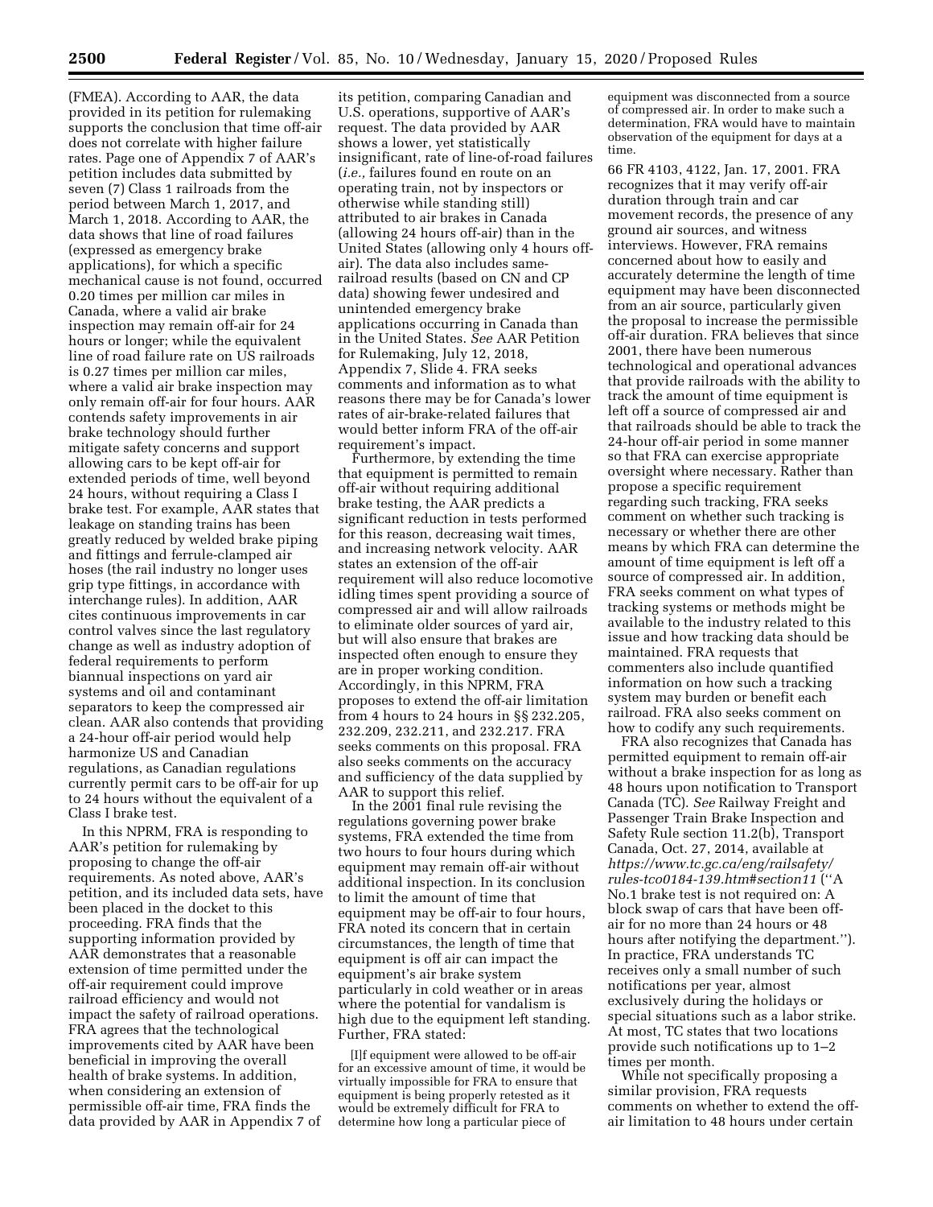(FMEA). According to AAR, the data provided in its petition for rulemaking supports the conclusion that time off-air does not correlate with higher failure rates. Page one of Appendix 7 of AAR's petition includes data submitted by seven (7) Class 1 railroads from the period between March 1, 2017, and March 1, 2018. According to AAR, the data shows that line of road failures (expressed as emergency brake applications), for which a specific mechanical cause is not found, occurred 0.20 times per million car miles in Canada, where a valid air brake inspection may remain off-air for 24 hours or longer; while the equivalent line of road failure rate on US railroads is 0.27 times per million car miles, where a valid air brake inspection may only remain off-air for four hours. AAR contends safety improvements in air brake technology should further mitigate safety concerns and support allowing cars to be kept off-air for extended periods of time, well beyond 24 hours, without requiring a Class I brake test. For example, AAR states that leakage on standing trains has been greatly reduced by welded brake piping and fittings and ferrule-clamped air hoses (the rail industry no longer uses grip type fittings, in accordance with interchange rules). In addition, AAR cites continuous improvements in car control valves since the last regulatory change as well as industry adoption of federal requirements to perform biannual inspections on yard air systems and oil and contaminant separators to keep the compressed air clean. AAR also contends that providing a 24-hour off-air period would help harmonize US and Canadian regulations, as Canadian regulations currently permit cars to be off-air for up to 24 hours without the equivalent of a Class I brake test.

In this NPRM, FRA is responding to AAR's petition for rulemaking by proposing to change the off-air requirements. As noted above, AAR's petition, and its included data sets, have been placed in the docket to this proceeding. FRA finds that the supporting information provided by AAR demonstrates that a reasonable extension of time permitted under the off-air requirement could improve railroad efficiency and would not impact the safety of railroad operations. FRA agrees that the technological improvements cited by AAR have been beneficial in improving the overall health of brake systems. In addition, when considering an extension of permissible off-air time, FRA finds the data provided by AAR in Appendix 7 of its petition, comparing Canadian and U.S. operations, supportive of AAR's request. The data provided by AAR shows a lower, yet statistically insignificant, rate of line-of-road failures (*i.e.,* failures found en route on an operating train, not by inspectors or otherwise while standing still) attributed to air brakes in Canada (allowing 24 hours off-air) than in the United States (allowing only 4 hours off-air). The data also includes same-railroad results (based on CN and CP data) showing fewer undesired and unintended emergency brake applications occurring in Canada than in the United States. *See* AAR Petition for Rulemaking, July 12, 2018, Appendix 7, Slide 4. FRA seeks comments and information as to what reasons there may be for Canada's lower rates of air-brake-related failures that would better inform FRA of the off-air requirement's impact.

Furthermore, by extending the time that equipment is permitted to remain off-air without requiring additional brake testing, the AAR predicts a significant reduction in tests performed for this reason, decreasing wait times, and increasing network velocity. AAR states an extension of the off-air requirement will also reduce locomotive idling times spent providing a source of compressed air and will allow railroads to eliminate older sources of yard air, but will also ensure that brakes are inspected often enough to ensure they are in proper working condition. Accordingly, in this NPRM, FRA proposes to extend the off-air limitation from 4 hours to 24 hours in §§ 232.205, 232.209, 232.211, and 232.217. FRA seeks comments on this proposal. FRA also seeks comments on the accuracy and sufficiency of the data supplied by AAR to support this relief.

In the 2001 final rule revising the regulations governing power brake systems, FRA extended the time from two hours to four hours during which equipment may remain off-air without additional inspection. In its conclusion to limit the amount of time that equipment may be off-air to four hours, FRA noted its concern that in certain circumstances, the length of time that equipment is off air can impact the equipment's air brake system particularly in cold weather or in areas where the potential for vandalism is high due to the equipment left standing. Further, FRA stated:

> [I]f equipment were allowed to be off-air for an excessive amount of time, it would be virtually impossible for FRA to ensure that equipment is being properly retested as it would be extremely difficult for FRA to determine how long a particular piece of equipment was disconnected from a source of compressed air. In order to make such a determination, FRA would have to maintain observation of the equipment for days at a time.

66 FR 4103, 4122, Jan. 17, 2001. FRA recognizes that it may verify off-air duration through train and car movement records, the presence of any ground air sources, and witness interviews. However, FRA remains concerned about how to easily and accurately determine the length of time equipment may have been disconnected from an air source, particularly given the proposal to increase the permissible off-air duration. FRA believes that since 2001, there have been numerous technological and operational advances that provide railroads with the ability to track the amount of time equipment is left off a source of compressed air and that railroads should be able to track the 24-hour off-air period in some manner so that FRA can exercise appropriate oversight where necessary. Rather than propose a specific requirement regarding such tracking, FRA seeks comment on whether such tracking is necessary or whether there are other means by which FRA can determine the amount of time equipment is left off a source of compressed air. In addition, FRA seeks comment on what types of tracking systems or methods might be available to the industry related to this issue and how tracking data should be maintained. FRA requests that commenters also include quantified information on how such a tracking system may burden or benefit each railroad. FRA also seeks comment on how to codify any such requirements.

FRA also recognizes that Canada has permitted equipment to remain off-air without a brake inspection for as long as 48 hours upon notification to Transport Canada (TC). *See* Railway Freight and Passenger Train Brake Inspection and Safety Rule section 11.2(b), Transport Canada, Oct. 27, 2014, available at *https://www.tc.gc.ca/eng/railsafety/rules-tco0184-139.htm#section11* (''A No.1 brake test is not required on: A block swap of cars that have been off-air for no more than 24 hours or 48 hours after notifying the department.''). In practice, FRA understands TC receives only a small number of such notifications per year, almost exclusively during the holidays or special situations such as a labor strike. At most, TC states that two locations provide such notifications up to 1–2 times per month.

While not specifically proposing a similar provision, FRA requests comments on whether to extend the off-air limitation to 48 hours under certain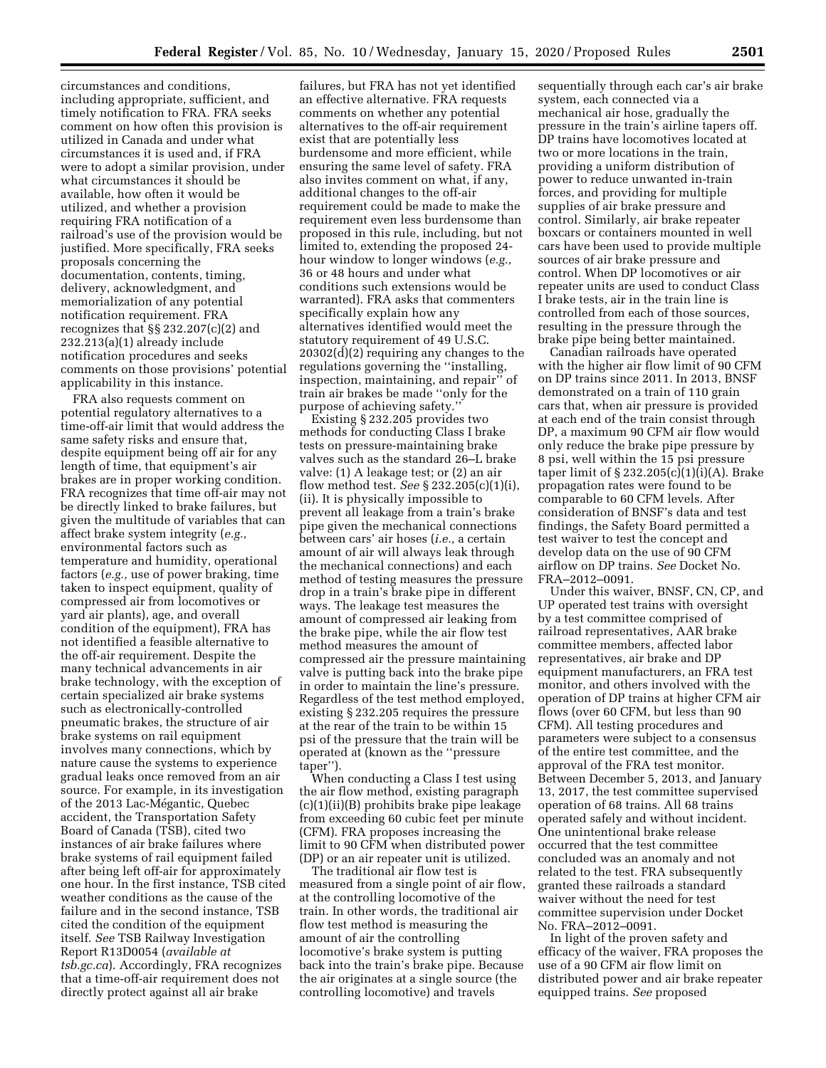circumstances and conditions, including appropriate, sufficient, and timely notification to FRA. FRA seeks comment on how often this provision is utilized in Canada and under what circumstances it is used and, if FRA were to adopt a similar provision, under what circumstances it should be available, how often it would be utilized, and whether a provision requiring FRA notification of a railroad's use of the provision would be justified. More specifically, FRA seeks proposals concerning the documentation, contents, timing, delivery, acknowledgment, and memorialization of any potential notification requirement. FRA recognizes that §§ 232.207(c)(2) and 232.213(a)(1) already include notification procedures and seeks comments on those provisions' potential applicability in this instance.

FRA also requests comment on potential regulatory alternatives to a time-off-air limit that would address the same safety risks and ensure that, despite equipment being off air for any length of time, that equipment's air brakes are in proper working condition. FRA recognizes that time off-air may not be directly linked to brake failures, but given the multitude of variables that can affect brake system integrity (*e.g.,* environmental factors such as temperature and humidity, operational factors (*e.g.,* use of power braking, time taken to inspect equipment, quality of compressed air from locomotives or yard air plants), age, and overall condition of the equipment), FRA has not identified a feasible alternative to the off-air requirement. Despite the many technical advancements in air brake technology, with the exception of certain specialized air brake systems such as electronically-controlled pneumatic brakes, the structure of air brake systems on rail equipment involves many connections, which by nature cause the systems to experience gradual leaks once removed from an air source. For example, in its investigation of the 2013 Lac-Mégantic, Quebec accident, the Transportation Safety Board of Canada (TSB), cited two instances of air brake failures where brake systems of rail equipment failed after being left off-air for approximately one hour. In the first instance, TSB cited weather conditions as the cause of the failure and in the second instance, TSB cited the condition of the equipment itself. *See* TSB Railway Investigation Report R13D0054 (*available at tsb.gc.ca*). Accordingly, FRA recognizes that a time-off-air requirement does not directly protect against all air brake failures, but FRA has not yet identified an effective alternative. FRA requests comments on whether any potential alternatives to the off-air requirement exist that are potentially less burdensome and more efficient, while ensuring the same level of safety. FRA also invites comment on what, if any, additional changes to the off-air requirement could be made to make the requirement even less burdensome than proposed in this rule, including, but not limited to, extending the proposed 24-hour window to longer windows (*e.g.,* 36 or 48 hours and under what conditions such extensions would be warranted). FRA asks that commenters specifically explain how any alternatives identified would meet the statutory requirement of 49 U.S.C. 20302(d)(2) requiring any changes to the regulations governing the "installing, inspection, maintaining, and repair" of train air brakes be made "only for the purpose of achieving safety."

Existing § 232.205 provides two methods for conducting Class I brake tests on pressure-maintaining brake valves such as the standard 26–L brake valve: (1) A leakage test; or (2) an air flow method test. *See* § 232.205(c)(1)(i), (ii). It is physically impossible to prevent all leakage from a train's brake pipe given the mechanical connections between cars' air hoses (*i.e.,* a certain amount of air will always leak through the mechanical connections) and each method of testing measures the pressure drop in a train's brake pipe in different ways. The leakage test measures the amount of compressed air leaking from the brake pipe, while the air flow test method measures the amount of compressed air the pressure maintaining valve is putting back into the brake pipe in order to maintain the line's pressure. Regardless of the test method employed, existing § 232.205 requires the pressure at the rear of the train to be within 15 psi of the pressure that the train will be operated at (known as the "pressure taper").

When conducting a Class I test using the air flow method, existing paragraph (c)(1)(ii)(B) prohibits brake pipe leakage from exceeding 60 cubic feet per minute (CFM). FRA proposes increasing the limit to 90 CFM when distributed power (DP) or an air repeater unit is utilized.

The traditional air flow test is measured from a single point of air flow, at the controlling locomotive of the train. In other words, the traditional air flow test method is measuring the amount of air the controlling locomotive's brake system is putting back into the train's brake pipe. Because the air originates at a single source (the controlling locomotive) and travels sequentially through each car's air brake system, each connected via a mechanical air hose, gradually the pressure in the train's airline tapers off. DP trains have locomotives located at two or more locations in the train, providing a uniform distribution of power to reduce unwanted in-train forces, and providing for multiple supplies of air brake pressure and control. Similarly, air brake repeater boxcars or containers mounted in well cars have been used to provide multiple sources of air brake pressure and control. When DP locomotives or air repeater units are used to conduct Class I brake tests, air in the train line is controlled from each of those sources, resulting in the pressure through the brake pipe being better maintained.

Canadian railroads have operated with the higher air flow limit of 90 CFM on DP trains since 2011. In 2013, BNSF demonstrated on a train of 110 grain cars that, when air pressure is provided at each end of the train consist through DP, a maximum 90 CFM air flow would only reduce the brake pipe pressure by 8 psi, well within the 15 psi pressure taper limit of § 232.205(c)(1)(i)(A). Brake propagation rates were found to be comparable to 60 CFM levels. After consideration of BNSF's data and test findings, the Safety Board permitted a test waiver to test the concept and develop data on the use of 90 CFM airflow on DP trains. *See* Docket No. FRA–2012–0091.

Under this waiver, BNSF, CN, CP, and UP operated test trains with oversight by a test committee comprised of railroad representatives, AAR brake committee members, affected labor representatives, air brake and DP equipment manufacturers, an FRA test monitor, and others involved with the operation of DP trains at higher CFM air flows (over 60 CFM, but less than 90 CFM). All testing procedures and parameters were subject to a consensus of the entire test committee, and the approval of the FRA test monitor. Between December 5, 2013, and January 13, 2017, the test committee supervised operation of 68 trains. All 68 trains operated safely and without incident. One unintentional brake release occurred that the test committee concluded was an anomaly and not related to the test. FRA subsequently granted these railroads a standard waiver without the need for test committee supervision under Docket No. FRA–2012–0091.

In light of the proven safety and efficacy of the waiver, FRA proposes the use of a 90 CFM air flow limit on distributed power and air brake repeater equipped trains. *See* proposed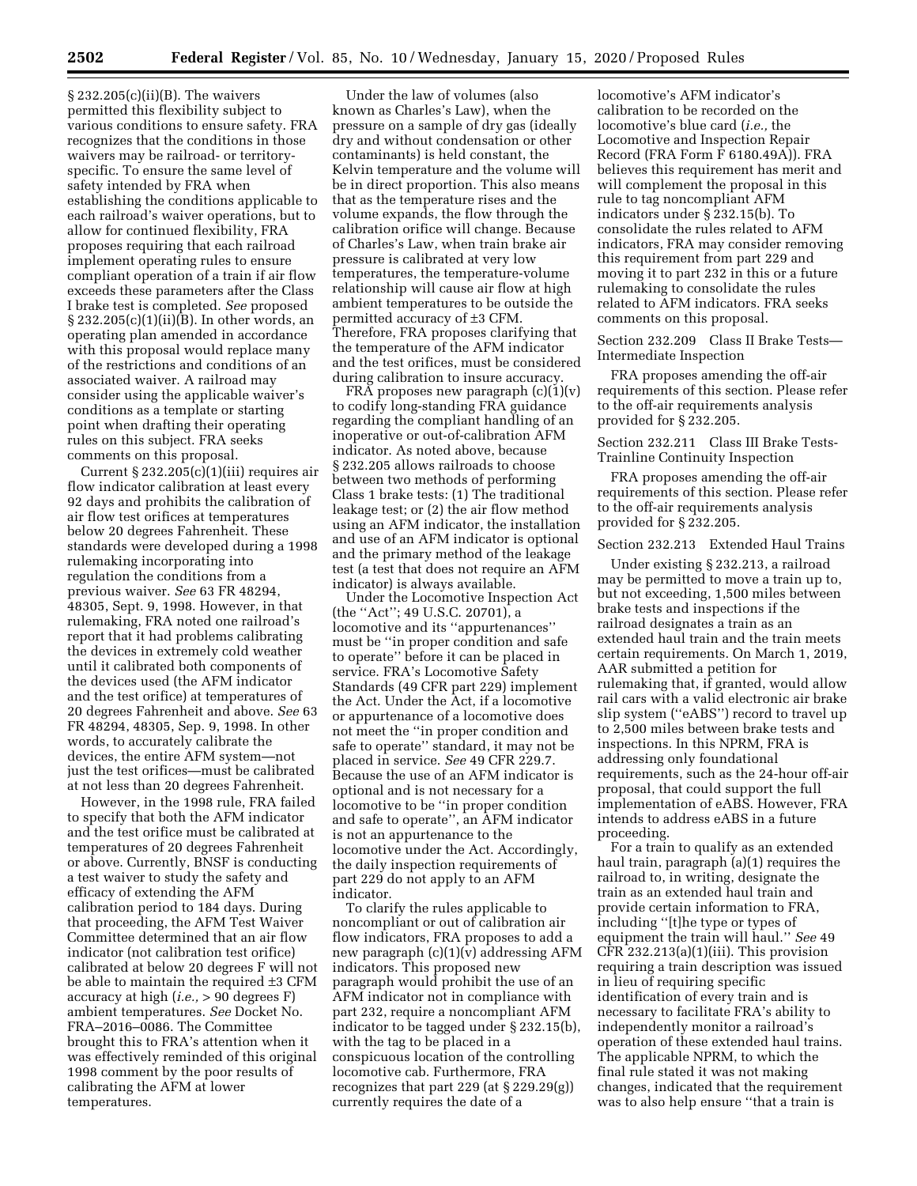§ 232.205(c)(ii)(B). The waivers permitted this flexibility subject to various conditions to ensure safety. FRA recognizes that the conditions in those waivers may be railroad- or territory-specific. To ensure the same level of safety intended by FRA when establishing the conditions applicable to each railroad's waiver operations, but to allow for continued flexibility, FRA proposes requiring that each railroad implement operating rules to ensure compliant operation of a train if air flow exceeds these parameters after the Class I brake test is completed. *See* proposed § 232.205(c)(1)(ii)(B). In other words, an operating plan amended in accordance with this proposal would replace many of the restrictions and conditions of an associated waiver. A railroad may consider using the applicable waiver's conditions as a template or starting point when drafting their operating rules on this subject. FRA seeks comments on this proposal.

Current § 232.205(c)(1)(iii) requires air flow indicator calibration at least every 92 days and prohibits the calibration of air flow test orifices at temperatures below 20 degrees Fahrenheit. These standards were developed during a 1998 rulemaking incorporating into regulation the conditions from a previous waiver. *See* 63 FR 48294, 48305, Sept. 9, 1998. However, in that rulemaking, FRA noted one railroad's report that it had problems calibrating the devices in extremely cold weather until it calibrated both components of the devices used (the AFM indicator and the test orifice) at temperatures of 20 degrees Fahrenheit and above. *See* 63 FR 48294, 48305, Sep. 9, 1998. In other words, to accurately calibrate the devices, the entire AFM system—not just the test orifices—must be calibrated at not less than 20 degrees Fahrenheit.

However, in the 1998 rule, FRA failed to specify that both the AFM indicator and the test orifice must be calibrated at temperatures of 20 degrees Fahrenheit or above. Currently, BNSF is conducting a test waiver to study the safety and efficacy of extending the AFM calibration period to 184 days. During that proceeding, the AFM Test Waiver Committee determined that an air flow indicator (not calibration test orifice) calibrated at below 20 degrees F will not be able to maintain the required ±3 CFM accuracy at high (*i.e.,* > 90 degrees F) ambient temperatures. *See* Docket No. FRA–2016–0086. The Committee brought this to FRA's attention when it was effectively reminded of this original 1998 comment by the poor results of calibrating the AFM at lower temperatures.

Under the law of volumes (also known as Charles's Law), when the pressure on a sample of dry gas (ideally dry and without condensation or other contaminants) is held constant, the Kelvin temperature and the volume will be in direct proportion. This also means that as the temperature rises and the volume expands, the flow through the calibration orifice will change. Because of Charles's Law, when train brake air pressure is calibrated at very low temperatures, the temperature-volume relationship will cause air flow at high ambient temperatures to be outside the permitted accuracy of ±3 CFM. Therefore, FRA proposes clarifying that the temperature of the AFM indicator and the test orifices, must be considered during calibration to insure accuracy.

FRA proposes new paragraph (c)(1)(v) to codify long-standing FRA guidance regarding the compliant handling of an inoperative or out-of-calibration AFM indicator. As noted above, because § 232.205 allows railroads to choose between two methods of performing Class 1 brake tests: (1) The traditional leakage test; or (2) the air flow method using an AFM indicator, the installation and use of an AFM indicator is optional and the primary method of the leakage test (a test that does not require an AFM indicator) is always available.

Under the Locomotive Inspection Act (the ''Act''; 49 U.S.C. 20701), a locomotive and its ''appurtenances'' must be ''in proper condition and safe to operate'' before it can be placed in service. FRA's Locomotive Safety Standards (49 CFR part 229) implement the Act. Under the Act, if a locomotive or appurtenance of a locomotive does not meet the ''in proper condition and safe to operate'' standard, it may not be placed in service. *See* 49 CFR 229.7. Because the use of an AFM indicator is optional and is not necessary for a locomotive to be ''in proper condition and safe to operate'', an AFM indicator is not an appurtenance to the locomotive under the Act. Accordingly, the daily inspection requirements of part 229 do not apply to an AFM indicator.

To clarify the rules applicable to noncompliant or out of calibration air flow indicators, FRA proposes to add a new paragraph (c)(1)(v) addressing AFM indicators. This proposed new paragraph would prohibit the use of an AFM indicator not in compliance with part 232, require a noncompliant AFM indicator to be tagged under § 232.15(b), with the tag to be placed in a conspicuous location of the controlling locomotive cab. Furthermore, FRA recognizes that part 229 (at § 229.29(g)) currently requires the date of a locomotive's AFM indicator's calibration to be recorded on the locomotive's blue card (*i.e.,* the Locomotive and Inspection Repair Record (FRA Form F 6180.49A)). FRA believes this requirement has merit and will complement the proposal in this rule to tag noncompliant AFM indicators under § 232.15(b). To consolidate the rules related to AFM indicators, FRA may consider removing this requirement from part 229 and moving it to part 232 in this or a future rulemaking to consolidate the rules related to AFM indicators. FRA seeks comments on this proposal.

Section 232.209 Class II Brake Tests—Intermediate Inspection

FRA proposes amending the off-air requirements of this section. Please refer to the off-air requirements analysis provided for § 232.205.

Section 232.211 Class III Brake Tests-Trainline Continuity Inspection

FRA proposes amending the off-air requirements of this section. Please refer to the off-air requirements analysis provided for § 232.205.

Section 232.213 Extended Haul Trains

Under existing § 232.213, a railroad may be permitted to move a train up to, but not exceeding, 1,500 miles between brake tests and inspections if the railroad designates a train as an extended haul train and the train meets certain requirements. On March 1, 2019, AAR submitted a petition for rulemaking that, if granted, would allow rail cars with a valid electronic air brake slip system (''eABS'') record to travel up to 2,500 miles between brake tests and inspections. In this NPRM, FRA is addressing only foundational requirements, such as the 24-hour off-air proposal, that could support the full implementation of eABS. However, FRA intends to address eABS in a future proceeding.

For a train to qualify as an extended haul train, paragraph (a)(1) requires the railroad to, in writing, designate the train as an extended haul train and provide certain information to FRA, including ''[t]he type or types of equipment the train will haul.'' *See* 49 CFR 232.213(a)(1)(iii). This provision requiring a train description was issued in lieu of requiring specific identification of every train and is necessary to facilitate FRA's ability to independently monitor a railroad's operation of these extended haul trains. The applicable NPRM, to which the final rule stated it was not making changes, indicated that the requirement was to also help ensure ''that a train is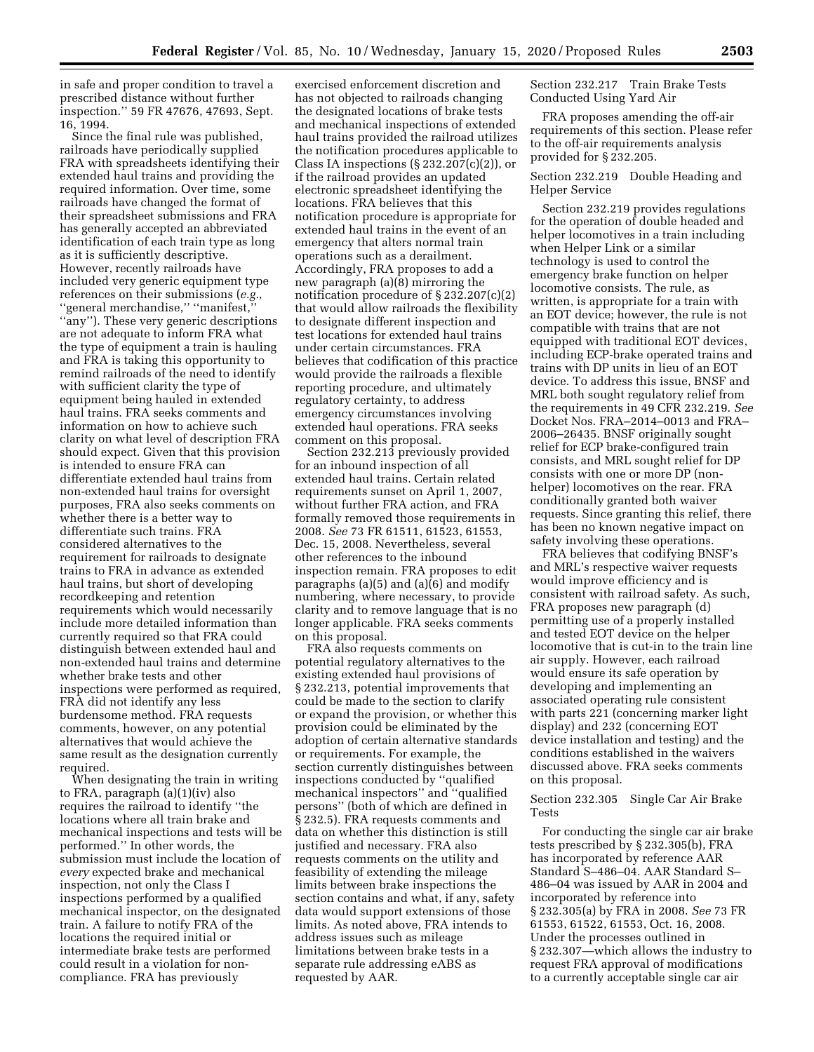in safe and proper condition to travel a prescribed distance without further inspection.'' 59 FR 47676, 47693, Sept. 16, 1994.

Since the final rule was published, railroads have periodically supplied FRA with spreadsheets identifying their extended haul trains and providing the required information. Over time, some railroads have changed the format of their spreadsheet submissions and FRA has generally accepted an abbreviated identification of each train type as long as it is sufficiently descriptive. However, recently railroads have included very generic equipment type references on their submissions (*e.g.,* ''general merchandise,'' ''manifest,'' ''any''). These very generic descriptions are not adequate to inform FRA what the type of equipment a train is hauling and FRA is taking this opportunity to remind railroads of the need to identify with sufficient clarity the type of equipment being hauled in extended haul trains. FRA seeks comments and information on how to achieve such clarity on what level of description FRA should expect. Given that this provision is intended to ensure FRA can differentiate extended haul trains from non-extended haul trains for oversight purposes, FRA also seeks comments on whether there is a better way to differentiate such trains. FRA considered alternatives to the requirement for railroads to designate trains to FRA in advance as extended haul trains, but short of developing recordkeeping and retention requirements which would necessarily include more detailed information than currently required so that FRA could distinguish between extended haul and non-extended haul trains and determine whether brake tests and other inspections were performed as required, FRA did not identify any less burdensome method. FRA requests comments, however, on any potential alternatives that would achieve the same result as the designation currently required.

When designating the train in writing to FRA, paragraph (a)(1)(iv) also requires the railroad to identify ''the locations where all train brake and mechanical inspections and tests will be performed.'' In other words, the submission must include the location of *every* expected brake and mechanical inspection, not only the Class I inspections performed by a qualified mechanical inspector, on the designated train. A failure to notify FRA of the locations the required initial or intermediate brake tests are performed could result in a violation for non-compliance. FRA has previously exercised enforcement discretion and has not objected to railroads changing the designated locations of brake tests and mechanical inspections of extended haul trains provided the railroad utilizes the notification procedures applicable to Class IA inspections (§ 232.207(c)(2)), or if the railroad provides an updated electronic spreadsheet identifying the locations. FRA believes that this notification procedure is appropriate for extended haul trains in the event of an emergency that alters normal train operations such as a derailment. Accordingly, FRA proposes to add a new paragraph (a)(8) mirroring the notification procedure of § 232.207(c)(2) that would allow railroads the flexibility to designate different inspection and test locations for extended haul trains under certain circumstances. FRA believes that codification of this practice would provide the railroads a flexible reporting procedure, and ultimately regulatory certainty, to address emergency circumstances involving extended haul operations. FRA seeks comment on this proposal.

Section 232.213 previously provided for an inbound inspection of all extended haul trains. Certain related requirements sunset on April 1, 2007, without further FRA action, and FRA formally removed those requirements in 2008. *See* 73 FR 61511, 61523, 61553, Dec. 15, 2008. Nevertheless, several other references to the inbound inspection remain. FRA proposes to edit paragraphs (a)(5) and (a)(6) and modify numbering, where necessary, to provide clarity and to remove language that is no longer applicable. FRA seeks comments on this proposal.

FRA also requests comments on potential regulatory alternatives to the existing extended haul provisions of § 232.213, potential improvements that could be made to the section to clarify or expand the provision, or whether this provision could be eliminated by the adoption of certain alternative standards or requirements. For example, the section currently distinguishes between inspections conducted by ''qualified mechanical inspectors'' and ''qualified persons'' (both of which are defined in § 232.5). FRA requests comments and data on whether this distinction is still justified and necessary. FRA also requests comments on the utility and feasibility of extending the mileage limits between brake inspections the section contains and what, if any, safety data would support extensions of those limits. As noted above, FRA intends to address issues such as mileage limitations between brake tests in a separate rule addressing eABS as requested by AAR.

Section 232.217 Train Brake Tests Conducted Using Yard Air

FRA proposes amending the off-air requirements of this section. Please refer to the off-air requirements analysis provided for § 232.205.

Section 232.219 Double Heading and Helper Service

Section 232.219 provides regulations for the operation of double headed and helper locomotives in a train including when Helper Link or a similar technology is used to control the emergency brake function on helper locomotive consists. The rule, as written, is appropriate for a train with an EOT device; however, the rule is not compatible with trains that are not equipped with traditional EOT devices, including ECP-brake operated trains and trains with DP units in lieu of an EOT device. To address this issue, BNSF and MRL both sought regulatory relief from the requirements in 49 CFR 232.219. *See* Docket Nos. FRA–2014–0013 and FRA–2006–26435. BNSF originally sought relief for ECP brake-configured train consists, and MRL sought relief for DP consists with one or more DP (non-helper) locomotives on the rear. FRA conditionally granted both waiver requests. Since granting this relief, there has been no known negative impact on safety involving these operations.

FRA believes that codifying BNSF's and MRL's respective waiver requests would improve efficiency and is consistent with railroad safety. As such, FRA proposes new paragraph (d) permitting use of a properly installed and tested EOT device on the helper locomotive that is cut-in to the train line air supply. However, each railroad would ensure its safe operation by developing and implementing an associated operating rule consistent with parts 221 (concerning marker light display) and 232 (concerning EOT device installation and testing) and the conditions established in the waivers discussed above. FRA seeks comments on this proposal.

Section 232.305 Single Car Air Brake Tests

For conducting the single car air brake tests prescribed by § 232.305(b), FRA has incorporated by reference AAR Standard S–486–04. AAR Standard S–486–04 was issued by AAR in 2004 and incorporated by reference into § 232.305(a) by FRA in 2008. *See* 73 FR 61553, 61522, 61553, Oct. 16, 2008. Under the processes outlined in § 232.307—which allows the industry to request FRA approval of modifications to a currently acceptable single car air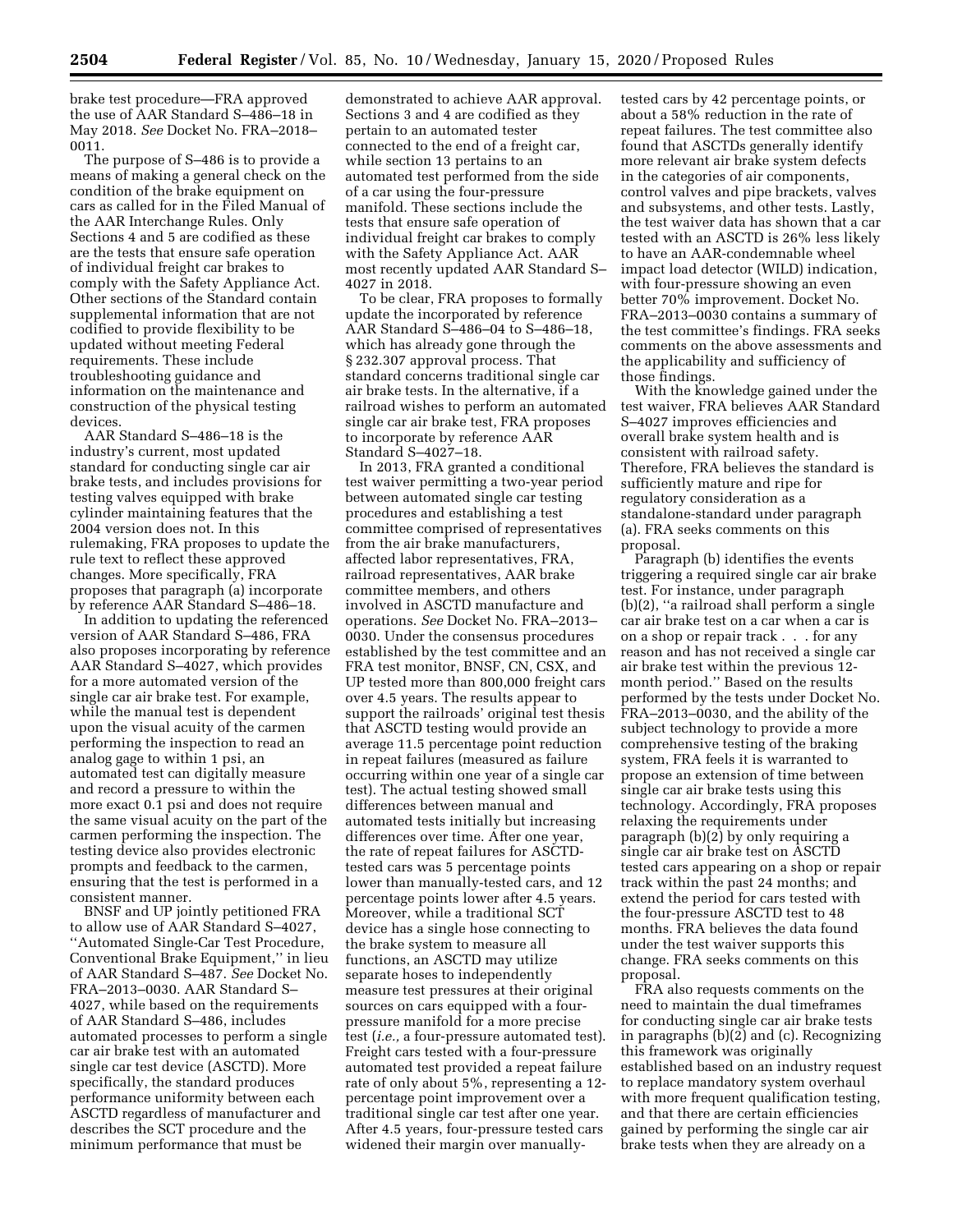brake test procedure—FRA approved the use of AAR Standard S–486–18 in May 2018. *See* Docket No. FRA–2018–0011.

The purpose of S–486 is to provide a means of making a general check on the condition of the brake equipment on cars as called for in the Filed Manual of the AAR Interchange Rules. Only Sections 4 and 5 are codified as these are the tests that ensure safe operation of individual freight car brakes to comply with the Safety Appliance Act. Other sections of the Standard contain supplemental information that are not codified to provide flexibility to be updated without meeting Federal requirements. These include troubleshooting guidance and information on the maintenance and construction of the physical testing devices.

AAR Standard S–486–18 is the industry's current, most updated standard for conducting single car air brake tests, and includes provisions for testing valves equipped with brake cylinder maintaining features that the 2004 version does not. In this rulemaking, FRA proposes to update the rule text to reflect these approved changes. More specifically, FRA proposes that paragraph (a) incorporate by reference AAR Standard S–486–18.

In addition to updating the referenced version of AAR Standard S–486, FRA also proposes incorporating by reference AAR Standard S–4027, which provides for a more automated version of the single car air brake test. For example, while the manual test is dependent upon the visual acuity of the carmen performing the inspection to read an analog gage to within 1 psi, an automated test can digitally measure and record a pressure to within the more exact 0.1 psi and does not require the same visual acuity on the part of the carmen performing the inspection. The testing device also provides electronic prompts and feedback to the carmen, ensuring that the test is performed in a consistent manner.

BNSF and UP jointly petitioned FRA to allow use of AAR Standard S–4027, ''Automated Single-Car Test Procedure, Conventional Brake Equipment,'' in lieu of AAR Standard S–487. *See* Docket No. FRA–2013–0030. AAR Standard S–4027, while based on the requirements of AAR Standard S–486, includes automated processes to perform a single car air brake test with an automated single car test device (ASCTD). More specifically, the standard produces performance uniformity between each ASCTD regardless of manufacturer and describes the SCT procedure and the minimum performance that must be demonstrated to achieve AAR approval. Sections 3 and 4 are codified as they pertain to an automated tester connected to the end of a freight car, while section 13 pertains to an automated test performed from the side of a car using the four-pressure manifold. These sections include the tests that ensure safe operation of individual freight car brakes to comply with the Safety Appliance Act. AAR most recently updated AAR Standard S–4027 in 2018.

To be clear, FRA proposes to formally update the incorporated by reference AAR Standard S–486–04 to S–486–18, which has already gone through the § 232.307 approval process. That standard concerns traditional single car air brake tests. In the alternative, if a railroad wishes to perform an automated single car air brake test, FRA proposes to incorporate by reference AAR Standard S–4027–18.

In 2013, FRA granted a conditional test waiver permitting a two-year period between automated single car testing procedures and establishing a test committee comprised of representatives from the air brake manufacturers, affected labor representatives, FRA, railroad representatives, AAR brake committee members, and others involved in ASCTD manufacture and operations. *See* Docket No. FRA–2013–0030. Under the consensus procedures established by the test committee and an FRA test monitor, BNSF, CN, CSX, and UP tested more than 800,000 freight cars over 4.5 years. The results appear to support the railroads' original test thesis that ASCTD testing would provide an average 11.5 percentage point reduction in repeat failures (measured as failure occurring within one year of a single car test). The actual testing showed small differences between manual and automated tests initially but increasing differences over time. After one year, the rate of repeat failures for ASCTD-tested cars was 5 percentage points lower than manually-tested cars, and 12 percentage points lower after 4.5 years. Moreover, while a traditional SCT device has a single hose connecting to the brake system to measure all functions, an ASCTD may utilize separate hoses to independently measure test pressures at their original sources on cars equipped with a four-pressure manifold for a more precise test (*i.e.,* a four-pressure automated test). Freight cars tested with a four-pressure automated test provided a repeat failure rate of only about 5%, representing a 12-percentage point improvement over a traditional single car test after one year. After 4.5 years, four-pressure tested cars widened their margin over manually-tested cars by 42 percentage points, or about a 58% reduction in the rate of repeat failures. The test committee also found that ASCTDs generally identify more relevant air brake system defects in the categories of air components, control valves and pipe brackets, valves and subsystems, and other tests. Lastly, the test waiver data has shown that a car tested with an ASCTD is 26% less likely to have an AAR-condemnable wheel impact load detector (WILD) indication, with four-pressure showing an even better 70% improvement. Docket No. FRA–2013–0030 contains a summary of the test committee's findings. FRA seeks comments on the above assessments and the applicability and sufficiency of those findings.

With the knowledge gained under the test waiver, FRA believes AAR Standard S–4027 improves efficiencies and overall brake system health and is consistent with railroad safety. Therefore, FRA believes the standard is sufficiently mature and ripe for regulatory consideration as a standalone-standard under paragraph (a). FRA seeks comments on this proposal.

Paragraph (b) identifies the events triggering a required single car air brake test. For instance, under paragraph (b)(2), ''a railroad shall perform a single car air brake test on a car when a car is on a shop or repair track . . . for any reason and has not received a single car air brake test within the previous 12-month period.'' Based on the results performed by the tests under Docket No. FRA–2013–0030, and the ability of the subject technology to provide a more comprehensive testing of the braking system, FRA feels it is warranted to propose an extension of time between single car air brake tests using this technology. Accordingly, FRA proposes relaxing the requirements under paragraph (b)(2) by only requiring a single car air brake test on ASCTD tested cars appearing on a shop or repair track within the past 24 months; and extend the period for cars tested with the four-pressure ASCTD test to 48 months. FRA believes the data found under the test waiver supports this change. FRA seeks comments on this proposal.

FRA also requests comments on the need to maintain the dual timeframes for conducting single car air brake tests in paragraphs (b)(2) and (c). Recognizing this framework was originally established based on an industry request to replace mandatory system overhaul with more frequent qualification testing, and that there are certain efficiencies gained by performing the single car air brake tests when they are already on a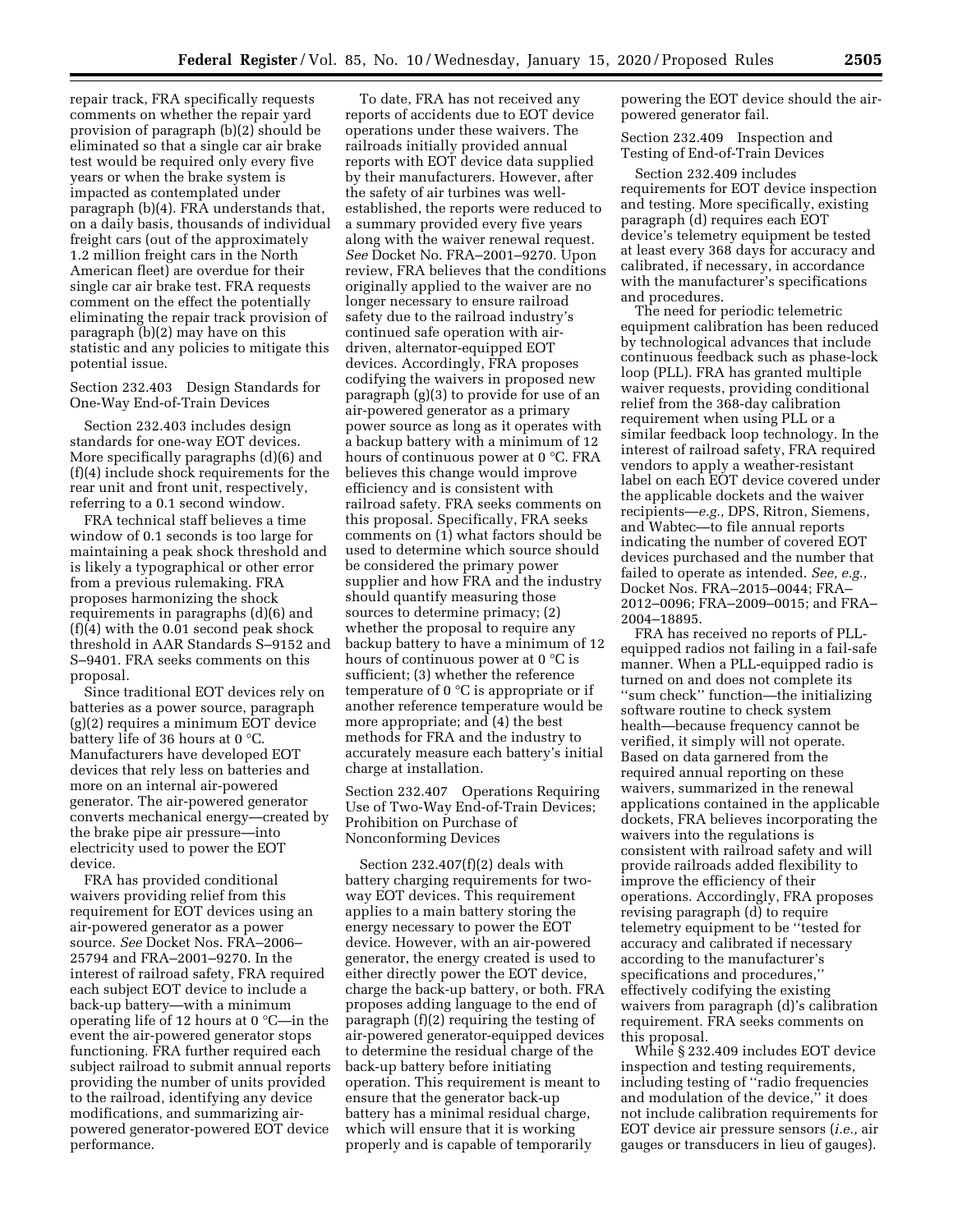repair track, FRA specifically requests comments on whether the repair yard provision of paragraph (b)(2) should be eliminated so that a single car air brake test would be required only every five years or when the brake system is impacted as contemplated under paragraph (b)(4). FRA understands that, on a daily basis, thousands of individual freight cars (out of the approximately 1.2 million freight cars in the North American fleet) are overdue for their single car air brake test. FRA requests comment on the effect the potentially eliminating the repair track provision of paragraph (b)(2) may have on this statistic and any policies to mitigate this potential issue.

Section 232.403 Design Standards for One-Way End-of-Train Devices

Section 232.403 includes design standards for one-way EOT devices. More specifically paragraphs (d)(6) and (f)(4) include shock requirements for the rear unit and front unit, respectively, referring to a 0.1 second window.

FRA technical staff believes a time window of 0.1 seconds is too large for maintaining a peak shock threshold and is likely a typographical or other error from a previous rulemaking. FRA proposes harmonizing the shock requirements in paragraphs (d)(6) and (f)(4) with the 0.01 second peak shock threshold in AAR Standards S–9152 and S–9401. FRA seeks comments on this proposal.

Since traditional EOT devices rely on batteries as a power source, paragraph (g)(2) requires a minimum EOT device battery life of 36 hours at 0 °C. Manufacturers have developed EOT devices that rely less on batteries and more on an internal air-powered generator. The air-powered generator converts mechanical energy—created by the brake pipe air pressure—into electricity used to power the EOT device.

FRA has provided conditional waivers providing relief from this requirement for EOT devices using an air-powered generator as a power source. *See* Docket Nos. FRA–2006–25794 and FRA–2001–9270. In the interest of railroad safety, FRA required each subject EOT device to include a back-up battery—with a minimum operating life of 12 hours at 0 °C—in the event the air-powered generator stops functioning. FRA further required each subject railroad to submit annual reports providing the number of units provided to the railroad, identifying any device modifications, and summarizing air-powered generator-powered EOT device performance.

To date, FRA has not received any reports of accidents due to EOT device operations under these waivers. The railroads initially provided annual reports with EOT device data supplied by their manufacturers. However, after the safety of air turbines was well-established, the reports were reduced to a summary provided every five years along with the waiver renewal request. *See* Docket No. FRA–2001–9270. Upon review, FRA believes that the conditions originally applied to the waiver are no longer necessary to ensure railroad safety due to the railroad industry's continued safe operation with air-driven, alternator-equipped EOT devices. Accordingly, FRA proposes codifying the waivers in proposed new paragraph (g)(3) to provide for use of an air-powered generator as a primary power source as long as it operates with a backup battery with a minimum of 12 hours of continuous power at 0 °C. FRA believes this change would improve efficiency and is consistent with railroad safety. FRA seeks comments on this proposal. Specifically, FRA seeks comments on (1) what factors should be used to determine which source should be considered the primary power supplier and how FRA and the industry should quantify measuring those sources to determine primacy; (2) whether the proposal to require any backup battery to have a minimum of 12 hours of continuous power at 0 °C is sufficient; (3) whether the reference temperature of 0 °C is appropriate or if another reference temperature would be more appropriate; and (4) the best methods for FRA and the industry to accurately measure each battery's initial charge at installation.

Section 232.407 Operations Requiring Use of Two-Way End-of-Train Devices; Prohibition on Purchase of Nonconforming Devices

Section 232.407(f)(2) deals with battery charging requirements for two-way EOT devices. This requirement applies to a main battery storing the energy necessary to power the EOT device. However, with an air-powered generator, the energy created is used to either directly power the EOT device, charge the back-up battery, or both. FRA proposes adding language to the end of paragraph (f)(2) requiring the testing of air-powered generator-equipped devices to determine the residual charge of the back-up battery before initiating operation. This requirement is meant to ensure that the generator back-up battery has a minimal residual charge, which will ensure that it is working properly and is capable of temporarily powering the EOT device should the air-powered generator fail.

Section 232.409 Inspection and Testing of End-of-Train Devices

Section 232.409 includes requirements for EOT device inspection and testing. More specifically, existing paragraph (d) requires each EOT device's telemetry equipment be tested at least every 368 days for accuracy and calibrated, if necessary, in accordance with the manufacturer's specifications and procedures.

The need for periodic telemetric equipment calibration has been reduced by technological advances that include continuous feedback such as phase-lock loop (PLL). FRA has granted multiple waiver requests, providing conditional relief from the 368-day calibration requirement when using PLL or a similar feedback loop technology. In the interest of railroad safety, FRA required vendors to apply a weather-resistant label on each EOT device covered under the applicable dockets and the waiver recipients—*e.g.,* DPS, Ritron, Siemens, and Wabtec—to file annual reports indicating the number of covered EOT devices purchased and the number that failed to operate as intended. *See, e.g.,* Docket Nos. FRA–2015–0044; FRA–2012–0096; FRA–2009–0015; and FRA–2004–18895.

FRA has received no reports of PLL-equipped radios not failing in a fail-safe manner. When a PLL-equipped radio is turned on and does not complete its "sum check" function—the initializing software routine to check system health—because frequency cannot be verified, it simply will not operate. Based on data garnered from the required annual reporting on these waivers, summarized in the renewal applications contained in the applicable dockets, FRA believes incorporating the waivers into the regulations is consistent with railroad safety and will provide railroads added flexibility to improve the efficiency of their operations. Accordingly, FRA proposes revising paragraph (d) to require telemetry equipment to be "tested for accuracy and calibrated if necessary according to the manufacturer's specifications and procedures," effectively codifying the existing waivers from paragraph (d)'s calibration requirement. FRA seeks comments on this proposal.

While § 232.409 includes EOT device inspection and testing requirements, including testing of "radio frequencies and modulation of the device," it does not include calibration requirements for EOT device air pressure sensors (*i.e.,* air gauges or transducers in lieu of gauges).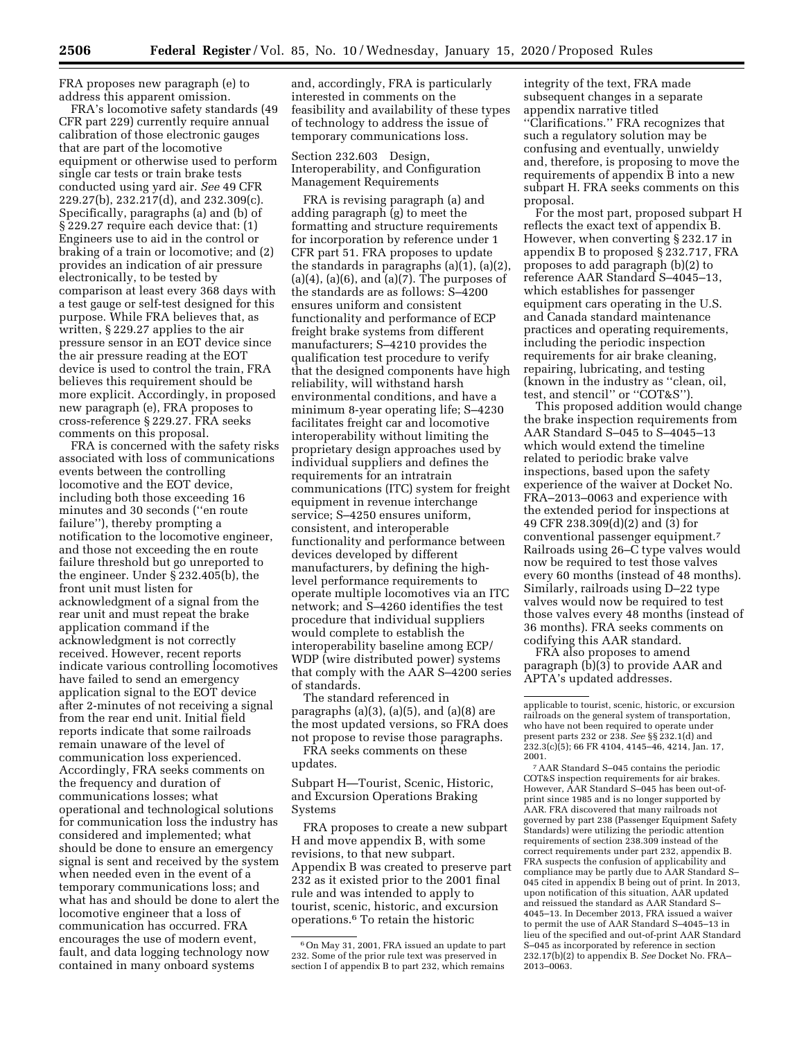FRA proposes new paragraph (e) to address this apparent omission.

FRA's locomotive safety standards (49 CFR part 229) currently require annual calibration of those electronic gauges that are part of the locomotive equipment or otherwise used to perform single car tests or train brake tests conducted using yard air. *See* 49 CFR 229.27(b), 232.217(d), and 232.309(c). Specifically, paragraphs (a) and (b) of § 229.27 require each device that: (1) Engineers use to aid in the control or braking of a train or locomotive; and (2) provides an indication of air pressure electronically, to be tested by comparison at least every 368 days with a test gauge or self-test designed for this purpose. While FRA believes that, as written, § 229.27 applies to the air pressure sensor in an EOT device since the air pressure reading at the EOT device is used to control the train, FRA believes this requirement should be more explicit. Accordingly, in proposed new paragraph (e), FRA proposes to cross-reference § 229.27. FRA seeks comments on this proposal.

FRA is concerned with the safety risks associated with loss of communications events between the controlling locomotive and the EOT device, including both those exceeding 16 minutes and 30 seconds (''en route failure''), thereby prompting a notification to the locomotive engineer, and those not exceeding the en route failure threshold but go unreported to the engineer. Under § 232.405(b), the front unit must listen for acknowledgment of a signal from the rear unit and must repeat the brake application command if the acknowledgment is not correctly received. However, recent reports indicate various controlling locomotives have failed to send an emergency application signal to the EOT device after 2-minutes of not receiving a signal from the rear end unit. Initial field reports indicate that some railroads remain unaware of the level of communication loss experienced. Accordingly, FRA seeks comments on the frequency and duration of communications losses; what operational and technological solutions for communication loss the industry has considered and implemented; what should be done to ensure an emergency signal is sent and received by the system when needed even in the event of a temporary communications loss; and what has and should be done to alert the locomotive engineer that a loss of communication has occurred. FRA encourages the use of modern event, fault, and data logging technology now contained in many onboard systems and, accordingly, FRA is particularly interested in comments on the feasibility and availability of these types of technology to address the issue of temporary communications loss.

Section 232.603 Design, Interoperability, and Configuration Management Requirements

FRA is revising paragraph (a) and adding paragraph (g) to meet the formatting and structure requirements for incorporation by reference under 1 CFR part 51. FRA proposes to update the standards in paragraphs (a)(1), (a)(2), (a)(4), (a)(6), and (a)(7). The purposes of the standards are as follows: S–4200 ensures uniform and consistent functionality and performance of ECP freight brake systems from different manufacturers; S–4210 provides the qualification test procedure to verify that the designed components have high reliability, will withstand harsh environmental conditions, and have a minimum 8-year operating life; S–4230 facilitates freight car and locomotive interoperability without limiting the proprietary design approaches used by individual suppliers and defines the requirements for an intratrain communications (ITC) system for freight equipment in revenue interchange service; S–4250 ensures uniform, consistent, and interoperable functionality and performance between devices developed by different manufacturers, by defining the high-level performance requirements to operate multiple locomotives via an ITC network; and S–4260 identifies the test procedure that individual suppliers would complete to establish the interoperability baseline among ECP/WDP (wire distributed power) systems that comply with the AAR S–4200 series of standards.

The standard referenced in paragraphs (a)(3), (a)(5), and (a)(8) are the most updated versions, so FRA does not propose to revise those paragraphs.

FRA seeks comments on these updates.

Subpart H—Tourist, Scenic, Historic, and Excursion Operations Braking Systems

FRA proposes to create a new subpart H and move appendix B, with some revisions, to that new subpart. Appendix B was created to preserve part 232 as it existed prior to the 2001 final rule and was intended to apply to tourist, scenic, historic, and excursion operations.[6] To retain the historic integrity of the text, FRA made subsequent changes in a separate appendix narrative titled ''Clarifications.'' FRA recognizes that such a regulatory solution may be confusing and eventually, unwieldy and, therefore, is proposing to move the requirements of appendix B into a new subpart H. FRA seeks comments on this proposal.

For the most part, proposed subpart H reflects the exact text of appendix B. However, when converting § 232.17 in appendix B to proposed § 232.717, FRA proposes to add paragraph (b)(2) to reference AAR Standard S–4045–13, which establishes for passenger equipment cars operating in the U.S. and Canada standard maintenance practices and operating requirements, including the periodic inspection requirements for air brake cleaning, repairing, lubricating, and testing (known in the industry as ''clean, oil, test, and stencil'' or ''COT&S'').

This proposed addition would change the brake inspection requirements from AAR Standard S–045 to S–4045–13 which would extend the timeline related to periodic brake valve inspections, based upon the safety experience of the waiver at Docket No. FRA–2013–0063 and experience with the extended period for inspections at 49 CFR 238.309(d)(2) and (3) for conventional passenger equipment.[7] Railroads using 26–C type valves would now be required to test those valves every 60 months (instead of 48 months). Similarly, railroads using D–22 type valves would now be required to test those valves every 48 months (instead of 36 months). FRA seeks comments on codifying this AAR standard.

FRA also proposes to amend paragraph (b)(3) to provide AAR and APTA's updated addresses.

---

[6] On May 31, 2001, FRA issued an update to part 232. Some of the prior rule text was preserved in section I of appendix B to part 232, which remains applicable to tourist, scenic, historic, or excursion railroads on the general system of transportation, who have not been required to operate under present parts 232 or 238. *See* §§ 232.1(d) and 232.3(c)(5); 66 FR 4104, 4145–46, 4214, Jan. 17, 2001.

[7] AAR Standard S–045 contains the periodic COT&S inspection requirements for air brakes. However, AAR Standard S–045 has been out-of-print since 1985 and is no longer supported by AAR. FRA discovered that many railroads not governed by part 238 (Passenger Equipment Safety Standards) were utilizing the periodic attention requirements of section 238.309 instead of the correct requirements under part 232, appendix B. FRA suspects the confusion of applicability and compliance may be partly due to AAR Standard S–045 cited in appendix B being out of print. In 2013, upon notification of this situation, AAR updated and reissued the standard as AAR Standard S–4045–13. In December 2013, FRA issued a waiver to permit the use of AAR Standard S–4045–13 in lieu of the specified and out-of-print AAR Standard S–045 as incorporated by reference in section 232.17(b)(2) to appendix B. *See* Docket No. FRA–2013–0063.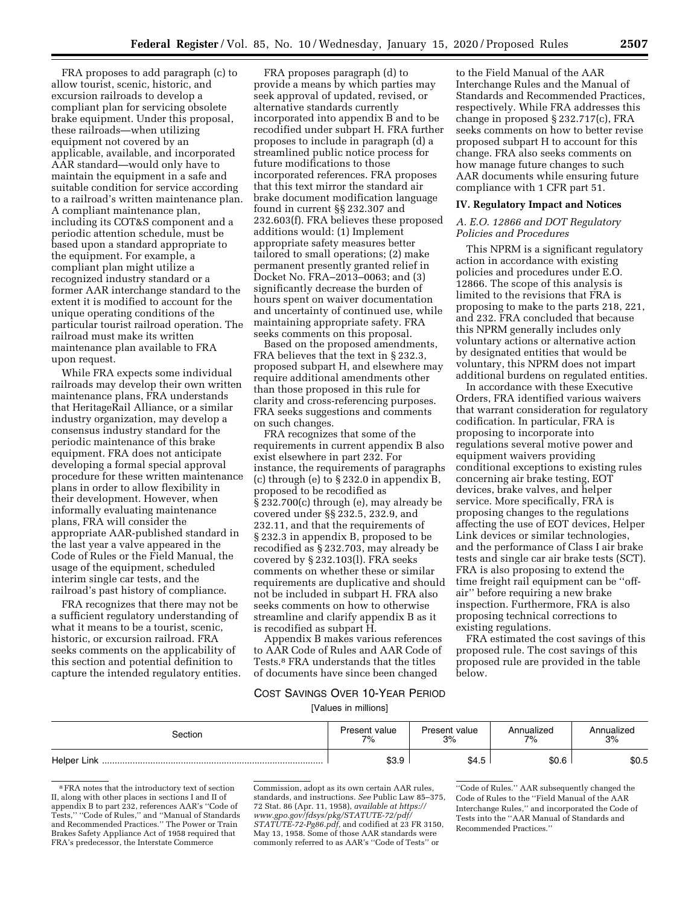FRA proposes to add paragraph (c) to allow tourist, scenic, historic, and excursion railroads to develop a compliant plan for servicing obsolete brake equipment. Under this proposal, these railroads—when utilizing equipment not covered by an applicable, available, and incorporated AAR standard—would only have to maintain the equipment in a safe and suitable condition for service according to a railroad's written maintenance plan. A compliant maintenance plan, including its COT&S component and a periodic attention schedule, must be based upon a standard appropriate to the equipment. For example, a compliant plan might utilize a recognized industry standard or a former AAR interchange standard to the extent it is modified to account for the unique operating conditions of the particular tourist railroad operation. The railroad must make its written maintenance plan available to FRA upon request.

While FRA expects some individual railroads may develop their own written maintenance plans, FRA understands that HeritageRail Alliance, or a similar industry organization, may develop a consensus industry standard for the periodic maintenance of this brake equipment. FRA does not anticipate developing a formal special approval procedure for these written maintenance plans in order to allow flexibility in their development. However, when informally evaluating maintenance plans, FRA will consider the appropriate AAR-published standard in the last year a valve appeared in the Code of Rules or the Field Manual, the usage of the equipment, scheduled interim single car tests, and the railroad's past history of compliance.

FRA recognizes that there may not be a sufficient regulatory understanding of what it means to be a tourist, scenic, historic, or excursion railroad. FRA seeks comments on the applicability of this section and potential definition to capture the intended regulatory entities.

FRA proposes paragraph (d) to provide a means by which parties may seek approval of updated, revised, or alternative standards currently incorporated into appendix B and to be recodified under subpart H. FRA further proposes to include in paragraph (d) a streamlined public notice process for future modifications to those incorporated references. FRA proposes that this text mirror the standard air brake document modification language found in current §§ 232.307 and 232.603(f). FRA believes these proposed additions would: (1) Implement appropriate safety measures better tailored to small operations; (2) make permanent presently granted relief in Docket No. FRA–2013–0063; and (3) significantly decrease the burden of hours spent on waiver documentation and uncertainty of continued use, while maintaining appropriate safety. FRA seeks comments on this proposal.

Based on the proposed amendments, FRA believes that the text in § 232.3, proposed subpart H, and elsewhere may require additional amendments other than those proposed in this rule for clarity and cross-referencing purposes. FRA seeks suggestions and comments on such changes.

FRA recognizes that some of the requirements in current appendix B also exist elsewhere in part 232. For instance, the requirements of paragraphs (c) through (e) to § 232.0 in appendix B, proposed to be recodified as § 232.700(c) through (e), may already be covered under §§ 232.5, 232.9, and 232.11, and that the requirements of § 232.3 in appendix B, proposed to be recodified as § 232.703, may already be covered by § 232.103(l). FRA seeks comments on whether these or similar requirements are duplicative and should not be included in subpart H. FRA also seeks comments on how to otherwise streamline and clarify appendix B as it is recodified as subpart H.

Appendix B makes various references to AAR Code of Rules and AAR Code of Tests.[8] FRA understands that the titles of documents have since been changed to the Field Manual of the AAR Interchange Rules and the Manual of Standards and Recommended Practices, respectively. While FRA addresses this change in proposed § 232.717(c), FRA seeks comments on how to better revise proposed subpart H to account for this change. FRA also seeks comments on how manage future changes to such AAR documents while ensuring future compliance with 1 CFR part 51.

## IV. Regulatory Impact and Notices

### A. E.O. 12866 and DOT Regulatory Policies and Procedures

This NPRM is a significant regulatory action in accordance with existing policies and procedures under E.O. 12866. The scope of this analysis is limited to the revisions that FRA is proposing to make to the parts 218, 221, and 232. FRA concluded that because this NPRM generally includes only voluntary actions or alternative action by designated entities that would be voluntary, this NPRM does not impart additional burdens on regulated entities.

In accordance with these Executive Orders, FRA identified various waivers that warrant consideration for regulatory codification. In particular, FRA is proposing to incorporate into regulations several motive power and equipment waivers providing conditional exceptions to existing rules concerning air brake testing, EOT devices, brake valves, and helper service. More specifically, FRA is proposing changes to the regulations affecting the use of EOT devices, Helper Link devices or similar technologies, and the performance of Class I air brake tests and single car air brake tests (SCT). FRA is also proposing to extend the time freight rail equipment can be ''off-air'' before requiring a new brake inspection. Furthermore, FRA is also proposing technical corrections to existing regulations.

FRA estimated the cost savings of this proposed rule. The cost savings of this proposed rule are provided in the table below.

COST SAVINGS OVER 10-YEAR PERIOD

[Values in millions]

| Section | Present value 7% | Present value 3% | Annualized 7% | Annualized 3% |
|---|---|---|---|---|
| Helper Link | $3.9 | $4.5 | $0.6 | $0.5 |

[8] FRA notes that the introductory text of section II, along with other places in sections I and II of appendix B to part 232, references AAR's ''Code of Tests,'' ''Code of Rules,'' and ''Manual of Standards and Recommended Practices.'' The Power or Train Brakes Safety Appliance Act of 1958 required that FRA's predecessor, the Interstate Commerce Commission, adopt as its own certain AAR rules, standards, and instructions. *See* Public Law 85–375, 72 Stat. 86 (Apr. 11, 1958), *available at https://www.gpo.gov/fdsys/pkg/STATUTE-72/pdf/STATUTE-72-Pg86.pdf,* and codified at 23 FR 3150, May 13, 1958. Some of those AAR standards were commonly referred to as AAR's ''Code of Tests'' or ''Code of Rules.'' AAR subsequently changed the Code of Rules to the ''Field Manual of the AAR Interchange Rules,'' and incorporated the Code of Tests into the ''AAR Manual of Standards and Recommended Practices.''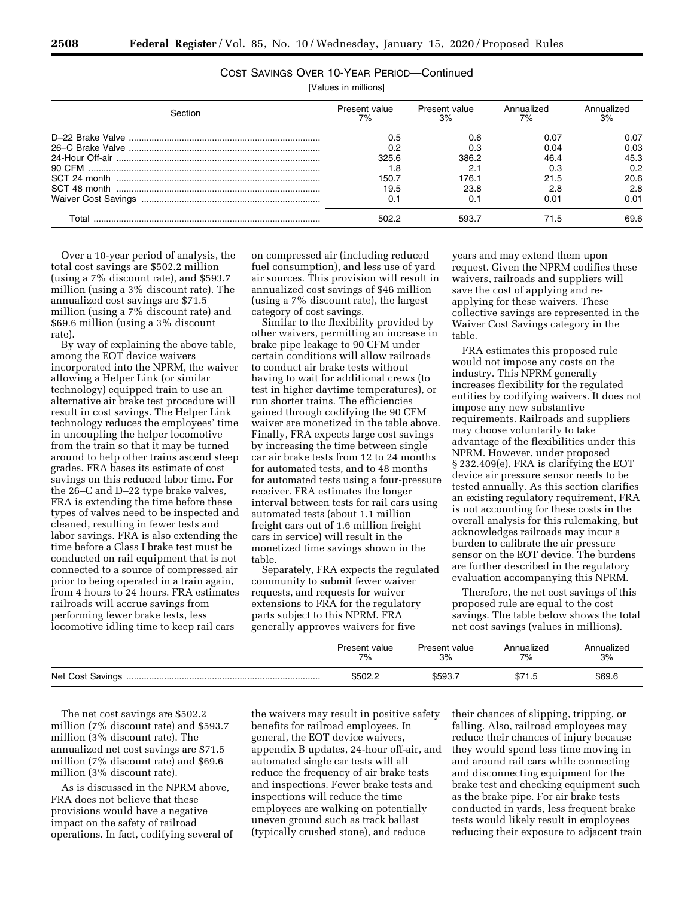COST SAVINGS OVER 10-YEAR PERIOD—Continued

[Values in millions]

| Section | Present value 7% | Present value 3% | Annualized 7% | Annualized 3% |
|---|---|---|---|---|
| D–22 Brake Valve | 0.5 | 0.6 | 0.07 | 0.07 |
| 26–C Brake Valve | 0.2 | 0.3 | 0.04 | 0.03 |
| 24-Hour Off-air | 325.6 | 386.2 | 46.4 | 45.3 |
| 90 CFM | 1.8 | 2.1 | 0.3 | 0.2 |
| SCT 24 month | 150.7 | 176.1 | 21.5 | 20.6 |
| SCT 48 month | 19.5 | 23.8 | 2.8 | 2.8 |
| Waiver Cost Savings | 0.1 | 0.1 | 0.01 | 0.01 |
| Total | 502.2 | 593.7 | 71.5 | 69.6 |

Over a 10-year period of analysis, the total cost savings are $502.2 million (using a 7% discount rate), and $593.7 million (using a 3% discount rate). The annualized cost savings are $71.5 million (using a 7% discount rate) and $69.6 million (using a 3% discount rate).

By way of explaining the above table, among the EOT device waivers incorporated into the NPRM, the waiver allowing a Helper Link (or similar technology) equipped train to use an alternative air brake test procedure will result in cost savings. The Helper Link technology reduces the employees' time in uncoupling the helper locomotive from the train so that it may be turned around to help other trains ascend steep grades. FRA bases its estimate of cost savings on this reduced labor time. For the 26–C and D–22 type brake valves, FRA is extending the time before these types of valves need to be inspected and cleaned, resulting in fewer tests and labor savings. FRA is also extending the time before a Class I brake test must be conducted on rail equipment that is not connected to a source of compressed air prior to being operated in a train again, from 4 hours to 24 hours. FRA estimates railroads will accrue savings from performing fewer brake tests, less locomotive idling time to keep rail cars on compressed air (including reduced fuel consumption), and less use of yard air sources. This provision will result in annualized cost savings of $46 million (using a 7% discount rate), the largest category of cost savings.

Similar to the flexibility provided by other waivers, permitting an increase in brake pipe leakage to 90 CFM under certain conditions will allow railroads to conduct air brake tests without having to wait for additional crews (to test in higher daytime temperatures), or run shorter trains. The efficiencies gained through codifying the 90 CFM waiver are monetized in the table above. Finally, FRA expects large cost savings by increasing the time between single car air brake tests from 12 to 24 months for automated tests, and to 48 months for automated tests using a four-pressure receiver. FRA estimates the longer interval between tests for rail cars using automated tests (about 1.1 million freight cars out of 1.6 million freight cars in service) will result in the monetized time savings shown in the table.

Separately, FRA expects the regulated community to submit fewer waiver requests, and requests for waiver extensions to FRA for the regulatory parts subject to this NPRM. FRA generally approves waivers for five years and may extend them upon request. Given the NPRM codifies these waivers, railroads and suppliers will save the cost of applying and re-applying for these waivers. These collective savings are represented in the Waiver Cost Savings category in the table.

FRA estimates this proposed rule would not impose any costs on the industry. This NPRM generally increases flexibility for the regulated entities by codifying waivers. It does not impose any new substantive requirements. Railroads and suppliers may choose voluntarily to take advantage of the flexibilities under this NPRM. However, under proposed § 232.409(e), FRA is clarifying the EOT device air pressure sensor needs to be tested annually. As this section clarifies an existing regulatory requirement, FRA is not accounting for these costs in the overall analysis for this rulemaking, but acknowledges railroads may incur a burden to calibrate the air pressure sensor on the EOT device. The burdens are further described in the regulatory evaluation accompanying this NPRM.

Therefore, the net cost savings of this proposed rule are equal to the cost savings. The table below shows the total net cost savings (values in millions).

| | Present value 7% | Present value 3% | Annualized 7% | Annualized 3% |
|---|---|---|---|---|
| Net Cost Savings | $502.2 | $593.7 | $71.5 | $69.6 |

The net cost savings are $502.2 million (7% discount rate) and $593.7 million (3% discount rate). The annualized net cost savings are $71.5 million (7% discount rate) and $69.6 million (3% discount rate).

As is discussed in the NPRM above, FRA does not believe that these provisions would have a negative impact on the safety of railroad operations. In fact, codifying several of the waivers may result in positive safety benefits for railroad employees. In general, the EOT device waivers, appendix B updates, 24-hour off-air, and automated single car tests will all reduce the frequency of air brake tests and inspections. Fewer brake tests and inspections will reduce the time employees are walking on potentially uneven ground such as track ballast (typically crushed stone), and reduce their chances of slipping, tripping, or falling. Also, railroad employees may reduce their chances of injury because they would spend less time moving in and around rail cars while connecting and disconnecting equipment for the brake test and checking equipment such as the brake pipe. For air brake tests conducted in yards, less frequent brake tests would likely result in employees reducing their exposure to adjacent train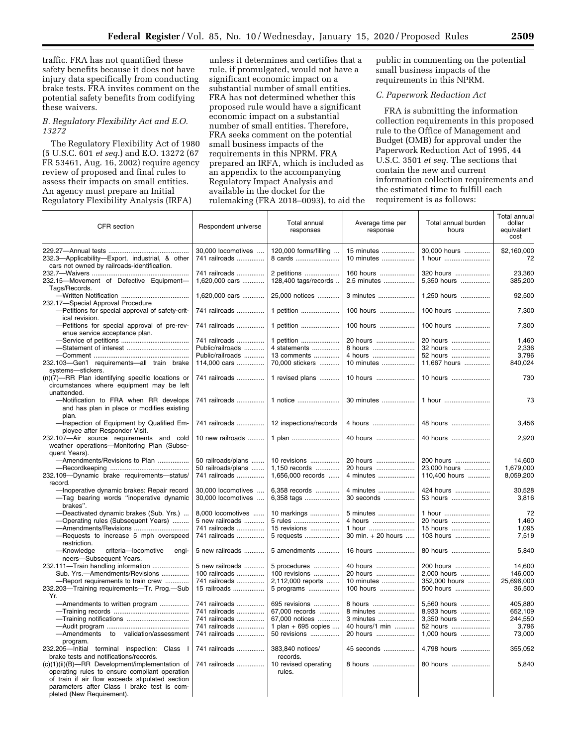traffic. FRA has not quantified these safety benefits because it does not have injury data specifically from conducting brake tests. FRA invites comment on the potential safety benefits from codifying these waivers.

### B. Regulatory Flexibility Act and E.O. 13272

The Regulatory Flexibility Act of 1980 (5 U.S.C. 601 *et seq.*) and E.O. 13272 (67 FR 53461, Aug. 16, 2002) require agency review of proposed and final rules to assess their impacts on small entities. An agency must prepare an Initial Regulatory Flexibility Analysis (IRFA) unless it determines and certifies that a rule, if promulgated, would not have a significant economic impact on a substantial number of small entities. FRA has not determined whether this proposed rule would have a significant economic impact on a substantial number of small entities. Therefore, FRA seeks comment on the potential small business impacts of the requirements in this NPRM. FRA prepared an IRFA, which is included as an appendix to the accompanying Regulatory Impact Analysis and available in the docket for the rulemaking (FRA 2018–0093), to aid the public in commenting on the potential small business impacts of the requirements in this NPRM.

### C. Paperwork Reduction Act

FRA is submitting the information collection requirements in this proposed rule to the Office of Management and Budget (OMB) for approval under the Paperwork Reduction Act of 1995, 44 U.S.C. 3501 *et seq.* The sections that contain the new and current information collection requirements and the estimated time to fulfill each requirement is as follows:

| CFR section | Respondent universe | Total annual responses | Average time per response | Total annual burden hours | Total annual dollar equivalent cost |
|---|---|---|---|---|---|
| 229.27—Annual tests | 30,000 locomotives | 120,000 forms/filling | 15 minutes | 30,000 hours | $2,160,000 |
| 232.3—Applicability—Export, industrial, & other cars not owned by railroads-identification. | 741 railroads | 8 cards | 10 minutes | 1 hour | 72 |
| 232.7—Waivers | 741 railroads | 2 petitions | 160 hours | 320 hours | 23,360 |
| 232.15—Movement of Defective Equipment—Tags/Records. | 1,620,000 cars | 128,400 tags/records | 2.5 minutes | 5,350 hours | 385,200 |
| —Written Notification | 1,620,000 cars | 25,000 notices | 3 minutes | 1,250 hours | 92,500 |
| 232.17—Special Approval Procedure | | | | | |
| —Petitions for special approval of safety-critical revision. | 741 railroads | 1 petition | 100 hours | 100 hours | 7,300 |
| —Petitions for special approval of pre-revenue service acceptance plan. | 741 railroads | 1 petition | 100 hours | 100 hours | 7,300 |
| —Service of petitions | 741 railroads | 1 petition | 20 hours | 20 hours | 1,460 |
| —Statement of interest | Public/railroads | 4 statements | 8 hours | 32 hours | 2,336 |
| —Comment | Public/railroads | 13 comments | 4 hours | 52 hours | 3,796 |
| 232.103—Gen'l requirements—all train brake systems—stickers. | 114,000 cars | 70,000 stickers | 10 minutes | 11,667 hours | 840,024 |
| (n)(7)—RR Plan identifying specific locations or circumstances where equipment may be left unattended. | 741 railroads | 1 revised plans | 10 hours | 10 hours | 730 |
| —Notification to FRA when RR develops and has plan in place or modifies existing plan. | 741 railroads | 1 notice | 30 minutes | 1 hour | 73 |
| —Inspection of Equipment by Qualified Employee after Responder Visit. | 741 railroads | 12 inspections/records | 4 hours | 48 hours | 3,456 |
| 232.107—Air source requirements and cold weather operations—Monitoring Plan (Subsequent Years). | 10 new railroads | 1 plan | 40 hours | 40 hours | 2,920 |
| —Amendments/Revisions to Plan | 50 railroads/plans | 10 revisions | 20 hours | 200 hours | 14,600 |
| —Recordkeeping | 50 railroads/plans | 1,150 records | 20 hours | 23,000 hours | 1,679,000 |
| 232.109—Dynamic brake requirements—status/record. | 741 railroads | 1,656,000 records | 4 minutes | 110,400 hours | 8,059,200 |
| —Inoperative dynamic brakes: Repair record | 30,000 locomotives | 6,358 records | 4 minutes | 424 hours | 30,528 |
| —Tag bearing words "inoperative dynamic brakes". | 30,000 locomotives | 6,358 tags | 30 seconds | 53 hours | 3,816 |
| —Deactivated dynamic brakes (Sub. Yrs.) | 8,000 locomotives | 10 markings | 5 minutes | 1 hour | 72 |
| —Operating rules (Subsequent Years) | 5 new railroads | 5 rules | 4 hours | 20 hours | 1,460 |
| —Amendments/Revisions | 741 railroads | 15 revisions | 1 hour | 15 hours | 1,095 |
| —Requests to increase 5 mph overspeed restriction. | 741 railroads | 5 requests | 30 min. + 20 hours | 103 hours | 7,519 |
| —Knowledge criteria—locomotive engineers—Subsequent Years. | 5 new railroads | 5 amendments | 16 hours | 80 hours | 5,840 |
| 232.111—Train handling information | 5 new railroads | 5 procedures | 40 hours | 200 hours | 14,600 |
| Sub. Yrs.—Amendments/Revisions | 100 railroads | 100 revisions | 20 hours | 2,000 hours | 146,000 |
| —Report requirements to train crew | 741 railroads | 2,112,000 reports | 10 minutes | 352,000 hours | 25,696,000 |
| 232.203—Training requirements—Tr. Prog.—Sub Yr. | 15 railroads | 5 programs | 100 hours | 500 hours | 36,500 |
| —Amendments to written program | 741 railroads | 695 revisions | 8 hours | 5,560 hours | 405,880 |
| —Training records | 741 railroads | 67,000 records | 8 minutes | 8,933 hours | 652,109 |
| —Training notifications | 741 railroads | 67,000 notices | 3 minutes | 3,350 hours | 244,550 |
| —Audit program | 741 railroads | 1 plan + 695 copies | 40 hours/1 min | 52 hours | 3,796 |
| —Amendments to validation/assessment program. | 741 railroads | 50 revisions | 20 hours | 1,000 hours | 73,000 |
| 232.205—Initial terminal inspection: Class I brake tests and notifications/records. | 741 railroads | 383,840 notices/records. | 45 seconds | 4,798 hours | 355,052 |
| (c)(1)(ii)(B)—RR Development/implementation of operating rules to ensure compliant operation of train if air flow exceeds stipulated section parameters after Class I brake test is completed (New Requirement). | 741 railroads | 10 revised operating rules. | 8 hours | 80 hours | 5,840 |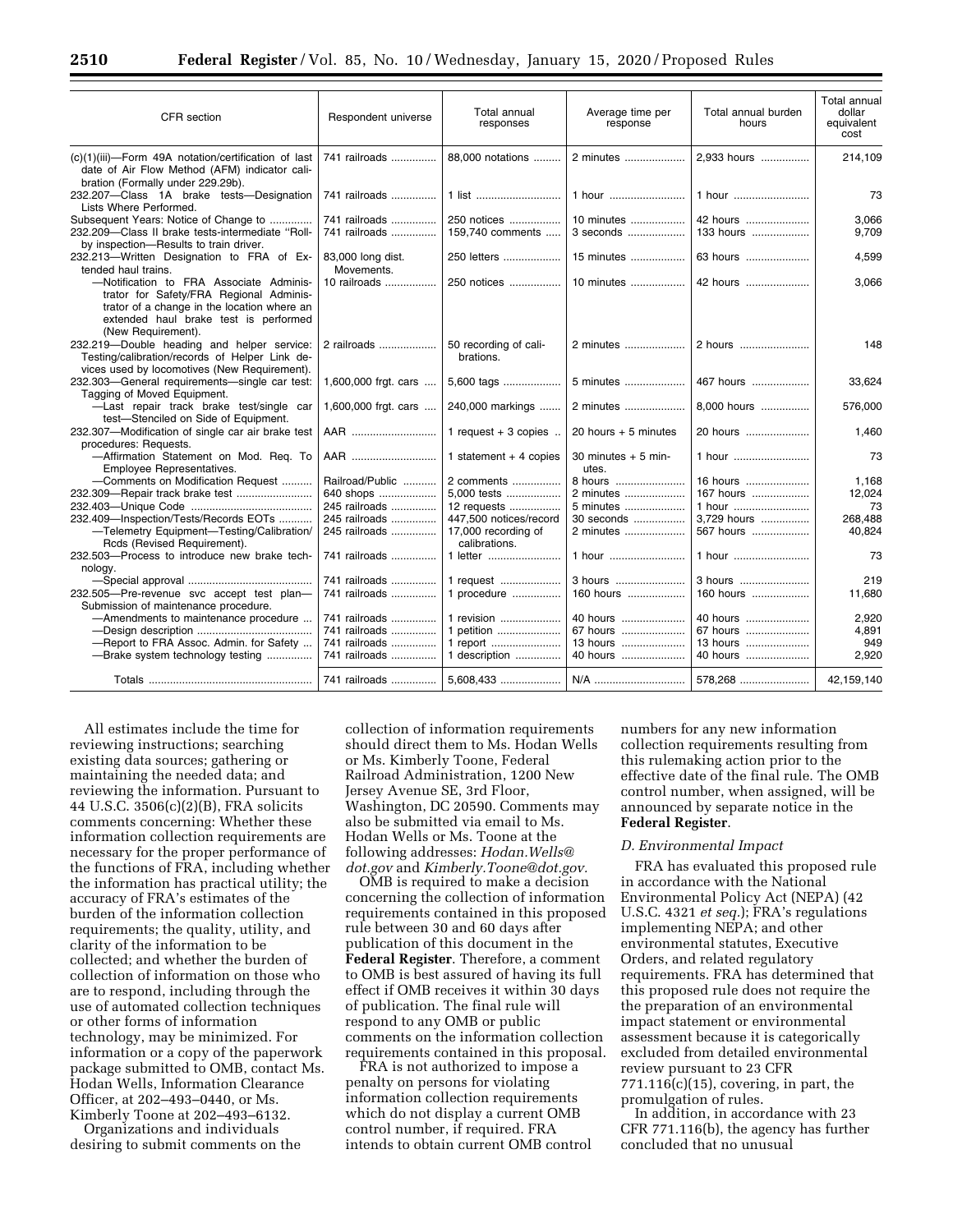| CFR section | Respondent universe | Total annual responses | Average time per response | Total annual burden hours | Total annual dollar equivalent cost |
|---|---|---|---|---|---|
| (c)(1)(iii)—Form 49A notation/certification of last date of Air Flow Method (AFM) indicator calibration (Formally under 229.29b). | 741 railroads | 88,000 notations | 2 minutes | 2,933 hours | 214,109 |
| 232.207—Class 1A brake tests—Designation Lists Where Performed. | 741 railroads | 1 list | 1 hour | 1 hour | 73 |
| Subsequent Years: Notice of Change to | 741 railroads | 250 notices | 10 minutes | 42 hours | 3,066 |
| 232.209—Class II brake tests-intermediate "Roll-by inspection—Results to train driver. | 741 railroads | 159,740 comments | 3 seconds | 133 hours | 9,709 |
| 232.213—Written Designation to FRA of Extended haul trains. | 83,000 long dist. Movements. | 250 letters | 15 minutes | 63 hours | 4,599 |
| —Notification to FRA Associate Administrator for Safety/FRA Regional Administrator of a change in the location where an extended haul brake test is performed (New Requirement). | 10 railroads | 250 notices | 10 minutes | 42 hours | 3,066 |
| 232.219—Double heading and helper service: Testing/calibration/records of Helper Link devices used by locomotives (New Requirement). | 2 railroads | 50 recording of calibrations. | 2 minutes | 2 hours | 148 |
| 232.303—General requirements—single car test: Tagging of Moved Equipment. | 1,600,000 frgt. cars | 5,600 tags | 5 minutes | 467 hours | 33,624 |
| —Last repair track brake test/single car test—Stenciled on Side of Equipment. | 1,600,000 frgt. cars | 240,000 markings | 2 minutes | 8,000 hours | 576,000 |
| 232.307—Modification of single car air brake test procedures: Requests. | AAR | 1 request + 3 copies | 20 hours + 5 minutes | 20 hours | 1,460 |
| —Affirmation Statement on Mod. Req. To Employee Representatives. | AAR | 1 statement + 4 copies | 30 minutes + 5 minutes. | 1 hour | 73 |
| —Comments on Modification Request | Railroad/Public | 2 comments | 8 hours | 16 hours | 1,168 |
| 232.309—Repair track brake test | 640 shops | 5,000 tests | 2 minutes | 167 hours | 12,024 |
| 232.403—Unique Code | 245 railroads | 12 requests | 5 minutes | 1 hour | 73 |
| 232.409—Inspection/Tests/Records EOTs | 245 railroads | 447,500 notices/record | 30 seconds | 3,729 hours | 268,488 |
| —Telemetry Equipment—Testing/Calibration/ Rcds (Revised Requirement). | 245 railroads | 17,000 recording of calibrations. | 2 minutes | 567 hours | 40,824 |
| 232.503—Process to introduce new brake technology. | 741 railroads | 1 letter | 1 hour | 1 hour | 73 |
| —Special approval | 741 railroads | 1 request | 3 hours | 3 hours | 219 |
| 232.505—Pre-revenue svc accept test plan—Submission of maintenance procedure. | 741 railroads | 1 procedure | 160 hours | 160 hours | 11,680 |
| —Amendments to maintenance procedure | 741 railroads | 1 revision | 40 hours | 40 hours | 2,920 |
| —Design description | 741 railroads | 1 petition | 67 hours | 67 hours | 4,891 |
| —Report to FRA Assoc. Admin. for Safety | 741 railroads | 1 report | 13 hours | 13 hours | 949 |
| —Brake system technology testing | 741 railroads | 1 description | 40 hours | 40 hours | 2,920 |
| Totals | 741 railroads | 5,608,433 | N/A | 578,268 | 42,159,140 |

All estimates include the time for reviewing instructions; searching existing data sources; gathering or maintaining the needed data; and reviewing the information. Pursuant to 44 U.S.C. 3506(c)(2)(B), FRA solicits comments concerning: Whether these information collection requirements are necessary for the proper performance of the functions of FRA, including whether the information has practical utility; the accuracy of FRA's estimates of the burden of the information collection requirements; the quality, utility, and clarity of the information to be collected; and whether the burden of collection of information on those who are to respond, including through the use of automated collection techniques or other forms of information technology, may be minimized. For information or a copy of the paperwork package submitted to OMB, contact Ms. Hodan Wells, Information Clearance Officer, at 202–493–0440, or Ms. Kimberly Toone at 202–493–6132.

Organizations and individuals desiring to submit comments on the collection of information requirements should direct them to Ms. Hodan Wells or Ms. Kimberly Toone, Federal Railroad Administration, 1200 New Jersey Avenue SE, 3rd Floor, Washington, DC 20590. Comments may also be submitted via email to Ms. Hodan Wells or Ms. Toone at the following addresses: *Hodan.Wells@dot.gov* and *Kimberly.Toone@dot.gov*.

OMB is required to make a decision concerning the collection of information requirements contained in this proposed rule between 30 and 60 days after publication of this document in the **Federal Register**. Therefore, a comment to OMB is best assured of having its full effect if OMB receives it within 30 days of publication. The final rule will respond to any OMB or public comments on the information collection requirements contained in this proposal.

FRA is not authorized to impose a penalty on persons for violating information collection requirements which do not display a current OMB control number, if required. FRA intends to obtain current OMB control numbers for any new information collection requirements resulting from this rulemaking action prior to the effective date of the final rule. The OMB control number, when assigned, will be announced by separate notice in the **Federal Register**.

### *D. Environmental Impact*

FRA has evaluated this proposed rule in accordance with the National Environmental Policy Act (NEPA) (42 U.S.C. 4321 *et seq.*); FRA's regulations implementing NEPA; and other environmental statutes, Executive Orders, and related regulatory requirements. FRA has determined that this proposed rule does not require the the preparation of an environmental impact statement or environmental assessment because it is categorically excluded from detailed environmental review pursuant to 23 CFR 771.116(c)(15), covering, in part, the promulgation of rules.

In addition, in accordance with 23 CFR 771.116(b), the agency has further concluded that no unusual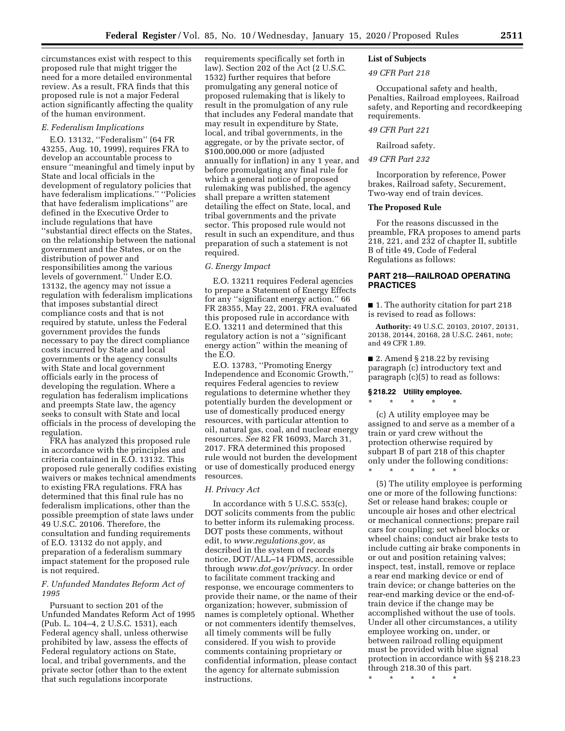circumstances exist with respect to this proposed rule that might trigger the need for a more detailed environmental review. As a result, FRA finds that this proposed rule is not a major Federal action significantly affecting the quality of the human environment.

### *E. Federalism Implications*

E.O. 13132, ''Federalism'' (64 FR 43255, Aug. 10, 1999), requires FRA to develop an accountable process to ensure ''meaningful and timely input by State and local officials in the development of regulatory policies that have federalism implications.'' ''Policies that have federalism implications'' are defined in the Executive Order to include regulations that have ''substantial direct effects on the States, on the relationship between the national government and the States, or on the distribution of power and responsibilities among the various levels of government.'' Under E.O. 13132, the agency may not issue a regulation with federalism implications that imposes substantial direct compliance costs and that is not required by statute, unless the Federal government provides the funds necessary to pay the direct compliance costs incurred by State and local governments or the agency consults with State and local government officials early in the process of developing the regulation. Where a regulation has federalism implications and preempts State law, the agency seeks to consult with State and local officials in the process of developing the regulation.

FRA has analyzed this proposed rule in accordance with the principles and criteria contained in E.O. 13132. This proposed rule generally codifies existing waivers or makes technical amendments to existing FRA regulations. FRA has determined that this final rule has no federalism implications, other than the possible preemption of state laws under 49 U.S.C. 20106. Therefore, the consultation and funding requirements of E.O. 13132 do not apply, and preparation of a federalism summary impact statement for the proposed rule is not required.

### *F. Unfunded Mandates Reform Act of 1995*

Pursuant to section 201 of the Unfunded Mandates Reform Act of 1995 (Pub. L. 104–4, 2 U.S.C. 1531), each Federal agency shall, unless otherwise prohibited by law, assess the effects of Federal regulatory actions on State, local, and tribal governments, and the private sector (other than to the extent that such regulations incorporate requirements specifically set forth in law). Section 202 of the Act (2 U.S.C. 1532) further requires that before promulgating any general notice of proposed rulemaking that is likely to result in the promulgation of any rule that includes any Federal mandate that may result in expenditure by State, local, and tribal governments, in the aggregate, or by the private sector, of $100,000,000 or more (adjusted annually for inflation) in any 1 year, and before promulgating any final rule for which a general notice of proposed rulemaking was published, the agency shall prepare a written statement detailing the effect on State, local, and tribal governments and the private sector. This proposed rule would not result in such an expenditure, and thus preparation of such a statement is not required.

### *G. Energy Impact*

E.O. 13211 requires Federal agencies to prepare a Statement of Energy Effects for any ''significant energy action.'' 66 FR 28355, May 22, 2001. FRA evaluated this proposed rule in accordance with E.O. 13211 and determined that this regulatory action is not a ''significant energy action'' within the meaning of the E.O.

E.O. 13783, ''Promoting Energy Independence and Economic Growth,'' requires Federal agencies to review regulations to determine whether they potentially burden the development or use of domestically produced energy resources, with particular attention to oil, natural gas, coal, and nuclear energy resources. *See* 82 FR 16093, March 31, 2017. FRA determined this proposed rule would not burden the development or use of domestically produced energy resources.

### *H. Privacy Act*

In accordance with 5 U.S.C. 553(c), DOT solicits comments from the public to better inform its rulemaking process. DOT posts these comments, without edit, to *www.regulations.gov,* as described in the system of records notice, DOT/ALL–14 FDMS, accessible through *www.dot.gov/privacy.* In order to facilitate comment tracking and response, we encourage commenters to provide their name, or the name of their organization; however, submission of names is completely optional. Whether or not commenters identify themselves, all timely comments will be fully considered. If you wish to provide comments containing proprietary or confidential information, please contact the agency for alternate submission instructions.

### List of Subjects

*49 CFR Part 218*

Occupational safety and health, Penalties, Railroad employees, Railroad safety, and Reporting and recordkeeping requirements.

*49 CFR Part 221*

Railroad safety.

*49 CFR Part 232*

Incorporation by reference, Power brakes, Railroad safety, Securement, Two-way end of train devices.

### The Proposed Rule

For the reasons discussed in the preamble, FRA proposes to amend parts 218, 221, and 232 of chapter II, subtitle B of title 49, Code of Federal Regulations as follows:

## PART 218—RAILROAD OPERATING PRACTICES

■ 1. The authority citation for part 218 is revised to read as follows:

**Authority:** 49 U.S.C. 20103, 20107, 20131, 20138, 20144, 20168, 28 U.S.C. 2461, note; and 49 CFR 1.89.

■ 2. Amend § 218.22 by revising paragraph (c) introductory text and paragraph (c)(5) to read as follows:

**§ 218.22 Utility employee.**

\* \* \* \* \*

(c) A utility employee may be assigned to and serve as a member of a train or yard crew without the protection otherwise required by subpart B of part 218 of this chapter only under the following conditions:

\* \* \* \* \*

(5) The utility employee is performing one or more of the following functions: Set or release hand brakes; couple or uncouple air hoses and other electrical or mechanical connections; prepare rail cars for coupling; set wheel blocks or wheel chains; conduct air brake tests to include cutting air brake components in or out and position retaining valves; inspect, test, install, remove or replace a rear end marking device or end of train device; or change batteries on the rear-end marking device or the end-of-train device if the change may be accomplished without the use of tools. Under all other circumstances, a utility employee working on, under, or between railroad rolling equipment must be provided with blue signal protection in accordance with §§ 218.23 through 218.30 of this part.

\* \* \* \* \*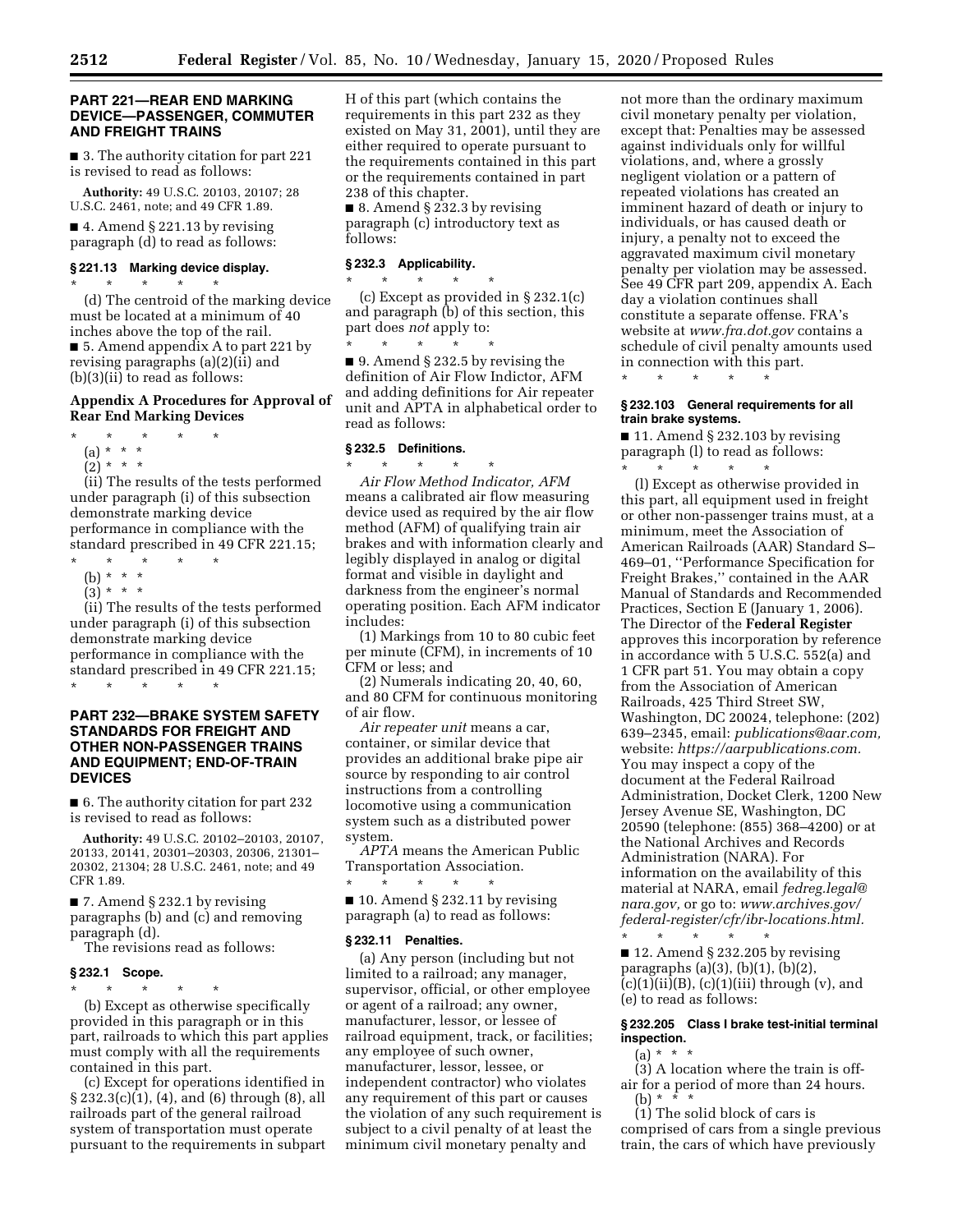## PART 221—REAR END MARKING DEVICE—PASSENGER, COMMUTER AND FREIGHT TRAINS

■ 3. The authority citation for part 221 is revised to read as follows:

**Authority:** 49 U.S.C. 20103, 20107; 28 U.S.C. 2461, note; and 49 CFR 1.89.

■ 4. Amend § 221.13 by revising paragraph (d) to read as follows:

### § 221.13 Marking device display.

\* \* \* \* \*

(d) The centroid of the marking device must be located at a minimum of 40 inches above the top of the rail.

■ 5. Amend appendix A to part 221 by revising paragraphs (a)(2)(ii) and (b)(3)(ii) to read as follows:

### Appendix A Procedures for Approval of Rear End Marking Devices

\* \* \* \* \*

(a) \* \* \*

(2) \* \* \*

(ii) The results of the tests performed under paragraph (i) of this subsection demonstrate marking device performance in compliance with the standard prescribed in 49 CFR 221.15;

\* \* \* \* \*

(b) \* \* \*

(3) \* \* \*

(ii) The results of the tests performed under paragraph (i) of this subsection demonstrate marking device performance in compliance with the standard prescribed in 49 CFR 221.15;

\* \* \* \* \*

## PART 232—BRAKE SYSTEM SAFETY STANDARDS FOR FREIGHT AND OTHER NON-PASSENGER TRAINS AND EQUIPMENT; END-OF-TRAIN DEVICES

■ 6. The authority citation for part 232 is revised to read as follows:

**Authority:** 49 U.S.C. 20102–20103, 20107, 20133, 20141, 20301–20303, 20306, 21301–20302, 21304; 28 U.S.C. 2461, note; and 49 CFR 1.89.

■ 7. Amend § 232.1 by revising paragraphs (b) and (c) and removing paragraph (d).

The revisions read as follows:

### § 232.1 Scope.

\* \* \* \* \*

(b) Except as otherwise specifically provided in this paragraph or in this part, railroads to which this part applies must comply with all the requirements contained in this part.

(c) Except for operations identified in § 232.3(c)(1), (4), and (6) through (8), all railroads part of the general railroad system of transportation must operate pursuant to the requirements in subpart H of this part (which contains the requirements in this part 232 as they existed on May 31, 2001), until they are either required to operate pursuant to the requirements contained in this part or the requirements contained in part 238 of this chapter.

■ 8. Amend § 232.3 by revising paragraph (c) introductory text as follows:

### § 232.3 Applicability.

\* \* \* \* \*

(c) Except as provided in § 232.1(c) and paragraph (b) of this section, this part does *not* apply to:

\* \* \* \* \*

■ 9. Amend § 232.5 by revising the definition of Air Flow Indictor, AFM and adding definitions for Air repeater unit and APTA in alphabetical order to read as follows:

### § 232.5 Definitions.

\* \* \* \* \*

*Air Flow Method Indicator, AFM* means a calibrated air flow measuring device used as required by the air flow method (AFM) of qualifying train air brakes and with information clearly and legibly displayed in analog or digital format and visible in daylight and darkness from the engineer's normal operating position. Each AFM indicator includes:

(1) Markings from 10 to 80 cubic feet per minute (CFM), in increments of 10 CFM or less; and

(2) Numerals indicating 20, 40, 60, and 80 CFM for continuous monitoring of air flow.

*Air repeater unit* means a car, container, or similar device that provides an additional brake pipe air source by responding to air control instructions from a controlling locomotive using a communication system such as a distributed power system.

*APTA* means the American Public Transportation Association.

\* \* \* \* \*

■ 10. Amend § 232.11 by revising paragraph (a) to read as follows:

### § 232.11 Penalties.

(a) Any person (including but not limited to a railroad; any manager, supervisor, official, or other employee or agent of a railroad; any owner, manufacturer, lessor, or lessee of railroad equipment, track, or facilities; any employee of such owner, manufacturer, lessor, lessee, or independent contractor) who violates any requirement of this part or causes the violation of any such requirement is subject to a civil penalty of at least the minimum civil monetary penalty and not more than the ordinary maximum civil monetary penalty per violation, except that: Penalties may be assessed against individuals only for willful violations, and, where a grossly negligent violation or a pattern of repeated violations has created an imminent hazard of death or injury to individuals, or has caused death or injury, a penalty not to exceed the aggravated maximum civil monetary penalty per violation may be assessed. See 49 CFR part 209, appendix A. Each day a violation continues shall constitute a separate offense. FRA's website at *www.fra.dot.gov* contains a schedule of civil penalty amounts used in connection with this part.

\* \* \* \* \*

### § 232.103 General requirements for all train brake systems.

■ 11. Amend § 232.103 by revising paragraph (l) to read as follows:

\* \* \* \* \*

(l) Except as otherwise provided in this part, all equipment used in freight or other non-passenger trains must, at a minimum, meet the Association of American Railroads (AAR) Standard S–469–01, ''Performance Specification for Freight Brakes,'' contained in the AAR Manual of Standards and Recommended Practices, Section E (January 1, 2006). The Director of the **Federal Register** approves this incorporation by reference in accordance with 5 U.S.C. 552(a) and 1 CFR part 51. You may obtain a copy from the Association of American Railroads, 425 Third Street SW, Washington, DC 20024, telephone: (202) 639–2345, email: *publications@aar.com,* website: *https://aarpublications.com.* You may inspect a copy of the document at the Federal Railroad Administration, Docket Clerk, 1200 New Jersey Avenue SE, Washington, DC 20590 (telephone: (855) 368–4200) or at the National Archives and Records Administration (NARA). For information on the availability of this material at NARA, email *fedreg.legal@nara.gov,* or go to: *www.archives.gov/federal-register/cfr/ibr-locations.html.*

\* \* \* \* \*

■ 12. Amend § 232.205 by revising paragraphs (a)(3), (b)(1), (b)(2), (c)(1)(ii)(B), (c)(1)(iii) through (v), and (e) to read as follows:

### § 232.205 Class I brake test-initial terminal inspection.

(a) \* \* \*

(3) A location where the train is off-air for a period of more than 24 hours.

(b) \* \* \*

(1) The solid block of cars is comprised of cars from a single previous train, the cars of which have previously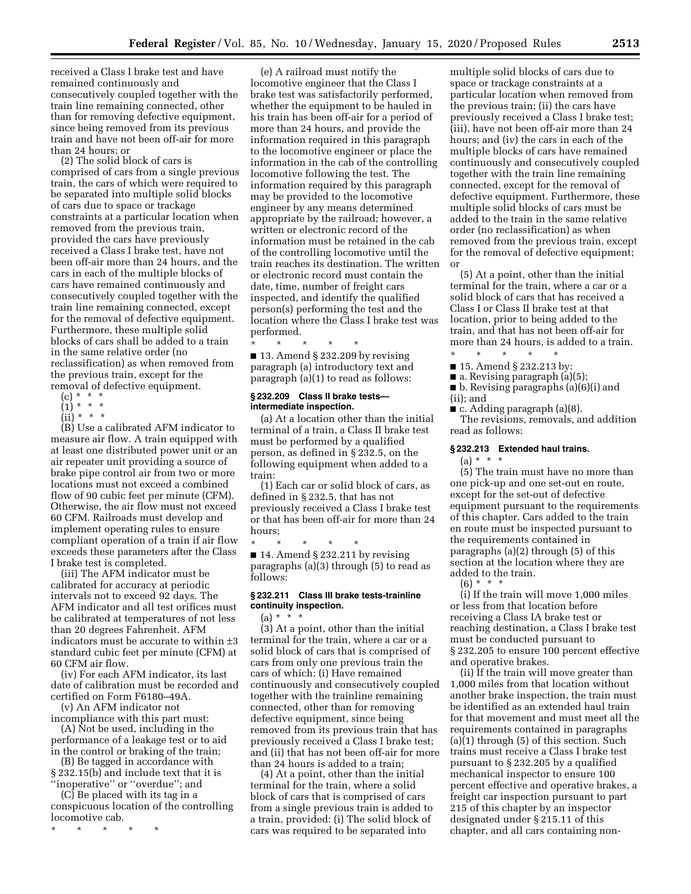received a Class I brake test and have remained continuously and consecutively coupled together with the train line remaining connected, other than for removing defective equipment, since being removed from its previous train and have not been off-air for more than 24 hours; or

(2) The solid block of cars is comprised of cars from a single previous train, the cars of which were required to be separated into multiple solid blocks of cars due to space or trackage constraints at a particular location when removed from the previous train, provided the cars have previously received a Class I brake test, have not been off-air more than 24 hours, and the cars in each of the multiple blocks of cars have remained continuously and consecutively coupled together with the train line remaining connected, except for the removal of defective equipment. Furthermore, these multiple solid blocks of cars shall be added to a train in the same relative order (no reclassification) as when removed from the previous train, except for the removal of defective equipment.

(c) * * *

(1) * * *

(ii) * * *

(B) Use a calibrated AFM indicator to measure air flow. A train equipped with at least one distributed power unit or an air repeater unit providing a source of brake pipe control air from two or more locations must not exceed a combined flow of 90 cubic feet per minute (CFM). Otherwise, the air flow must not exceed 60 CFM. Railroads must develop and implement operating rules to ensure compliant operation of a train if air flow exceeds these parameters after the Class I brake test is completed.

(iii) The AFM indicator must be calibrated for accuracy at periodic intervals not to exceed 92 days. The AFM indicator and all test orifices must be calibrated at temperatures of not less than 20 degrees Fahrenheit. AFM indicators must be accurate to within ±3 standard cubic feet per minute (CFM) at 60 CFM air flow.

(iv) For each AFM indicator, its last date of calibration must be recorded and certified on Form F6180–49A.

(v) An AFM indicator not incompliance with this part must:

(A) Not be used, including in the performance of a leakage test or to aid in the control or braking of the train;

(B) Be tagged in accordance with § 232.15(b) and include text that it is ''inoperative'' or ''overdue''; and

(C) Be placed with its tag in a conspicuous location of the controlling locomotive cab.

\* \* \* \* \*

(e) A railroad must notify the locomotive engineer that the Class I brake test was satisfactorily performed, whether the equipment to be hauled in his train has been off-air for a period of more than 24 hours, and provide the information required in this paragraph to the locomotive engineer or place the information in the cab of the controlling locomotive following the test. The information required by this paragraph may be provided to the locomotive engineer by any means determined appropriate by the railroad; however, a written or electronic record of the information must be retained in the cab of the controlling locomotive until the train reaches its destination. The written or electronic record must contain the date, time, number of freight cars inspected, and identify the qualified person(s) performing the test and the location where the Class I brake test was performed.

\* \* \* \* \*

■ 13. Amend § 232.209 by revising paragraph (a) introductory text and paragraph (a)(1) to read as follows:

### § 232.209 Class II brake tests—intermediate inspection.

(a) At a location other than the initial terminal of a train, a Class II brake test must be performed by a qualified person, as defined in § 232.5, on the following equipment when added to a train:

(1) Each car or solid block of cars, as defined in § 232.5, that has not previously received a Class I brake test or that has been off-air for more than 24 hours;

\* \* \* \* \*

■ 14. Amend § 232.211 by revising paragraphs (a)(3) through (5) to read as follows:

### § 232.211 Class III brake tests-trainline continuity inspection.

(a) * * *

(3) At a point, other than the initial terminal for the train, where a car or a solid block of cars that is comprised of cars from only one previous train the cars of which: (i) Have remained continuously and consecutively coupled together with the trainline remaining connected, other than for removing defective equipment, since being removed from its previous train that has previously received a Class I brake test; and (ii) that has not been off-air for more than 24 hours is added to a train;

(4) At a point, other than the initial terminal for the train, where a solid block of cars that is comprised of cars from a single previous train is added to a train, provided: (i) The solid block of cars was required to be separated into multiple solid blocks of cars due to space or trackage constraints at a particular location when removed from the previous train; (ii) the cars have previously received a Class I brake test; (iii), have not been off-air more than 24 hours; and (iv) the cars in each of the multiple blocks of cars have remained continuously and consecutively coupled together with the train line remaining connected, except for the removal of defective equipment. Furthermore, these multiple solid blocks of cars must be added to the train in the same relative order (no reclassification) as when removed from the previous train, except for the removal of defective equipment; or

(5) At a point, other than the initial terminal for the train, where a car or a solid block of cars that has received a Class I or Class II brake test at that location, prior to being added to the train, and that has not been off-air for more than 24 hours, is added to a train.

\* \* \* \* \*

■ 15. Amend § 232.213 by:

■ a. Revising paragraph (a)(5);

■ b. Revising paragraphs (a)(6)(i) and (ii); and

■ c. Adding paragraph (a)(8).

The revisions, removals, and addition read as follows:

### § 232.213 Extended haul trains.

(a) * * *

(5) The train must have no more than one pick-up and one set-out en route, except for the set-out of defective equipment pursuant to the requirements of this chapter. Cars added to the train en route must be inspected pursuant to the requirements contained in paragraphs (a)(2) through (5) of this section at the location where they are added to the train.

(6) * * *

(i) If the train will move 1,000 miles or less from that location before receiving a Class IA brake test or reaching destination, a Class I brake test must be conducted pursuant to § 232.205 to ensure 100 percent effective and operative brakes.

(ii) If the train will move greater than 1,000 miles from that location without another brake inspection, the train must be identified as an extended haul train for that movement and must meet all the requirements contained in paragraphs (a)(1) through (5) of this section. Such trains must receive a Class I brake test pursuant to § 232.205 by a qualified mechanical inspector to ensure 100 percent effective and operative brakes, a freight car inspection pursuant to part 215 of this chapter by an inspector designated under § 215.11 of this chapter, and all cars containing non-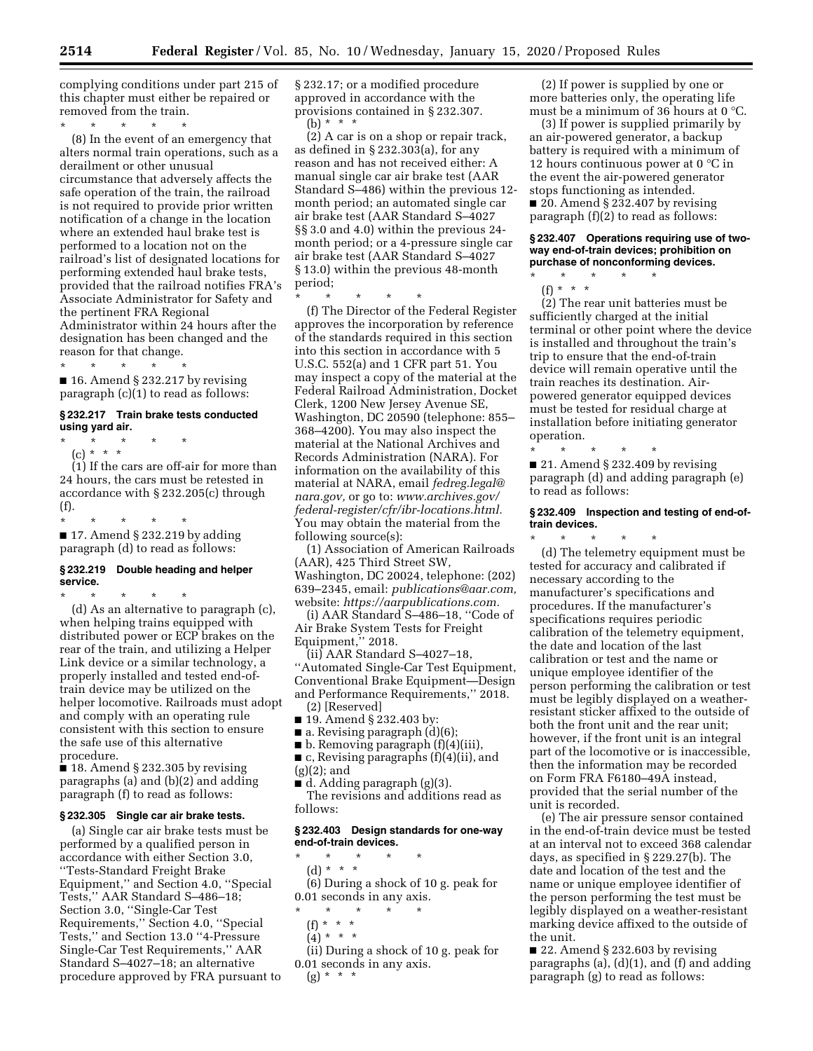complying conditions under part 215 of this chapter must either be repaired or removed from the train.

\* \* \* \* \*

(8) In the event of an emergency that alters normal train operations, such as a derailment or other unusual circumstance that adversely affects the safe operation of the train, the railroad is not required to provide prior written notification of a change in the location where an extended haul brake test is performed to a location not on the railroad's list of designated locations for performing extended haul brake tests, provided that the railroad notifies FRA's Associate Administrator for Safety and the pertinent FRA Regional Administrator within 24 hours after the designation has been changed and the reason for that change.

\* \* \* \* \*

■ 16. Amend § 232.217 by revising paragraph (c)(1) to read as follows:

### § 232.217 Train brake tests conducted using yard air.

\* \* \* \* \*

(c) \* \* \*

(1) If the cars are off-air for more than 24 hours, the cars must be retested in accordance with § 232.205(c) through (f).

\* \* \* \* \*

■ 17. Amend § 232.219 by adding paragraph (d) to read as follows:

### § 232.219 Double heading and helper service.

\* \* \* \* \*

(d) As an alternative to paragraph (c), when helping trains equipped with distributed power or ECP brakes on the rear of the train, and utilizing a Helper Link device or a similar technology, a properly installed and tested end-of-train device may be utilized on the helper locomotive. Railroads must adopt and comply with an operating rule consistent with this section to ensure the safe use of this alternative procedure.

■ 18. Amend § 232.305 by revising paragraphs (a) and (b)(2) and adding paragraph (f) to read as follows:

### § 232.305 Single car air brake tests.

(a) Single car air brake tests must be performed by a qualified person in accordance with either Section 3.0, ''Tests-Standard Freight Brake Equipment,'' and Section 4.0, ''Special Tests,'' AAR Standard S–486–18; Section 3.0, ''Single-Car Test Requirements,'' Section 4.0, ''Special Tests,'' and Section 13.0 ''4-Pressure Single-Car Test Requirements,'' AAR Standard S–4027–18; an alternative procedure approved by FRA pursuant to § 232.17; or a modified procedure approved in accordance with the provisions contained in § 232.307.

(b) \* \* \*

(2) A car is on a shop or repair track, as defined in § 232.303(a), for any reason and has not received either: A manual single car air brake test (AAR Standard S–486) within the previous 12-month period; an automated single car air brake test (AAR Standard S–4027 §§ 3.0 and 4.0) within the previous 24-month period; or a 4-pressure single car air brake test (AAR Standard S–4027 § 13.0) within the previous 48-month period;

\* \* \* \* \*

(f) The Director of the Federal Register approves the incorporation by reference of the standards required in this section into this section in accordance with 5 U.S.C. 552(a) and 1 CFR part 51. You may inspect a copy of the material at the Federal Railroad Administration, Docket Clerk, 1200 New Jersey Avenue SE, Washington, DC 20590 (telephone: 855–368–4200). You may also inspect the material at the National Archives and Records Administration (NARA). For information on the availability of this material at NARA, email *fedreg.legal@nara.gov,* or go to: *www.archives.gov/federal-register/cfr/ibr-locations.html.* You may obtain the material from the following source(s):

(1) Association of American Railroads (AAR), 425 Third Street SW, Washington, DC 20024, telephone: (202) 639–2345, email: *publications@aar.com,* website: *https://aarpublications.com.*

(i) AAR Standard S–486–18, ''Code of Air Brake System Tests for Freight Equipment,'' 2018.

(ii) AAR Standard S–4027–18, ''Automated Single-Car Test Equipment, Conventional Brake Equipment—Design and Performance Requirements,'' 2018.

(2) [Reserved]

■ 19. Amend § 232.403 by:

■ a. Revising paragraph (d)(6);

■ b. Removing paragraph (f)(4)(iii),

■ c, Revising paragraphs (f)(4)(ii), and (g)(2); and

■ d. Adding paragraph (g)(3).

The revisions and additions read as follows:

### § 232.403 Design standards for one-way end-of-train devices.

\* \* \* \* \*

(d) \* \* \*

(6) During a shock of 10 g. peak for 0.01 seconds in any axis.

\* \* \* \* \*

(f) \* \* \*

(4) \* \* \*

(ii) During a shock of 10 g. peak for 0.01 seconds in any axis.

(g) \* \* \*

(2) If power is supplied by one or more batteries only, the operating life must be a minimum of 36 hours at 0 °C.

(3) If power is supplied primarily by an air-powered generator, a backup battery is required with a minimum of 12 hours continuous power at 0 °C in the event the air-powered generator stops functioning as intended.

■ 20. Amend § 232.407 by revising paragraph (f)(2) to read as follows:

### § 232.407 Operations requiring use of two-way end-of-train devices; prohibition on purchase of nonconforming devices.

\* \* \* \* \*

(f) \* \* \*

(2) The rear unit batteries must be sufficiently charged at the initial terminal or other point where the device is installed and throughout the train's trip to ensure that the end-of-train device will remain operative until the train reaches its destination. Air-powered generator equipped devices must be tested for residual charge at installation before initiating generator operation.

\* \* \* \* \*

■ 21. Amend § 232.409 by revising paragraph (d) and adding paragraph (e) to read as follows:

### § 232.409 Inspection and testing of end-of-train devices.

\* \* \* \* \*

(d) The telemetry equipment must be tested for accuracy and calibrated if necessary according to the manufacturer's specifications and procedures. If the manufacturer's specifications requires periodic calibration of the telemetry equipment, the date and location of the last calibration or test and the name or unique employee identifier of the person performing the calibration or test must be legibly displayed on a weather-resistant sticker affixed to the outside of both the front unit and the rear unit; however, if the front unit is an integral part of the locomotive or is inaccessible, then the information may be recorded on Form FRA F6180–49A instead, provided that the serial number of the unit is recorded.

(e) The air pressure sensor contained in the end-of-train device must be tested at an interval not to exceed 368 calendar days, as specified in § 229.27(b). The date and location of the test and the name or unique employee identifier of the person performing the test must be legibly displayed on a weather-resistant marking device affixed to the outside of the unit.

■ 22. Amend § 232.603 by revising paragraphs (a), (d)(1), and (f) and adding paragraph (g) to read as follows: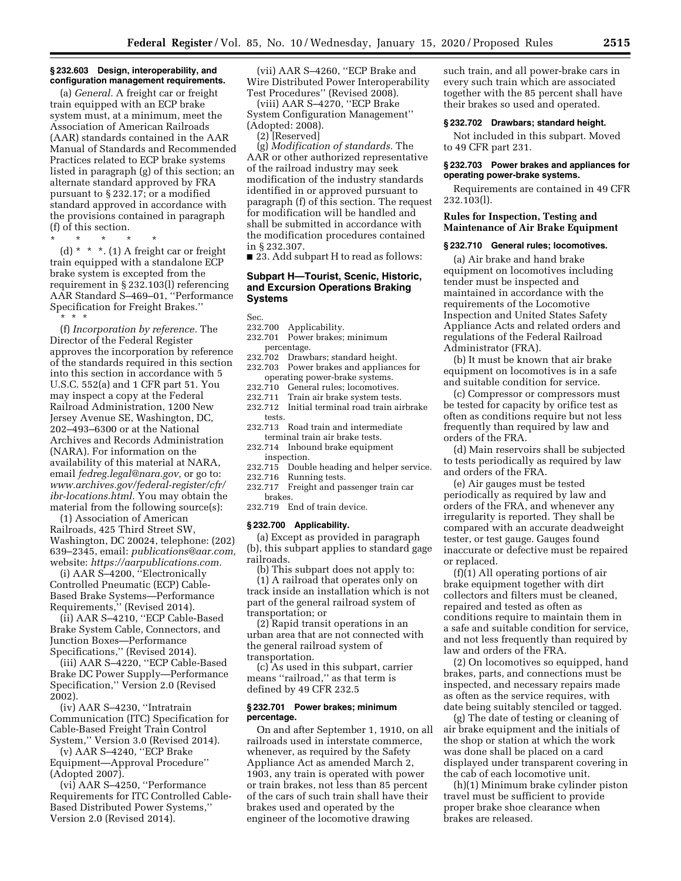**§ 232.603 Design, interoperability, and configuration management requirements.**

(a) *General.* A freight car or freight train equipped with an ECP brake system must, at a minimum, meet the Association of American Railroads (AAR) standards contained in the AAR Manual of Standards and Recommended Practices related to ECP brake systems listed in paragraph (g) of this section; an alternate standard approved by FRA pursuant to § 232.17; or a modified standard approved in accordance with the provisions contained in paragraph (f) of this section.

\* \* \* \* \*

(d) \* \* \*. (1) A freight car or freight train equipped with a standalone ECP brake system is excepted from the requirement in § 232.103(l) referencing AAR Standard S–469–01, ''Performance Specification for Freight Brakes.''

\* \* \*

(f) *Incorporation by reference.* The Director of the Federal Register approves the incorporation by reference of the standards required in this section into this section in accordance with 5 U.S.C. 552(a) and 1 CFR part 51. You may inspect a copy at the Federal Railroad Administration, 1200 New Jersey Avenue SE, Washington, DC, 202–493–6300 or at the National Archives and Records Administration (NARA). For information on the availability of this material at NARA, email *fedreg.legal@nara.gov,* or go to: *www.archives.gov/federal-register/cfr/ibr-locations.html.* You may obtain the material from the following source(s):

(1) Association of American Railroads, 425 Third Street SW, Washington, DC 20024, telephone: (202) 639–2345, email: *publications@aar.com,* website: *https://aarpublications.com.*

(i) AAR S–4200, ''Electronically Controlled Pneumatic (ECP) Cable-Based Brake Systems—Performance Requirements,'' (Revised 2014).

(ii) AAR S–4210, ''ECP Cable-Based Brake System Cable, Connectors, and Junction Boxes—Performance Specifications,'' (Revised 2014).

(iii) AAR S–4220, ''ECP Cable-Based Brake DC Power Supply—Performance Specification,'' Version 2.0 (Revised 2002).

(iv) AAR S–4230, ''Intratrain Communication (ITC) Specification for Cable-Based Freight Train Control System,'' Version 3.0 (Revised 2014).

(v) AAR S–4240, ''ECP Brake Equipment—Approval Procedure'' (Adopted 2007).

(vi) AAR S–4250, ''Performance Requirements for ITC Controlled Cable-Based Distributed Power Systems,'' Version 2.0 (Revised 2014).

(vii) AAR S–4260, ''ECP Brake and Wire Distributed Power Interoperability Test Procedures'' (Revised 2008).

(viii) AAR S–4270, ''ECP Brake System Configuration Management'' (Adopted: 2008).

(2) [Reserved]

(g) *Modification of standards.* The AAR or other authorized representative of the railroad industry may seek modification of the industry standards identified in or approved pursuant to paragraph (f) of this section. The request for modification will be handled and shall be submitted in accordance with the modification procedures contained in § 232.307.

■ 23. Add subpart H to read as follows:

## Subpart H—Tourist, Scenic, Historic, and Excursion Operations Braking Systems

Sec.
232.700 Applicability.
232.701 Power brakes; minimum percentage.
232.702 Drawbars; standard height.
232.703 Power brakes and appliances for operating power-brake systems.
232.710 General rules; locomotives.
232.711 Train air brake system tests.
232.712 Initial terminal road train airbrake tests.
232.713 Road train and intermediate terminal train air brake tests.
232.714 Inbound brake equipment inspection.
232.715 Double heading and helper service.
232.716 Running tests.
232.717 Freight and passenger train car brakes.
232.719 End of train device.

**§ 232.700 Applicability.**

(a) Except as provided in paragraph (b), this subpart applies to standard gage railroads.

(b) This subpart does not apply to:

(1) A railroad that operates only on track inside an installation which is not part of the general railroad system of transportation; or

(2) Rapid transit operations in an urban area that are not connected with the general railroad system of transportation.

(c) As used in this subpart, carrier means ''railroad,'' as that term is defined by 49 CFR 232.5

**§ 232.701 Power brakes; minimum percentage.**

On and after September 1, 1910, on all railroads used in interstate commerce, whenever, as required by the Safety Appliance Act as amended March 2, 1903, any train is operated with power or train brakes, not less than 85 percent of the cars of such train shall have their brakes used and operated by the engineer of the locomotive drawing such train, and all power-brake cars in every such train which are associated together with the 85 percent shall have their brakes so used and operated.

**§ 232.702 Drawbars; standard height.**

Not included in this subpart. Moved to 49 CFR part 231.

**§ 232.703 Power brakes and appliances for operating power-brake systems.**

Requirements are contained in 49 CFR 232.103(l).

### Rules for Inspection, Testing and Maintenance of Air Brake Equipment

**§ 232.710 General rules; locomotives.**

(a) Air brake and hand brake equipment on locomotives including tender must be inspected and maintained in accordance with the requirements of the Locomotive Inspection and United States Safety Appliance Acts and related orders and regulations of the Federal Railroad Administrator (FRA).

(b) It must be known that air brake equipment on locomotives is in a safe and suitable condition for service.

(c) Compressor or compressors must be tested for capacity by orifice test as often as conditions require but not less frequently than required by law and orders of the FRA.

(d) Main reservoirs shall be subjected to tests periodically as required by law and orders of the FRA.

(e) Air gauges must be tested periodically as required by law and orders of the FRA, and whenever any irregularity is reported. They shall be compared with an accurate deadweight tester, or test gauge. Gauges found inaccurate or defective must be repaired or replaced.

(f)(1) All operating portions of air brake equipment together with dirt collectors and filters must be cleaned, repaired and tested as often as conditions require to maintain them in a safe and suitable condition for service, and not less frequently than required by law and orders of the FRA.

(2) On locomotives so equipped, hand brakes, parts, and connections must be inspected, and necessary repairs made as often as the service requires, with date being suitably stenciled or tagged.

(g) The date of testing or cleaning of air brake equipment and the initials of the shop or station at which the work was done shall be placed on a card displayed under transparent covering in the cab of each locomotive unit.

(h)(1) Minimum brake cylinder piston travel must be sufficient to provide proper brake shoe clearance when brakes are released.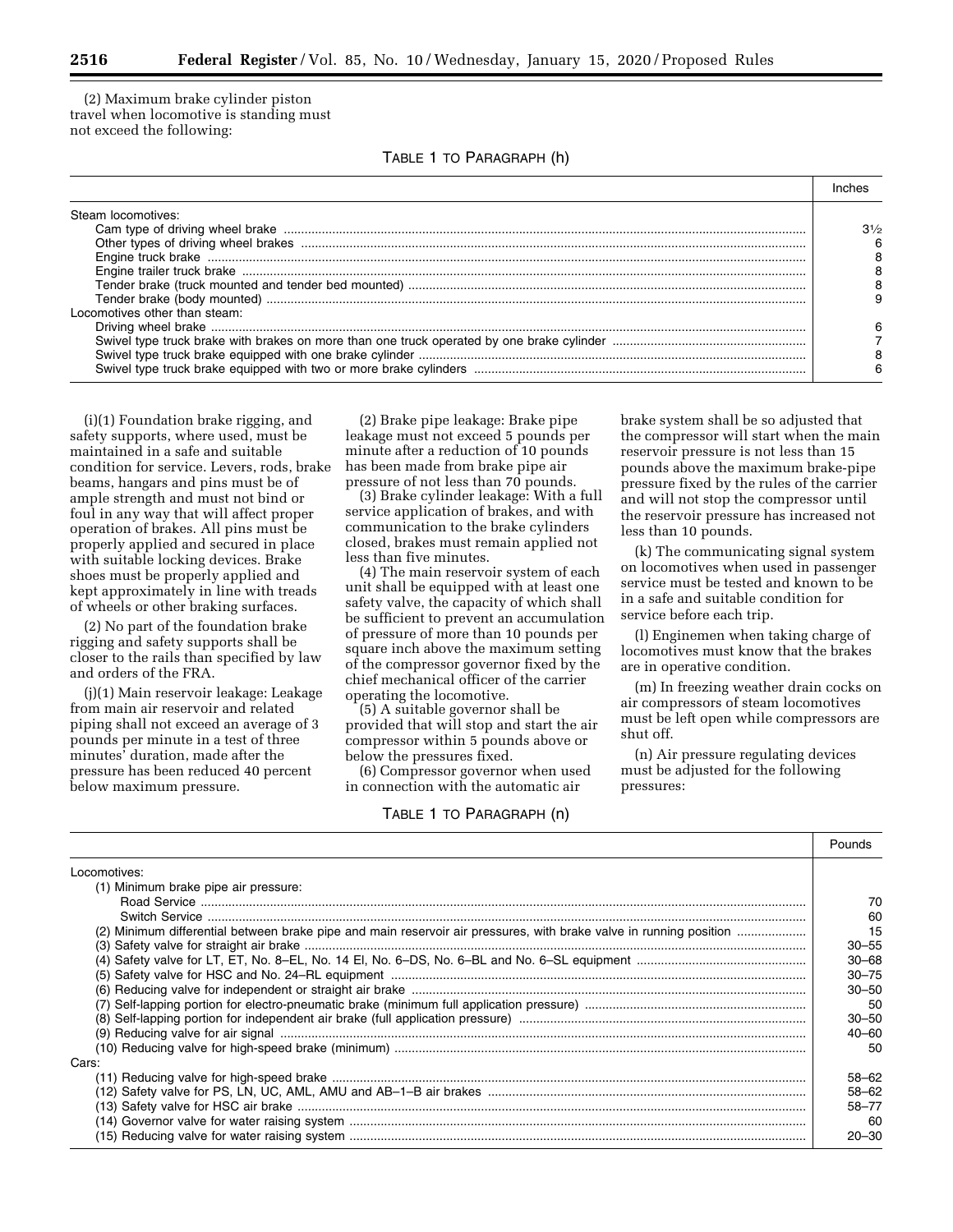(2) Maximum brake cylinder piston travel when locomotive is standing must not exceed the following:

TABLE 1 TO PARAGRAPH (h)

| | Inches |
|---|---|
| Steam locomotives: | |
| Cam type of driving wheel brake | 3½ |
| Other types of driving wheel brakes | 6 |
| Engine truck brake | 8 |
| Engine trailer truck brake | 8 |
| Tender brake (truck mounted and tender bed mounted) | 8 |
| Tender brake (body mounted) | 9 |
| Locomotives other than steam: | |
| Driving wheel brake | 6 |
| Swivel type truck brake with brakes on more than one truck operated by one brake cylinder | 7 |
| Swivel type truck brake equipped with one brake cylinder | 8 |
| Swivel type truck brake equipped with two or more brake cylinders | 6 |

(i)(1) Foundation brake rigging, and safety supports, where used, must be maintained in a safe and suitable condition for service. Levers, rods, brake beams, hangars and pins must be of ample strength and must not bind or foul in any way that will affect proper operation of brakes. All pins must be properly applied and secured in place with suitable locking devices. Brake shoes must be properly applied and kept approximately in line with treads of wheels or other braking surfaces.

(2) No part of the foundation brake rigging and safety supports shall be closer to the rails than specified by law and orders of the FRA.

(j)(1) Main reservoir leakage: Leakage from main air reservoir and related piping shall not exceed an average of 3 pounds per minute in a test of three minutes' duration, made after the pressure has been reduced 40 percent below maximum pressure.

(2) Brake pipe leakage: Brake pipe leakage must not exceed 5 pounds per minute after a reduction of 10 pounds has been made from brake pipe air pressure of not less than 70 pounds.

(3) Brake cylinder leakage: With a full service application of brakes, and with communication to the brake cylinders closed, brakes must remain applied not less than five minutes.

(4) The main reservoir system of each unit shall be equipped with at least one safety valve, the capacity of which shall be sufficient to prevent an accumulation of pressure of more than 10 pounds per square inch above the maximum setting of the compressor governor fixed by the chief mechanical officer of the carrier operating the locomotive.

(5) A suitable governor shall be provided that will stop and start the air compressor within 5 pounds above or below the pressures fixed.

(6) Compressor governor when used in connection with the automatic air brake system shall be so adjusted that the compressor will start when the main reservoir pressure is not less than 15 pounds above the maximum brake-pipe pressure fixed by the rules of the carrier and will not stop the compressor until the reservoir pressure has increased not less than 10 pounds.

(k) The communicating signal system on locomotives when used in passenger service must be tested and known to be in a safe and suitable condition for service before each trip.

(l) Enginemen when taking charge of locomotives must know that the brakes are in operative condition.

(m) In freezing weather drain cocks on air compressors of steam locomotives must be left open while compressors are shut off.

(n) Air pressure regulating devices must be adjusted for the following pressures:

TABLE 1 TO PARAGRAPH (n)

| | Pounds |
|---|---|
| Locomotives: | |
| (1) Minimum brake pipe air pressure: | |
| Road Service | 70 |
| Switch Service | 60 |
| (2) Minimum differential between brake pipe and main reservoir air pressures, with brake valve in running position | 15 |
| (3) Safety valve for straight air brake | 30–55 |
| (4) Safety valve for LT, ET, No. 8–EL, No. 14 El, No. 6–DS, No. 6–BL and No. 6–SL equipment | 30–68 |
| (5) Safety valve for HSC and No. 24–RL equipment | 30–75 |
| (6) Reducing valve for independent or straight air brake | 30–50 |
| (7) Self-lapping portion for electro-pneumatic brake (minimum full application pressure) | 50 |
| (8) Self-lapping portion for independent air brake (full application pressure) | 30–50 |
| (9) Reducing valve for air signal | 40–60 |
| (10) Reducing valve for high-speed brake (minimum) | 50 |
| Cars: | |
| (11) Reducing valve for high-speed brake | 58–62 |
| (12) Safety valve for PS, LN, UC, AML, AMU and AB–1–B air brakes | 58–62 |
| (13) Safety valve for HSC air brake | 58–77 |
| (14) Governor valve for water raising system | 60 |
| (15) Reducing valve for water raising system | 20–30 |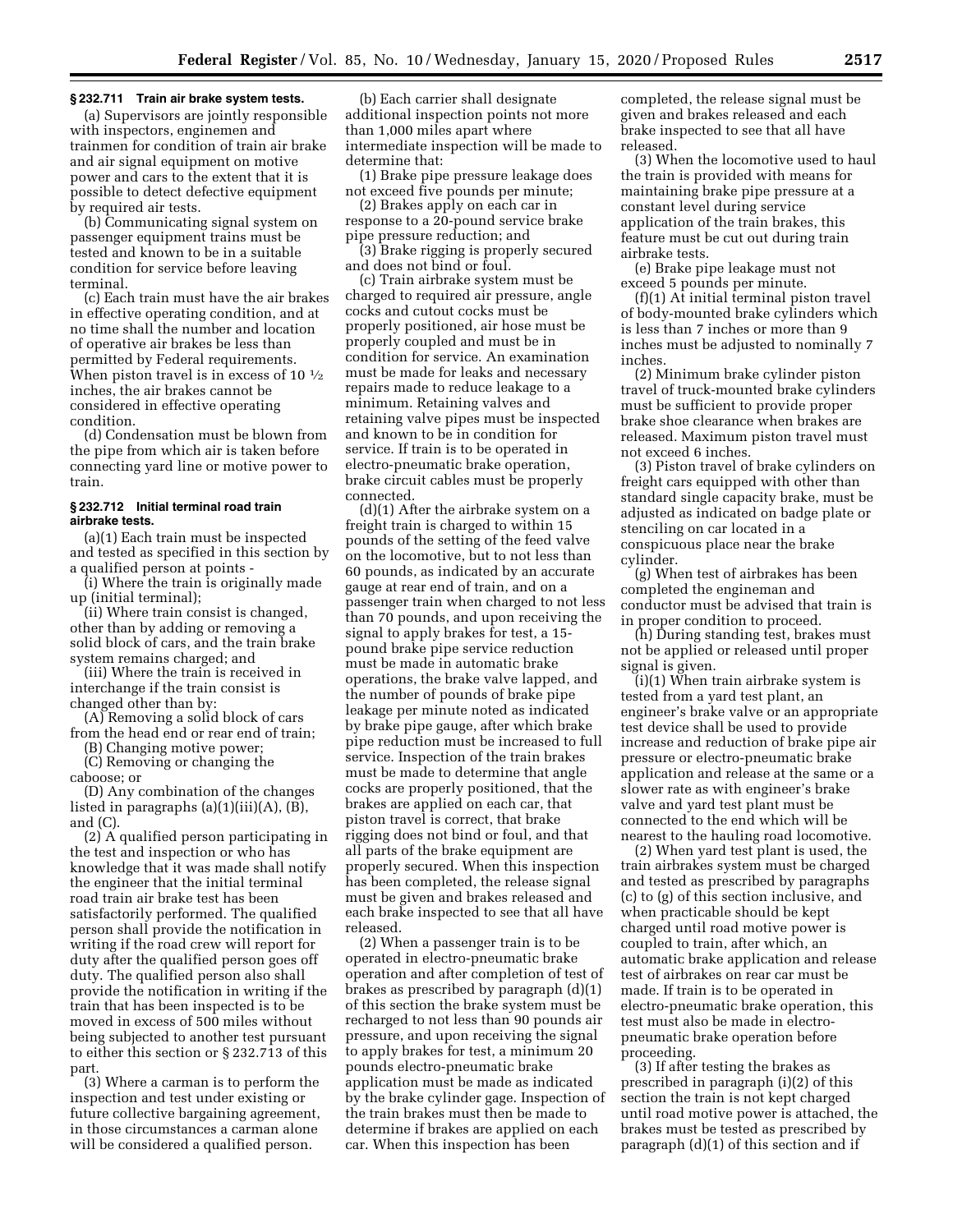### § 232.711 Train air brake system tests.

(a) Supervisors are jointly responsible with inspectors, enginemen and trainmen for condition of train air brake and air signal equipment on motive power and cars to the extent that it is possible to detect defective equipment by required air tests.

(b) Communicating signal system on passenger equipment trains must be tested and known to be in a suitable condition for service before leaving terminal.

(c) Each train must have the air brakes in effective operating condition, and at no time shall the number and location of operative air brakes be less than permitted by Federal requirements. When piston travel is in excess of 10 ½ inches, the air brakes cannot be considered in effective operating condition.

(d) Condensation must be blown from the pipe from which air is taken before connecting yard line or motive power to train.

### § 232.712 Initial terminal road train airbrake tests.

(a)(1) Each train must be inspected and tested as specified in this section by a qualified person at points -

(i) Where the train is originally made up (initial terminal);

(ii) Where train consist is changed, other than by adding or removing a solid block of cars, and the train brake system remains charged; and

(iii) Where the train is received in interchange if the train consist is changed other than by:

(A) Removing a solid block of cars from the head end or rear end of train;

(B) Changing motive power;

(C) Removing or changing the caboose; or

(D) Any combination of the changes listed in paragraphs (a)(1)(iii)(A), (B), and (C).

(2) A qualified person participating in the test and inspection or who has knowledge that it was made shall notify the engineer that the initial terminal road train air brake test has been satisfactorily performed. The qualified person shall provide the notification in writing if the road crew will report for duty after the qualified person goes off duty. The qualified person also shall provide the notification in writing if the train that has been inspected is to be moved in excess of 500 miles without being subjected to another test pursuant to either this section or § 232.713 of this part.

(3) Where a carman is to perform the inspection and test under existing or future collective bargaining agreement, in those circumstances a carman alone will be considered a qualified person.

(b) Each carrier shall designate additional inspection points not more than 1,000 miles apart where intermediate inspection will be made to determine that:

(1) Brake pipe pressure leakage does not exceed five pounds per minute;

(2) Brakes apply on each car in response to a 20-pound service brake pipe pressure reduction; and

(3) Brake rigging is properly secured and does not bind or foul.

(c) Train airbrake system must be charged to required air pressure, angle cocks and cutout cocks must be properly positioned, air hose must be properly coupled and must be in condition for service. An examination must be made for leaks and necessary repairs made to reduce leakage to a minimum. Retaining valves and retaining valve pipes must be inspected and known to be in condition for service. If train is to be operated in electro-pneumatic brake operation, brake circuit cables must be properly connected.

(d)(1) After the airbrake system on a freight train is charged to within 15 pounds of the setting of the feed valve on the locomotive, but to not less than 60 pounds, as indicated by an accurate gauge at rear end of train, and on a passenger train when charged to not less than 70 pounds, and upon receiving the signal to apply brakes for test, a 15-pound brake pipe service reduction must be made in automatic brake operations, the brake valve lapped, and the number of pounds of brake pipe leakage per minute noted as indicated by brake pipe gauge, after which brake pipe reduction must be increased to full service. Inspection of the train brakes must be made to determine that angle cocks are properly positioned, that the brakes are applied on each car, that piston travel is correct, that brake rigging does not bind or foul, and that all parts of the brake equipment are properly secured. When this inspection has been completed, the release signal must be given and brakes released and each brake inspected to see that all have released.

(2) When a passenger train is to be operated in electro-pneumatic brake operation and after completion of test of brakes as prescribed by paragraph (d)(1) of this section the brake system must be recharged to not less than 90 pounds air pressure, and upon receiving the signal to apply brakes for test, a minimum 20 pounds electro-pneumatic brake application must be made as indicated by the brake cylinder gage. Inspection of the train brakes must then be made to determine if brakes are applied on each car. When this inspection has been completed, the release signal must be given and brakes released and each brake inspected to see that all have released.

(3) When the locomotive used to haul the train is provided with means for maintaining brake pipe pressure at a constant level during service application of the train brakes, this feature must be cut out during train airbrake tests.

(e) Brake pipe leakage must not exceed 5 pounds per minute.

(f)(1) At initial terminal piston travel of body-mounted brake cylinders which is less than 7 inches or more than 9 inches must be adjusted to nominally 7 inches.

(2) Minimum brake cylinder piston travel of truck-mounted brake cylinders must be sufficient to provide proper brake shoe clearance when brakes are released. Maximum piston travel must not exceed 6 inches.

(3) Piston travel of brake cylinders on freight cars equipped with other than standard single capacity brake, must be adjusted as indicated on badge plate or stenciling on car located in a conspicuous place near the brake cylinder.

(g) When test of airbrakes has been completed the engineman and conductor must be advised that train is in proper condition to proceed.

(h) During standing test, brakes must not be applied or released until proper signal is given.

(i)(1) When train airbrake system is tested from a yard test plant, an engineer's brake valve or an appropriate test device shall be used to provide increase and reduction of brake pipe air pressure or electro-pneumatic brake application and release at the same or a slower rate as with engineer's brake valve and yard test plant must be connected to the end which will be nearest to the hauling road locomotive.

(2) When yard test plant is used, the train airbrakes system must be charged and tested as prescribed by paragraphs (c) to (g) of this section inclusive, and when practicable should be kept charged until road motive power is coupled to train, after which, an automatic brake application and release test of airbrakes on rear car must be made. If train is to be operated in electro-pneumatic brake operation, this test must also be made in electro-pneumatic brake operation before proceeding.

(3) If after testing the brakes as prescribed in paragraph (i)(2) of this section the train is not kept charged until road motive power is attached, the brakes must be tested as prescribed by paragraph (d)(1) of this section and if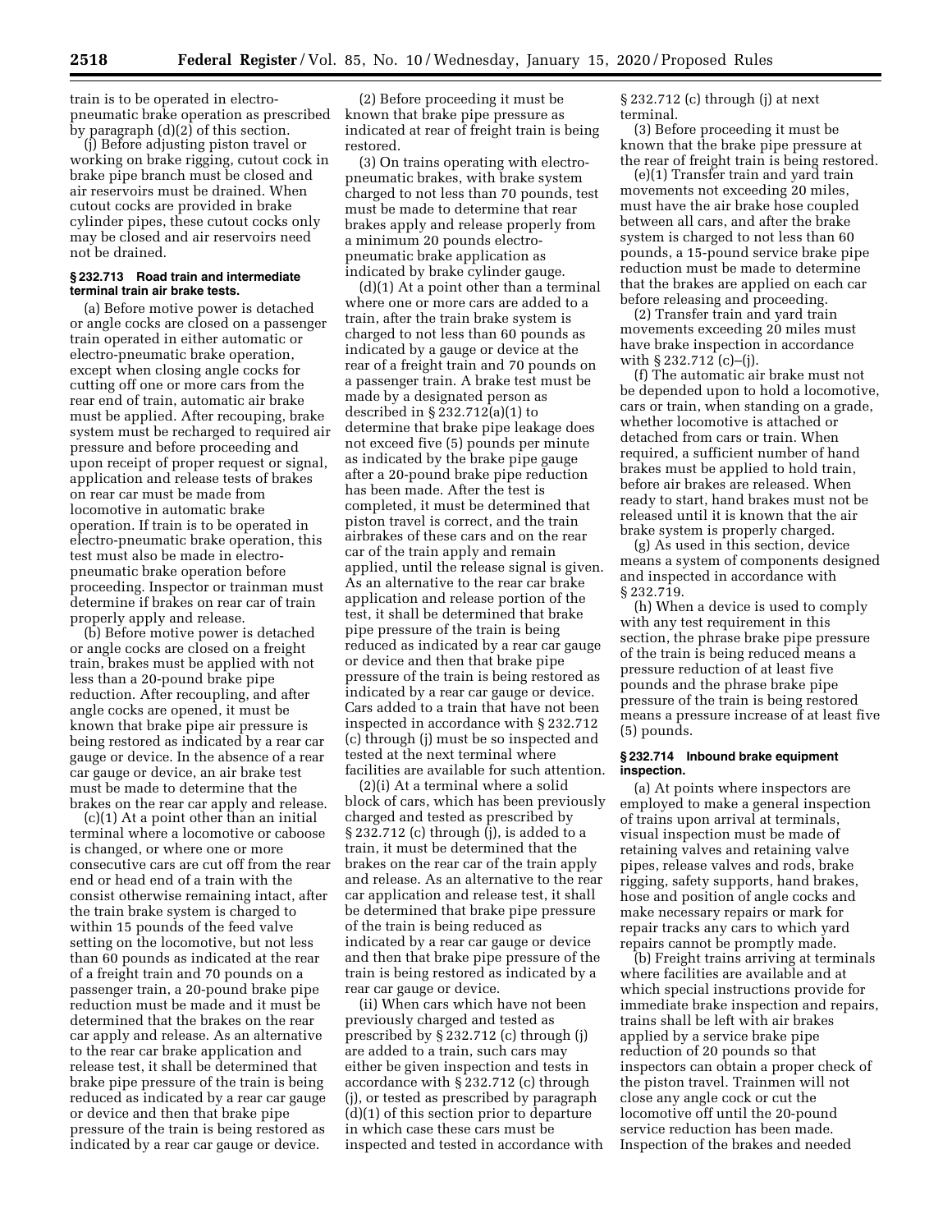train is to be operated in electro-pneumatic brake operation as prescribed by paragraph (d)(2) of this section.

(j) Before adjusting piston travel or working on brake rigging, cutout cock in brake pipe branch must be closed and air reservoirs must be drained. When cutout cocks are provided in brake cylinder pipes, these cutout cocks only may be closed and air reservoirs need not be drained.

### § 232.713 Road train and intermediate terminal train air brake tests.

(a) Before motive power is detached or angle cocks are closed on a passenger train operated in either automatic or electro-pneumatic brake operation, except when closing angle cocks for cutting off one or more cars from the rear end of train, automatic air brake must be applied. After recouping, brake system must be recharged to required air pressure and before proceeding and upon receipt of proper request or signal, application and release tests of brakes on rear car must be made from locomotive in automatic brake operation. If train is to be operated in electro-pneumatic brake operation, this test must also be made in electro-pneumatic brake operation before proceeding. Inspector or trainman must determine if brakes on rear car of train properly apply and release.

(b) Before motive power is detached or angle cocks are closed on a freight train, brakes must be applied with not less than a 20-pound brake pipe reduction. After recoupling, and after angle cocks are opened, it must be known that brake pipe air pressure is being restored as indicated by a rear car gauge or device. In the absence of a rear car gauge or device, an air brake test must be made to determine that the brakes on the rear car apply and release.

(c)(1) At a point other than an initial terminal where a locomotive or caboose is changed, or where one or more consecutive cars are cut off from the rear end or head end of a train with the consist otherwise remaining intact, after the train brake system is charged to within 15 pounds of the feed valve setting on the locomotive, but not less than 60 pounds as indicated at the rear of a freight train and 70 pounds on a passenger train, a 20-pound brake pipe reduction must be made and it must be determined that the brakes on the rear car apply and release. As an alternative to the rear car brake application and release test, it shall be determined that brake pipe pressure of the train is being reduced as indicated by a rear car gauge or device and then that brake pipe pressure of the train is being restored as indicated by a rear car gauge or device.

(2) Before proceeding it must be known that brake pipe pressure as indicated at rear of freight train is being restored.

(3) On trains operating with electro-pneumatic brakes, with brake system charged to not less than 70 pounds, test must be made to determine that rear brakes apply and release properly from a minimum 20 pounds electro-pneumatic brake application as indicated by brake cylinder gauge.

(d)(1) At a point other than a terminal where one or more cars are added to a train, after the train brake system is charged to not less than 60 pounds as indicated by a gauge or device at the rear of a freight train and 70 pounds on a passenger train. A brake test must be made by a designated person as described in § 232.712(a)(1) to determine that brake pipe leakage does not exceed five (5) pounds per minute as indicated by the brake pipe gauge after a 20-pound brake pipe reduction has been made. After the test is completed, it must be determined that piston travel is correct, and the train airbrakes of these cars and on the rear car of the train apply and remain applied, until the release signal is given. As an alternative to the rear car brake application and release portion of the test, it shall be determined that brake pipe pressure of the train is being reduced as indicated by a rear car gauge or device and then that brake pipe pressure of the train is being restored as indicated by a rear car gauge or device. Cars added to a train that have not been inspected in accordance with § 232.712 (c) through (j) must be so inspected and tested at the next terminal where facilities are available for such attention.

(2)(i) At a terminal where a solid block of cars, which has been previously charged and tested as prescribed by § 232.712 (c) through (j), is added to a train, it must be determined that the brakes on the rear car of the train apply and release. As an alternative to the rear car application and release test, it shall be determined that brake pipe pressure of the train is being reduced as indicated by a rear car gauge or device and then that brake pipe pressure of the train is being restored as indicated by a rear car gauge or device.

(ii) When cars which have not been previously charged and tested as prescribed by § 232.712 (c) through (j) are added to a train, such cars may either be given inspection and tests in accordance with § 232.712 (c) through (j), or tested as prescribed by paragraph (d)(1) of this section prior to departure in which case these cars must be inspected and tested in accordance with § 232.712 (c) through (j) at next terminal.

(3) Before proceeding it must be known that the brake pipe pressure at the rear of freight train is being restored.

(e)(1) Transfer train and yard train movements not exceeding 20 miles, must have the air brake hose coupled between all cars, and after the brake system is charged to not less than 60 pounds, a 15-pound service brake pipe reduction must be made to determine that the brakes are applied on each car before releasing and proceeding.

(2) Transfer train and yard train movements exceeding 20 miles must have brake inspection in accordance with § 232.712 (c)–(j).

(f) The automatic air brake must not be depended upon to hold a locomotive, cars or train, when standing on a grade, whether locomotive is attached or detached from cars or train. When required, a sufficient number of hand brakes must be applied to hold train, before air brakes are released. When ready to start, hand brakes must not be released until it is known that the air brake system is properly charged.

(g) As used in this section, device means a system of components designed and inspected in accordance with § 232.719.

(h) When a device is used to comply with any test requirement in this section, the phrase brake pipe pressure of the train is being reduced means a pressure reduction of at least five pounds and the phrase brake pipe pressure of the train is being restored means a pressure increase of at least five (5) pounds.

### § 232.714 Inbound brake equipment inspection.

(a) At points where inspectors are employed to make a general inspection of trains upon arrival at terminals, visual inspection must be made of retaining valves and retaining valve pipes, release valves and rods, brake rigging, safety supports, hand brakes, hose and position of angle cocks and make necessary repairs or mark for repair tracks any cars to which yard repairs cannot be promptly made.

(b) Freight trains arriving at terminals where facilities are available and at which special instructions provide for immediate brake inspection and repairs, trains shall be left with air brakes applied by a service brake pipe reduction of 20 pounds so that inspectors can obtain a proper check of the piston travel. Trainmen will not close any angle cock or cut the locomotive off until the 20-pound service reduction has been made. Inspection of the brakes and needed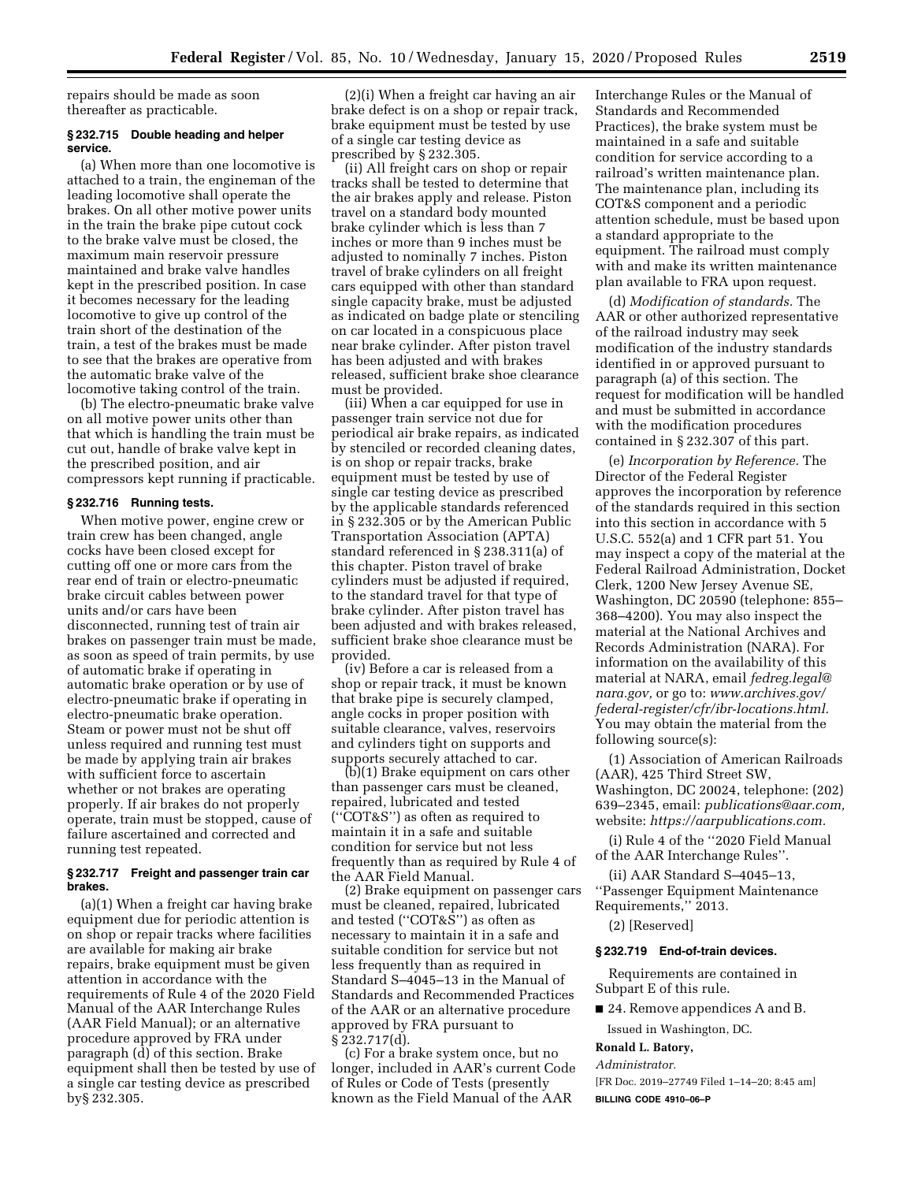repairs should be made as soon thereafter as practicable.

### § 232.715 Double heading and helper service.

(a) When more than one locomotive is attached to a train, the engineman of the leading locomotive shall operate the brakes. On all other motive power units in the train the brake pipe cutout cock to the brake valve must be closed, the maximum main reservoir pressure maintained and brake valve handles kept in the prescribed position. In case it becomes necessary for the leading locomotive to give up control of the train short of the destination of the train, a test of the brakes must be made to see that the brakes are operative from the automatic brake valve of the locomotive taking control of the train.

(b) The electro-pneumatic brake valve on all motive power units other than that which is handling the train must be cut out, handle of brake valve kept in the prescribed position, and air compressors kept running if practicable.

### § 232.716 Running tests.

When motive power, engine crew or train crew has been changed, angle cocks have been closed except for cutting off one or more cars from the rear end of train or electro-pneumatic brake circuit cables between power units and/or cars have been disconnected, running test of train air brakes on passenger train must be made, as soon as speed of train permits, by use of automatic brake if operating in automatic brake operation or by use of electro-pneumatic brake if operating in electro-pneumatic brake operation. Steam or power must not be shut off unless required and running test must be made by applying train air brakes with sufficient force to ascertain whether or not brakes are operating properly. If air brakes do not properly operate, train must be stopped, cause of failure ascertained and corrected and running test repeated.

### § 232.717 Freight and passenger train car brakes.

(a)(1) When a freight car having brake equipment due for periodic attention is on shop or repair tracks where facilities are available for making air brake repairs, brake equipment must be given attention in accordance with the requirements of Rule 4 of the 2020 Field Manual of the AAR Interchange Rules (AAR Field Manual); or an alternative procedure approved by FRA under paragraph (d) of this section. Brake equipment shall then be tested by use of a single car testing device as prescribed by§ 232.305.

(2)(i) When a freight car having an air brake defect is on a shop or repair track, brake equipment must be tested by use of a single car testing device as prescribed by § 232.305.

(ii) All freight cars on shop or repair tracks shall be tested to determine that the air brakes apply and release. Piston travel on a standard body mounted brake cylinder which is less than 7 inches or more than 9 inches must be adjusted to nominally 7 inches. Piston travel of brake cylinders on all freight cars equipped with other than standard single capacity brake, must be adjusted as indicated on badge plate or stenciling on car located in a conspicuous place near brake cylinder. After piston travel has been adjusted and with brakes released, sufficient brake shoe clearance must be provided.

(iii) When a car equipped for use in passenger train service not due for periodical air brake repairs, as indicated by stenciled or recorded cleaning dates, is on shop or repair tracks, brake equipment must be tested by use of single car testing device as prescribed by the applicable standards referenced in § 232.305 or by the American Public Transportation Association (APTA) standard referenced in § 238.311(a) of this chapter. Piston travel of brake cylinders must be adjusted if required, to the standard travel for that type of brake cylinder. After piston travel has been adjusted and with brakes released, sufficient brake shoe clearance must be provided.

(iv) Before a car is released from a shop or repair track, it must be known that brake pipe is securely clamped, angle cocks in proper position with suitable clearance, valves, reservoirs and cylinders tight on supports and supports securely attached to car.

(b)(1) Brake equipment on cars other than passenger cars must be cleaned, repaired, lubricated and tested (''COT&S'') as often as required to maintain it in a safe and suitable condition for service but not less frequently than as required by Rule 4 of the AAR Field Manual.

(2) Brake equipment on passenger cars must be cleaned, repaired, lubricated and tested (''COT&S'') as often as necessary to maintain it in a safe and suitable condition for service but not less frequently than as required in Standard S–4045–13 in the Manual of Standards and Recommended Practices of the AAR or an alternative procedure approved by FRA pursuant to § 232.717(d).

(c) For a brake system once, but no longer, included in AAR's current Code of Rules or Code of Tests (presently known as the Field Manual of the AAR Interchange Rules or the Manual of Standards and Recommended Practices), the brake system must be maintained in a safe and suitable condition for service according to a railroad's written maintenance plan. The maintenance plan, including its COT&S component and a periodic attention schedule, must be based upon a standard appropriate to the equipment. The railroad must comply with and make its written maintenance plan available to FRA upon request.

(d) *Modification of standards.* The AAR or other authorized representative of the railroad industry may seek modification of the industry standards identified in or approved pursuant to paragraph (a) of this section. The request for modification will be handled and must be submitted in accordance with the modification procedures contained in § 232.307 of this part.

(e) *Incorporation by Reference.* The Director of the Federal Register approves the incorporation by reference of the standards required in this section into this section in accordance with 5 U.S.C. 552(a) and 1 CFR part 51. You may inspect a copy of the material at the Federal Railroad Administration, Docket Clerk, 1200 New Jersey Avenue SE, Washington, DC 20590 (telephone: 855–368–4200). You may also inspect the material at the National Archives and Records Administration (NARA). For information on the availability of this material at NARA, email *fedreg.legal@nara.gov,* or go to: *www.archives.gov/federal-register/cfr/ibr-locations.html.* You may obtain the material from the following source(s):

(1) Association of American Railroads (AAR), 425 Third Street SW, Washington, DC 20024, telephone: (202) 639–2345, email: *publications@aar.com,* website: *https://aarpublications.com.*

(i) Rule 4 of the ''2020 Field Manual of the AAR Interchange Rules''.

(ii) AAR Standard S–4045–13, ''Passenger Equipment Maintenance Requirements,'' 2013.

(2) [Reserved]

### § 232.719 End-of-train devices.

Requirements are contained in Subpart E of this rule.

■ 24. Remove appendices A and B.

Issued in Washington, DC.

**Ronald L. Batory,**

*Administrator.*

[FR Doc. 2019–27749 Filed 1–14–20; 8:45 am]

**BILLING CODE 4910–06–P**